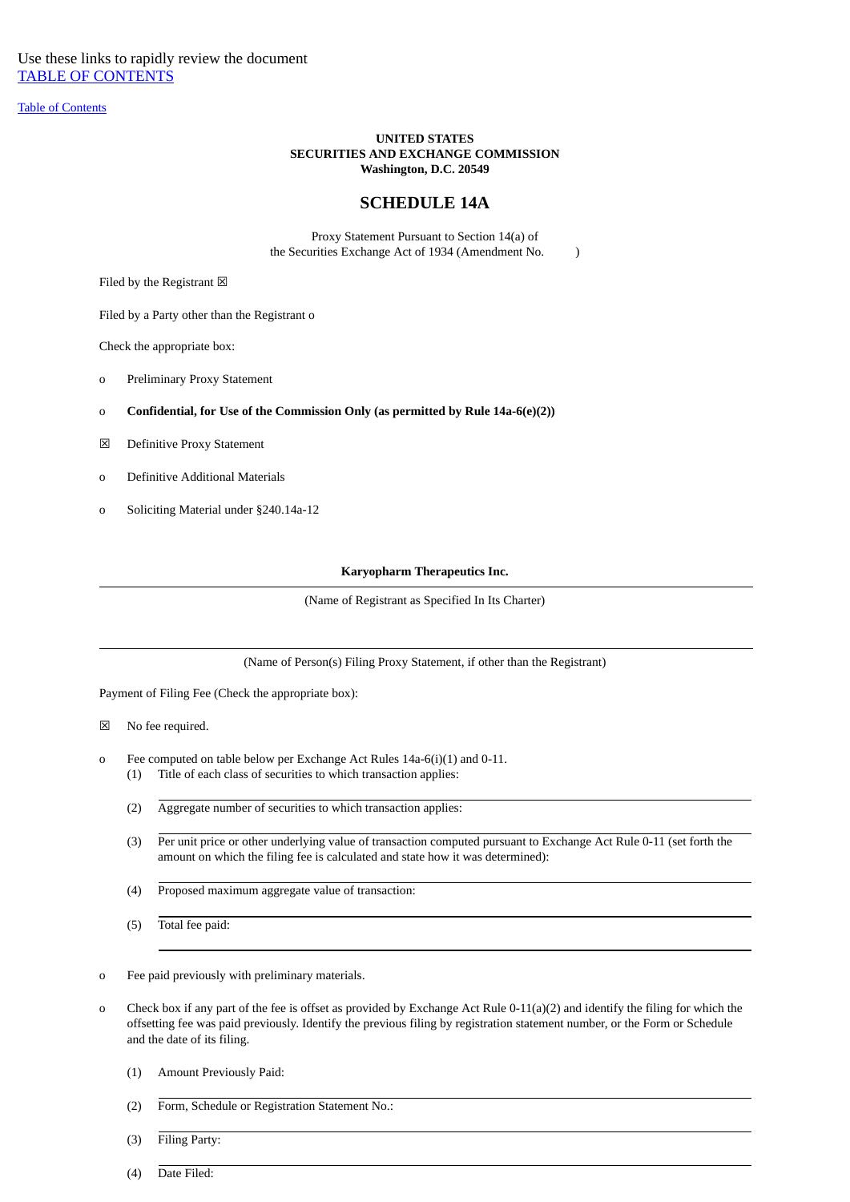Use these links to rapidly review the document
[TABLE OF CONTENTS](#)

[Table of Contents](#)

**UNITED STATES**
**SECURITIES AND EXCHANGE COMMISSION**
**Washington, D.C. 20549**

# SCHEDULE 14A

Proxy Statement Pursuant to Section 14(a) of
the Securities Exchange Act of 1934 (Amendment No. )

Filed by the Registrant ☒

Filed by a Party other than the Registrant o

Check the appropriate box:

o Preliminary Proxy Statement

o **Confidential, for Use of the Commission Only (as permitted by Rule 14a-6(e)(2))**

☒ Definitive Proxy Statement

o Definitive Additional Materials

o Soliciting Material under §240.14a-12

**Karyopharm Therapeutics Inc.**

(Name of Registrant as Specified In Its Charter)

(Name of Person(s) Filing Proxy Statement, if other than the Registrant)

Payment of Filing Fee (Check the appropriate box):

☒ No fee required.

o Fee computed on table below per Exchange Act Rules 14a-6(i)(1) and 0-11.
   (1) Title of each class of securities to which transaction applies:

   (2) Aggregate number of securities to which transaction applies:

   (3) Per unit price or other underlying value of transaction computed pursuant to Exchange Act Rule 0-11 (set forth the amount on which the filing fee is calculated and state how it was determined):

   (4) Proposed maximum aggregate value of transaction:

   (5) Total fee paid:

o Fee paid previously with preliminary materials.

o Check box if any part of the fee is offset as provided by Exchange Act Rule 0-11(a)(2) and identify the filing for which the offsetting fee was paid previously. Identify the previous filing by registration statement number, or the Form or Schedule and the date of its filing.

   (1) Amount Previously Paid:

   (2) Form, Schedule or Registration Statement No.:

   (3) Filing Party:

   (4) Date Filed: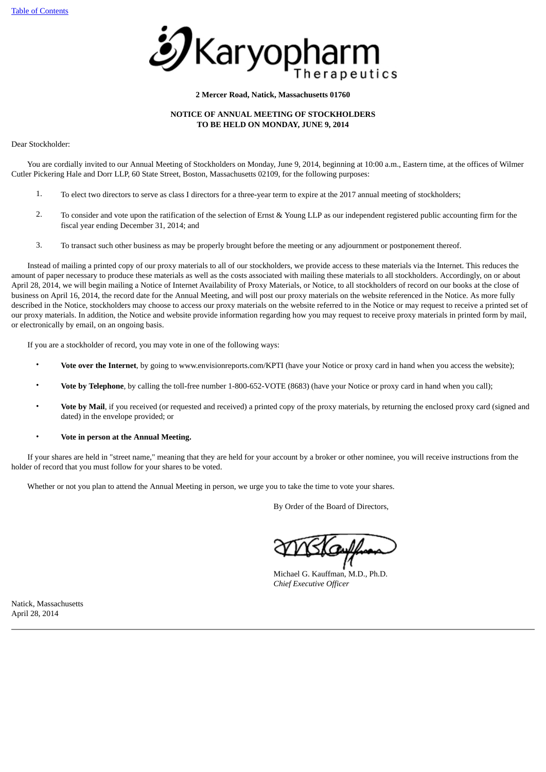**2 Mercer Road, Natick, Massachusetts 01760**

**NOTICE OF ANNUAL MEETING OF STOCKHOLDERS**
**TO BE HELD ON MONDAY, JUNE 9, 2014**

Dear Stockholder:

You are cordially invited to our Annual Meeting of Stockholders on Monday, June 9, 2014, beginning at 10:00 a.m., Eastern time, at the offices of Wilmer Cutler Pickering Hale and Dorr LLP, 60 State Street, Boston, Massachusetts 02109, for the following purposes:

1. To elect two directors to serve as class I directors for a three-year term to expire at the 2017 annual meeting of stockholders;
2. To consider and vote upon the ratification of the selection of Ernst & Young LLP as our independent registered public accounting firm for the fiscal year ending December 31, 2014; and
3. To transact such other business as may be properly brought before the meeting or any adjournment or postponement thereof.

Instead of mailing a printed copy of our proxy materials to all of our stockholders, we provide access to these materials via the Internet. This reduces the amount of paper necessary to produce these materials as well as the costs associated with mailing these materials to all stockholders. Accordingly, on or about April 28, 2014, we will begin mailing a Notice of Internet Availability of Proxy Materials, or Notice, to all stockholders of record on our books at the close of business on April 16, 2014, the record date for the Annual Meeting, and will post our proxy materials on the website referenced in the Notice. As more fully described in the Notice, stockholders may choose to access our proxy materials on the website referred to in the Notice or may request to receive a printed set of our proxy materials. In addition, the Notice and website provide information regarding how you may request to receive proxy materials in printed form by mail, or electronically by email, on an ongoing basis.

If you are a stockholder of record, you may vote in one of the following ways:

- **Vote over the Internet**, by going to www.envisionreports.com/KPTI (have your Notice or proxy card in hand when you access the website);
- **Vote by Telephone**, by calling the toll-free number 1-800-652-VOTE (8683) (have your Notice or proxy card in hand when you call);
- **Vote by Mail**, if you received (or requested and received) a printed copy of the proxy materials, by returning the enclosed proxy card (signed and dated) in the envelope provided; or
- **Vote in person at the Annual Meeting.**

If your shares are held in "street name," meaning that they are held for your account by a broker or other nominee, you will receive instructions from the holder of record that you must follow for your shares to be voted.

Whether or not you plan to attend the Annual Meeting in person, we urge you to take the time to vote your shares.

By Order of the Board of Directors,

Michael G. Kauffman, M.D., Ph.D.
*Chief Executive Officer*

Natick, Massachusetts
April 28, 2014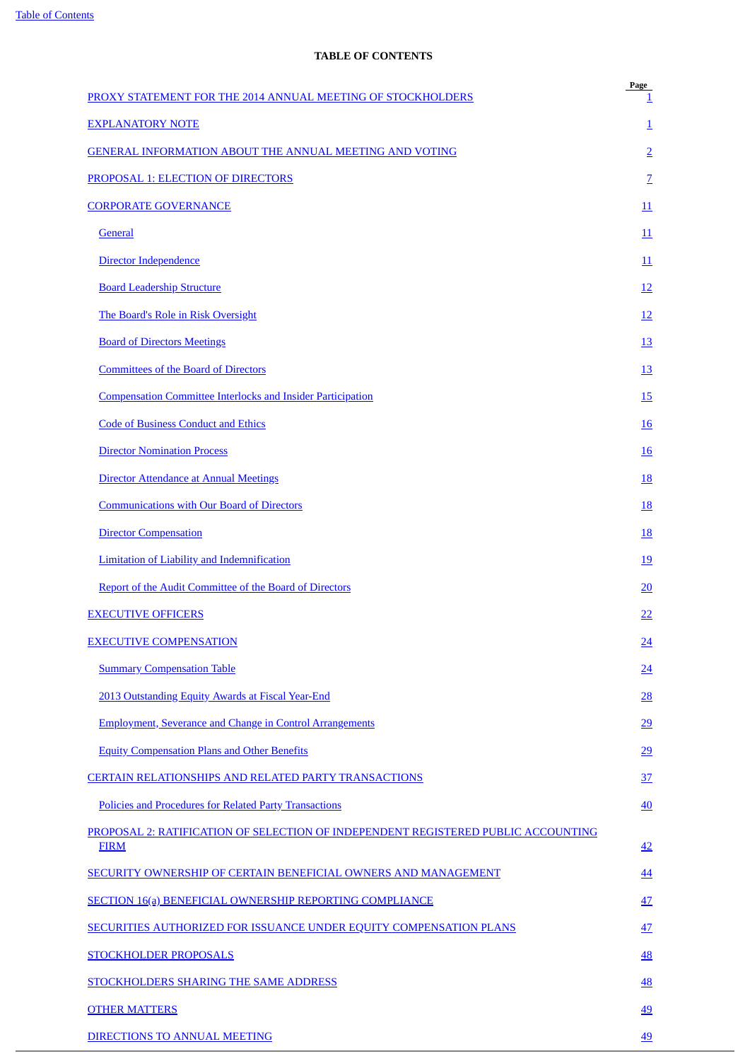# TABLE OF CONTENTS

| | Page |
|---|---|
| PROXY STATEMENT FOR THE 2014 ANNUAL MEETING OF STOCKHOLDERS | 1 |
| EXPLANATORY NOTE | 1 |
| GENERAL INFORMATION ABOUT THE ANNUAL MEETING AND VOTING | 2 |
| PROPOSAL 1: ELECTION OF DIRECTORS | 7 |
| CORPORATE GOVERNANCE | 11 |
| General | 11 |
| Director Independence | 11 |
| Board Leadership Structure | 12 |
| The Board's Role in Risk Oversight | 12 |
| Board of Directors Meetings | 13 |
| Committees of the Board of Directors | 13 |
| Compensation Committee Interlocks and Insider Participation | 15 |
| Code of Business Conduct and Ethics | 16 |
| Director Nomination Process | 16 |
| Director Attendance at Annual Meetings | 18 |
| Communications with Our Board of Directors | 18 |
| Director Compensation | 18 |
| Limitation of Liability and Indemnification | 19 |
| Report of the Audit Committee of the Board of Directors | 20 |
| EXECUTIVE OFFICERS | 22 |
| EXECUTIVE COMPENSATION | 24 |
| Summary Compensation Table | 24 |
| 2013 Outstanding Equity Awards at Fiscal Year-End | 28 |
| Employment, Severance and Change in Control Arrangements | 29 |
| Equity Compensation Plans and Other Benefits | 29 |
| CERTAIN RELATIONSHIPS AND RELATED PARTY TRANSACTIONS | 37 |
| Policies and Procedures for Related Party Transactions | 40 |
| PROPOSAL 2: RATIFICATION OF SELECTION OF INDEPENDENT REGISTERED PUBLIC ACCOUNTING FIRM | 42 |
| SECURITY OWNERSHIP OF CERTAIN BENEFICIAL OWNERS AND MANAGEMENT | 44 |
| SECTION 16(a) BENEFICIAL OWNERSHIP REPORTING COMPLIANCE | 47 |
| SECURITIES AUTHORIZED FOR ISSUANCE UNDER EQUITY COMPENSATION PLANS | 47 |
| STOCKHOLDER PROPOSALS | 48 |
| STOCKHOLDERS SHARING THE SAME ADDRESS | 48 |
| OTHER MATTERS | 49 |
| DIRECTIONS TO ANNUAL MEETING | 49 |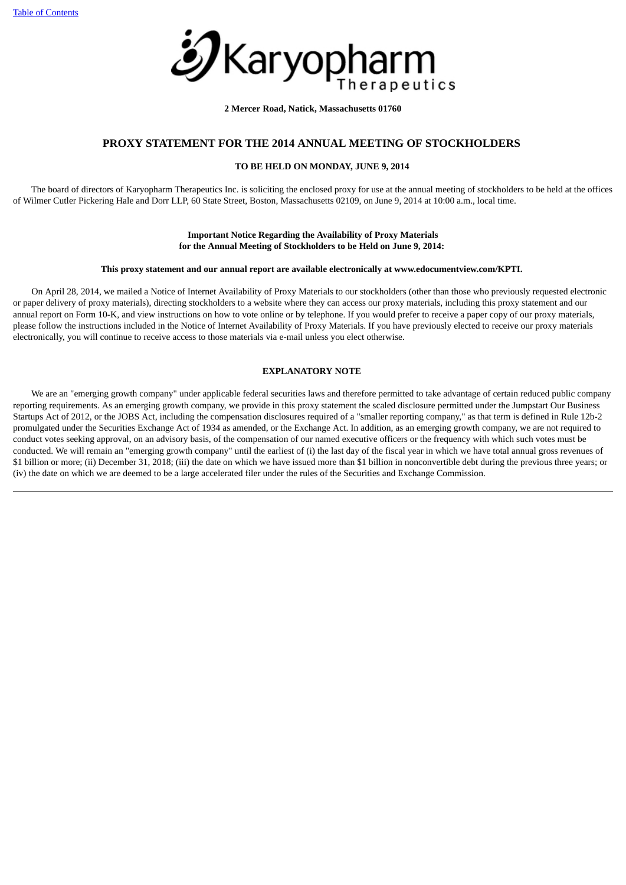[Table of Contents](#)

Karyopharm Therapeutics

**2 Mercer Road, Natick, Massachusetts 01760**

## PROXY STATEMENT FOR THE 2014 ANNUAL MEETING OF STOCKHOLDERS

**TO BE HELD ON MONDAY, JUNE 9, 2014**

The board of directors of Karyopharm Therapeutics Inc. is soliciting the enclosed proxy for use at the annual meeting of stockholders to be held at the offices of Wilmer Cutler Pickering Hale and Dorr LLP, 60 State Street, Boston, Massachusetts 02109, on June 9, 2014 at 10:00 a.m., local time.

**Important Notice Regarding the Availability of Proxy Materials**
**for the Annual Meeting of Stockholders to be Held on June 9, 2014:**

**This proxy statement and our annual report are available electronically at www.edocumentview.com/KPTI.**

On April 28, 2014, we mailed a Notice of Internet Availability of Proxy Materials to our stockholders (other than those who previously requested electronic or paper delivery of proxy materials), directing stockholders to a website where they can access our proxy materials, including this proxy statement and our annual report on Form 10-K, and view instructions on how to vote online or by telephone. If you would prefer to receive a paper copy of our proxy materials, please follow the instructions included in the Notice of Internet Availability of Proxy Materials. If you have previously elected to receive our proxy materials electronically, you will continue to receive access to those materials via e-mail unless you elect otherwise.

**EXPLANATORY NOTE**

We are an "emerging growth company" under applicable federal securities laws and therefore permitted to take advantage of certain reduced public company reporting requirements. As an emerging growth company, we provide in this proxy statement the scaled disclosure permitted under the Jumpstart Our Business Startups Act of 2012, or the JOBS Act, including the compensation disclosures required of a "smaller reporting company," as that term is defined in Rule 12b-2 promulgated under the Securities Exchange Act of 1934 as amended, or the Exchange Act. In addition, as an emerging growth company, we are not required to conduct votes seeking approval, on an advisory basis, of the compensation of our named executive officers or the frequency with which such votes must be conducted. We will remain an "emerging growth company" until the earliest of (i) the last day of the fiscal year in which we have total annual gross revenues of $1 billion or more; (ii) December 31, 2018; (iii) the date on which we have issued more than $1 billion in nonconvertible debt during the previous three years; or (iv) the date on which we are deemed to be a large accelerated filer under the rules of the Securities and Exchange Commission.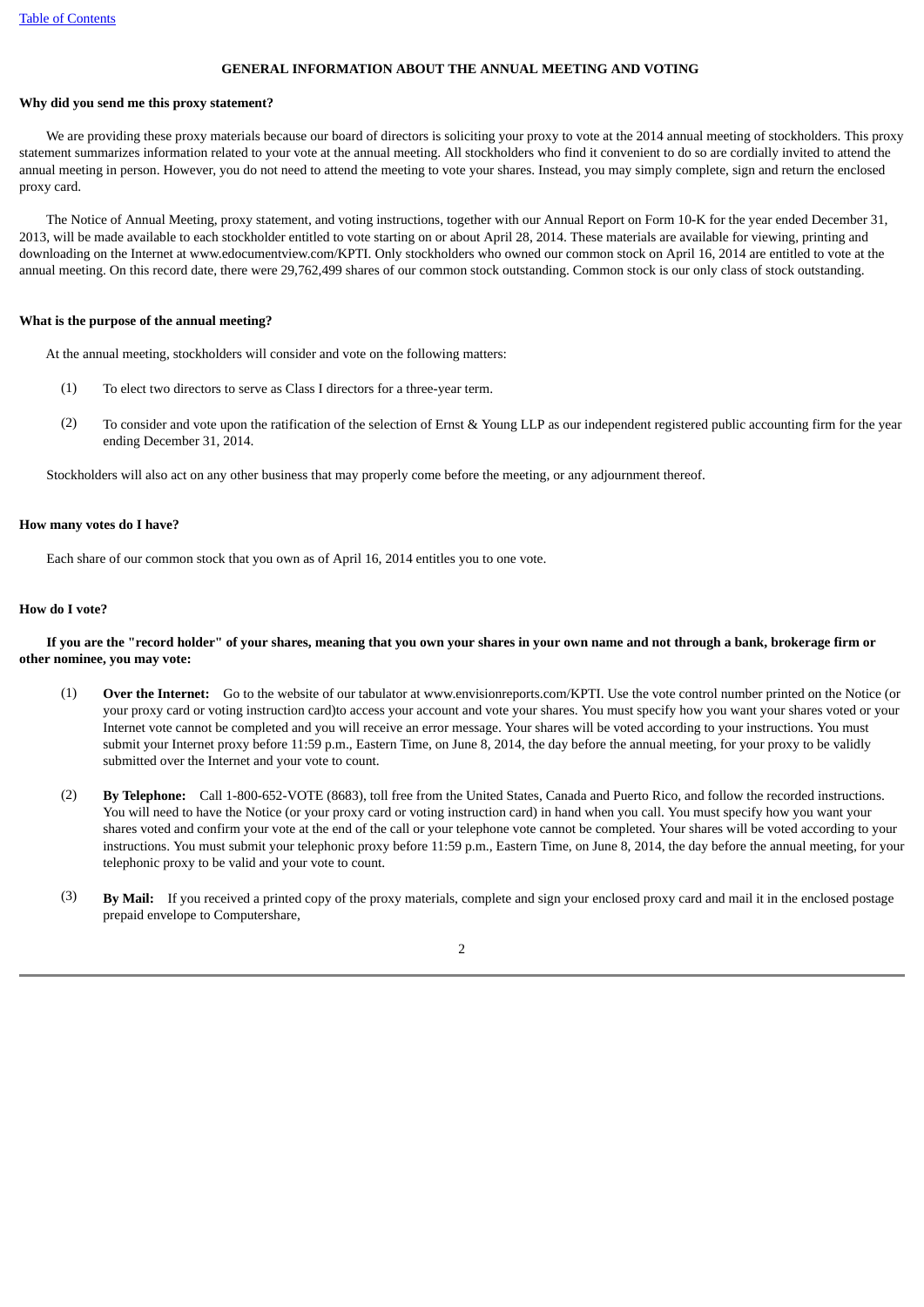## GENERAL INFORMATION ABOUT THE ANNUAL MEETING AND VOTING

**Why did you send me this proxy statement?**

We are providing these proxy materials because our board of directors is soliciting your proxy to vote at the 2014 annual meeting of stockholders. This proxy statement summarizes information related to your vote at the annual meeting. All stockholders who find it convenient to do so are cordially invited to attend the annual meeting in person. However, you do not need to attend the meeting to vote your shares. Instead, you may simply complete, sign and return the enclosed proxy card.

The Notice of Annual Meeting, proxy statement, and voting instructions, together with our Annual Report on Form 10-K for the year ended December 31, 2013, will be made available to each stockholder entitled to vote starting on or about April 28, 2014. These materials are available for viewing, printing and downloading on the Internet at www.edocumentview.com/KPTI. Only stockholders who owned our common stock on April 16, 2014 are entitled to vote at the annual meeting. On this record date, there were 29,762,499 shares of our common stock outstanding. Common stock is our only class of stock outstanding.

**What is the purpose of the annual meeting?**

At the annual meeting, stockholders will consider and vote on the following matters:

(1) To elect two directors to serve as Class I directors for a three-year term.

(2) To consider and vote upon the ratification of the selection of Ernst & Young LLP as our independent registered public accounting firm for the year ending December 31, 2014.

Stockholders will also act on any other business that may properly come before the meeting, or any adjournment thereof.

**How many votes do I have?**

Each share of our common stock that you own as of April 16, 2014 entitles you to one vote.

**How do I vote?**

**If you are the "record holder" of your shares, meaning that you own your shares in your own name and not through a bank, brokerage firm or other nominee, you may vote:**

(1) **Over the Internet:** Go to the website of our tabulator at www.envisionreports.com/KPTI. Use the vote control number printed on the Notice (or your proxy card or voting instruction card)to access your account and vote your shares. You must specify how you want your shares voted or your Internet vote cannot be completed and you will receive an error message. Your shares will be voted according to your instructions. You must submit your Internet proxy before 11:59 p.m., Eastern Time, on June 8, 2014, the day before the annual meeting, for your proxy to be validly submitted over the Internet and your vote to count.

(2) **By Telephone:** Call 1-800-652-VOTE (8683), toll free from the United States, Canada and Puerto Rico, and follow the recorded instructions. You will need to have the Notice (or your proxy card or voting instruction card) in hand when you call. You must specify how you want your shares voted and confirm your vote at the end of the call or your telephone vote cannot be completed. Your shares will be voted according to your instructions. You must submit your telephonic proxy before 11:59 p.m., Eastern Time, on June 8, 2014, the day before the annual meeting, for your telephonic proxy to be valid and your vote to count.

(3) **By Mail:** If you received a printed copy of the proxy materials, complete and sign your enclosed proxy card and mail it in the enclosed postage prepaid envelope to Computershare,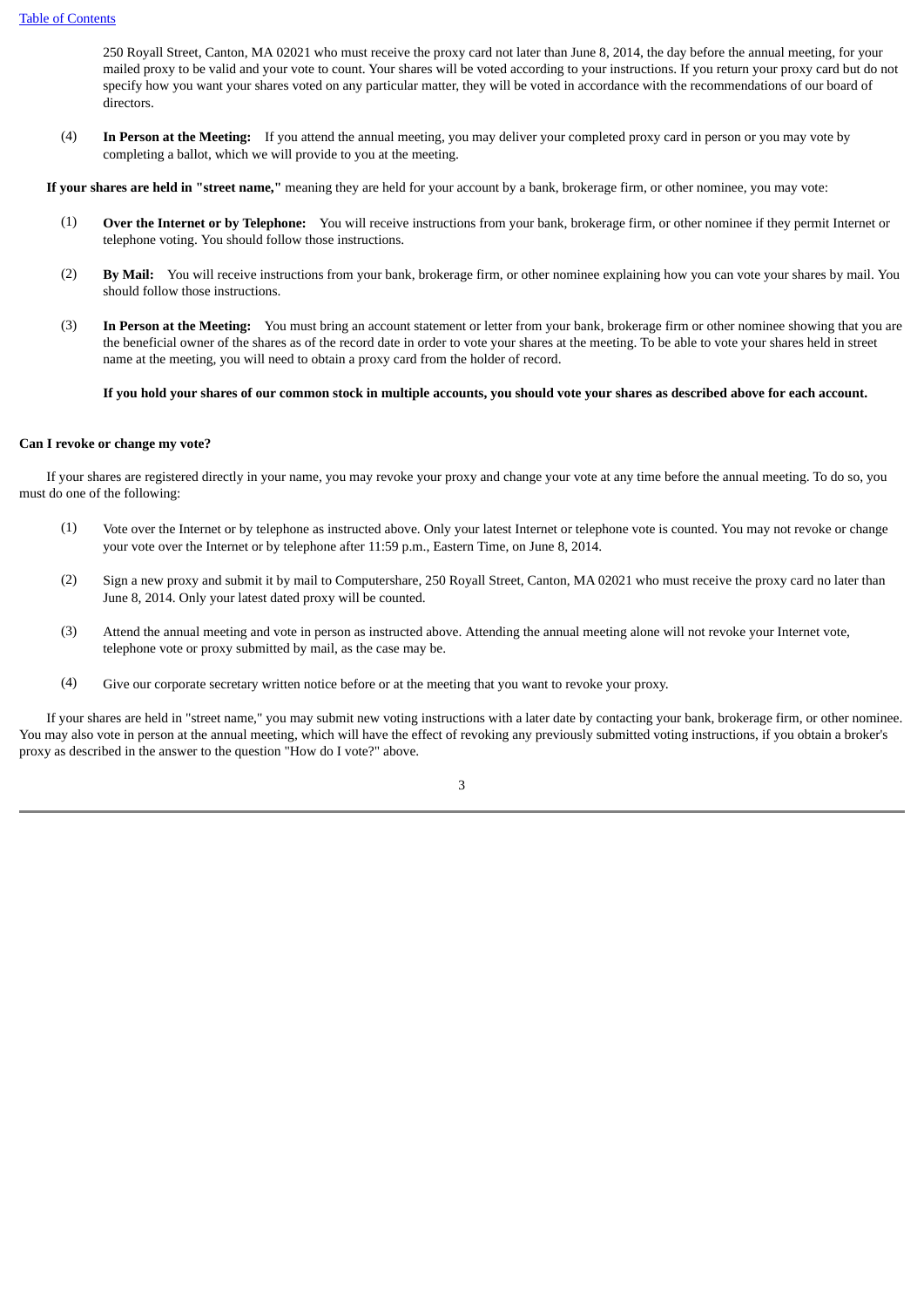250 Royall Street, Canton, MA 02021 who must receive the proxy card not later than June 8, 2014, the day before the annual meeting, for your mailed proxy to be valid and your vote to count. Your shares will be voted according to your instructions. If you return your proxy card but do not specify how you want your shares voted on any particular matter, they will be voted in accordance with the recommendations of our board of directors.

(4) **In Person at the Meeting:** If you attend the annual meeting, you may deliver your completed proxy card in person or you may vote by completing a ballot, which we will provide to you at the meeting.

**If your shares are held in "street name,"** meaning they are held for your account by a bank, brokerage firm, or other nominee, you may vote:

(1) **Over the Internet or by Telephone:** You will receive instructions from your bank, brokerage firm, or other nominee if they permit Internet or telephone voting. You should follow those instructions.

(2) **By Mail:** You will receive instructions from your bank, brokerage firm, or other nominee explaining how you can vote your shares by mail. You should follow those instructions.

(3) **In Person at the Meeting:** You must bring an account statement or letter from your bank, brokerage firm or other nominee showing that you are the beneficial owner of the shares as of the record date in order to vote your shares at the meeting. To be able to vote your shares held in street name at the meeting, you will need to obtain a proxy card from the holder of record.

**If you hold your shares of our common stock in multiple accounts, you should vote your shares as described above for each account.**

**Can I revoke or change my vote?**

If your shares are registered directly in your name, you may revoke your proxy and change your vote at any time before the annual meeting. To do so, you must do one of the following:

(1) Vote over the Internet or by telephone as instructed above. Only your latest Internet or telephone vote is counted. You may not revoke or change your vote over the Internet or by telephone after 11:59 p.m., Eastern Time, on June 8, 2014.

(2) Sign a new proxy and submit it by mail to Computershare, 250 Royall Street, Canton, MA 02021 who must receive the proxy card no later than June 8, 2014. Only your latest dated proxy will be counted.

(3) Attend the annual meeting and vote in person as instructed above. Attending the annual meeting alone will not revoke your Internet vote, telephone vote or proxy submitted by mail, as the case may be.

(4) Give our corporate secretary written notice before or at the meeting that you want to revoke your proxy.

If your shares are held in "street name," you may submit new voting instructions with a later date by contacting your bank, brokerage firm, or other nominee. You may also vote in person at the annual meeting, which will have the effect of revoking any previously submitted voting instructions, if you obtain a broker's proxy as described in the answer to the question "How do I vote?" above.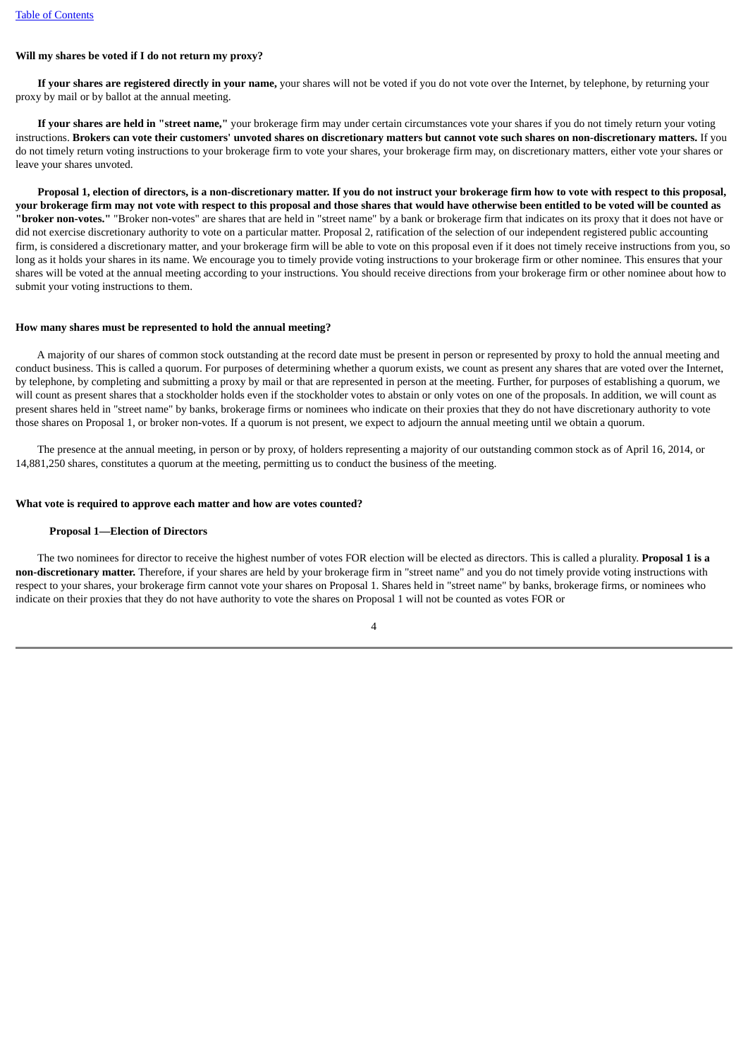**Will my shares be voted if I do not return my proxy?**

**If your shares are registered directly in your name,** your shares will not be voted if you do not vote over the Internet, by telephone, by returning your proxy by mail or by ballot at the annual meeting.

**If your shares are held in "street name,"** your brokerage firm may under certain circumstances vote your shares if you do not timely return your voting instructions. **Brokers can vote their customers' unvoted shares on discretionary matters but cannot vote such shares on non-discretionary matters.** If you do not timely return voting instructions to your brokerage firm to vote your shares, your brokerage firm may, on discretionary matters, either vote your shares or leave your shares unvoted.

**Proposal 1, election of directors, is a non-discretionary matter. If you do not instruct your brokerage firm how to vote with respect to this proposal, your brokerage firm may not vote with respect to this proposal and those shares that would have otherwise been entitled to be voted will be counted as "broker non-votes."** "Broker non-votes" are shares that are held in "street name" by a bank or brokerage firm that indicates on its proxy that it does not have or did not exercise discretionary authority to vote on a particular matter. Proposal 2, ratification of the selection of our independent registered public accounting firm, is considered a discretionary matter, and your brokerage firm will be able to vote on this proposal even if it does not timely receive instructions from you, so long as it holds your shares in its name. We encourage you to timely provide voting instructions to your brokerage firm or other nominee. This ensures that your shares will be voted at the annual meeting according to your instructions. You should receive directions from your brokerage firm or other nominee about how to submit your voting instructions to them.

**How many shares must be represented to hold the annual meeting?**

A majority of our shares of common stock outstanding at the record date must be present in person or represented by proxy to hold the annual meeting and conduct business. This is called a quorum. For purposes of determining whether a quorum exists, we count as present any shares that are voted over the Internet, by telephone, by completing and submitting a proxy by mail or that are represented in person at the meeting. Further, for purposes of establishing a quorum, we will count as present shares that a stockholder holds even if the stockholder votes to abstain or only votes on one of the proposals. In addition, we will count as present shares held in "street name" by banks, brokerage firms or nominees who indicate on their proxies that they do not have discretionary authority to vote those shares on Proposal 1, or broker non-votes. If a quorum is not present, we expect to adjourn the annual meeting until we obtain a quorum.

The presence at the annual meeting, in person or by proxy, of holders representing a majority of our outstanding common stock as of April 16, 2014, or 14,881,250 shares, constitutes a quorum at the meeting, permitting us to conduct the business of the meeting.

**What vote is required to approve each matter and how are votes counted?**

**Proposal 1—Election of Directors**

The two nominees for director to receive the highest number of votes FOR election will be elected as directors. This is called a plurality. **Proposal 1 is a non-discretionary matter.** Therefore, if your shares are held by your brokerage firm in "street name" and you do not timely provide voting instructions with respect to your shares, your brokerage firm cannot vote your shares on Proposal 1. Shares held in "street name" by banks, brokerage firms, or nominees who indicate on their proxies that they do not have authority to vote the shares on Proposal 1 will not be counted as votes FOR or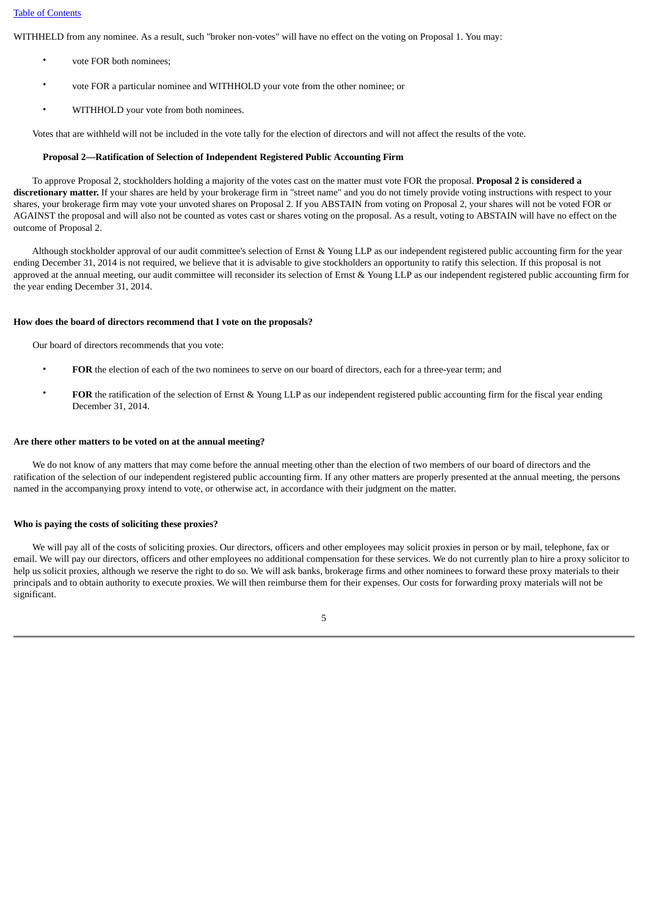WITHHELD from any nominee. As a result, such "broker non-votes" will have no effect on the voting on Proposal 1. You may:

- vote FOR both nominees;
- vote FOR a particular nominee and WITHHOLD your vote from the other nominee; or
- WITHHOLD your vote from both nominees.

Votes that are withheld will not be included in the vote tally for the election of directors and will not affect the results of the vote.

**Proposal 2—Ratification of Selection of Independent Registered Public Accounting Firm**

To approve Proposal 2, stockholders holding a majority of the votes cast on the matter must vote FOR the proposal. **Proposal 2 is considered a discretionary matter.** If your shares are held by your brokerage firm in "street name" and you do not timely provide voting instructions with respect to your shares, your brokerage firm may vote your unvoted shares on Proposal 2. If you ABSTAIN from voting on Proposal 2, your shares will not be voted FOR or AGAINST the proposal and will also not be counted as votes cast or shares voting on the proposal. As a result, voting to ABSTAIN will have no effect on the outcome of Proposal 2.

Although stockholder approval of our audit committee's selection of Ernst & Young LLP as our independent registered public accounting firm for the year ending December 31, 2014 is not required, we believe that it is advisable to give stockholders an opportunity to ratify this selection. If this proposal is not approved at the annual meeting, our audit committee will reconsider its selection of Ernst & Young LLP as our independent registered public accounting firm for the year ending December 31, 2014.

**How does the board of directors recommend that I vote on the proposals?**

Our board of directors recommends that you vote:

- **FOR** the election of each of the two nominees to serve on our board of directors, each for a three-year term; and
- **FOR** the ratification of the selection of Ernst & Young LLP as our independent registered public accounting firm for the fiscal year ending December 31, 2014.

**Are there other matters to be voted on at the annual meeting?**

We do not know of any matters that may come before the annual meeting other than the election of two members of our board of directors and the ratification of the selection of our independent registered public accounting firm. If any other matters are properly presented at the annual meeting, the persons named in the accompanying proxy intend to vote, or otherwise act, in accordance with their judgment on the matter.

**Who is paying the costs of soliciting these proxies?**

We will pay all of the costs of soliciting proxies. Our directors, officers and other employees may solicit proxies in person or by mail, telephone, fax or email. We will pay our directors, officers and other employees no additional compensation for these services. We do not currently plan to hire a proxy solicitor to help us solicit proxies, although we reserve the right to do so. We will ask banks, brokerage firms and other nominees to forward these proxy materials to their principals and to obtain authority to execute proxies. We will then reimburse them for their expenses. Our costs for forwarding proxy materials will not be significant.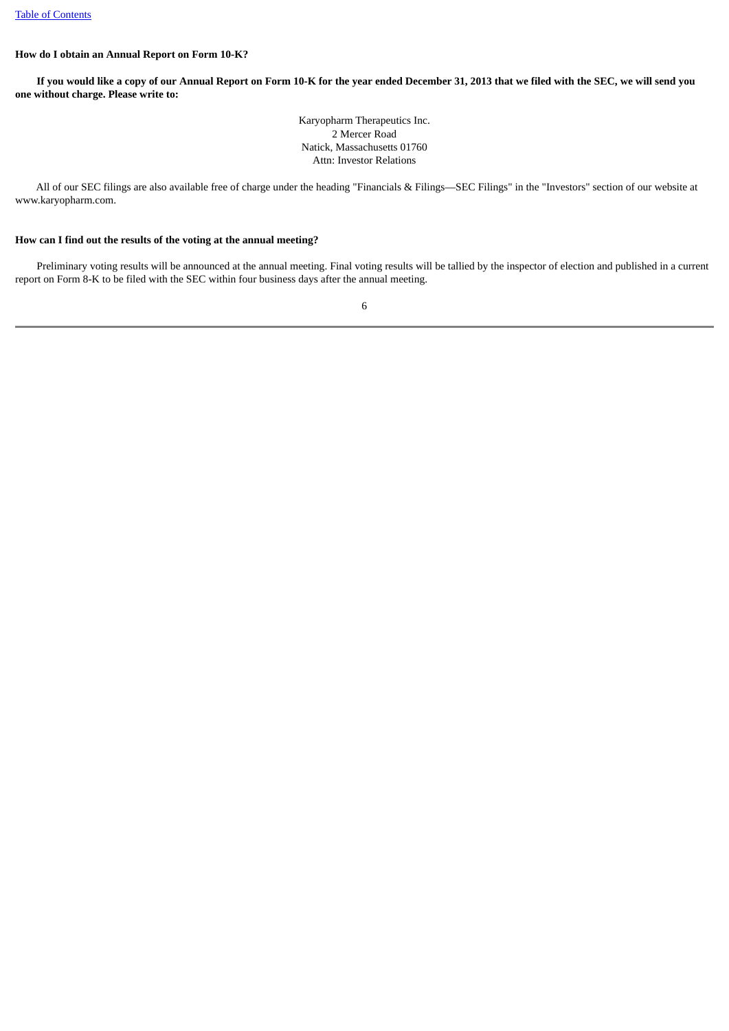**How do I obtain an Annual Report on Form 10-K?**

**If you would like a copy of our Annual Report on Form 10-K for the year ended December 31, 2013 that we filed with the SEC, we will send you one without charge. Please write to:**

Karyopharm Therapeutics Inc.
2 Mercer Road
Natick, Massachusetts 01760
Attn: Investor Relations

All of our SEC filings are also available free of charge under the heading "Financials & Filings—SEC Filings" in the "Investors" section of our website at www.karyopharm.com.

**How can I find out the results of the voting at the annual meeting?**

Preliminary voting results will be announced at the annual meeting. Final voting results will be tallied by the inspector of election and published in a current report on Form 8-K to be filed with the SEC within four business days after the annual meeting.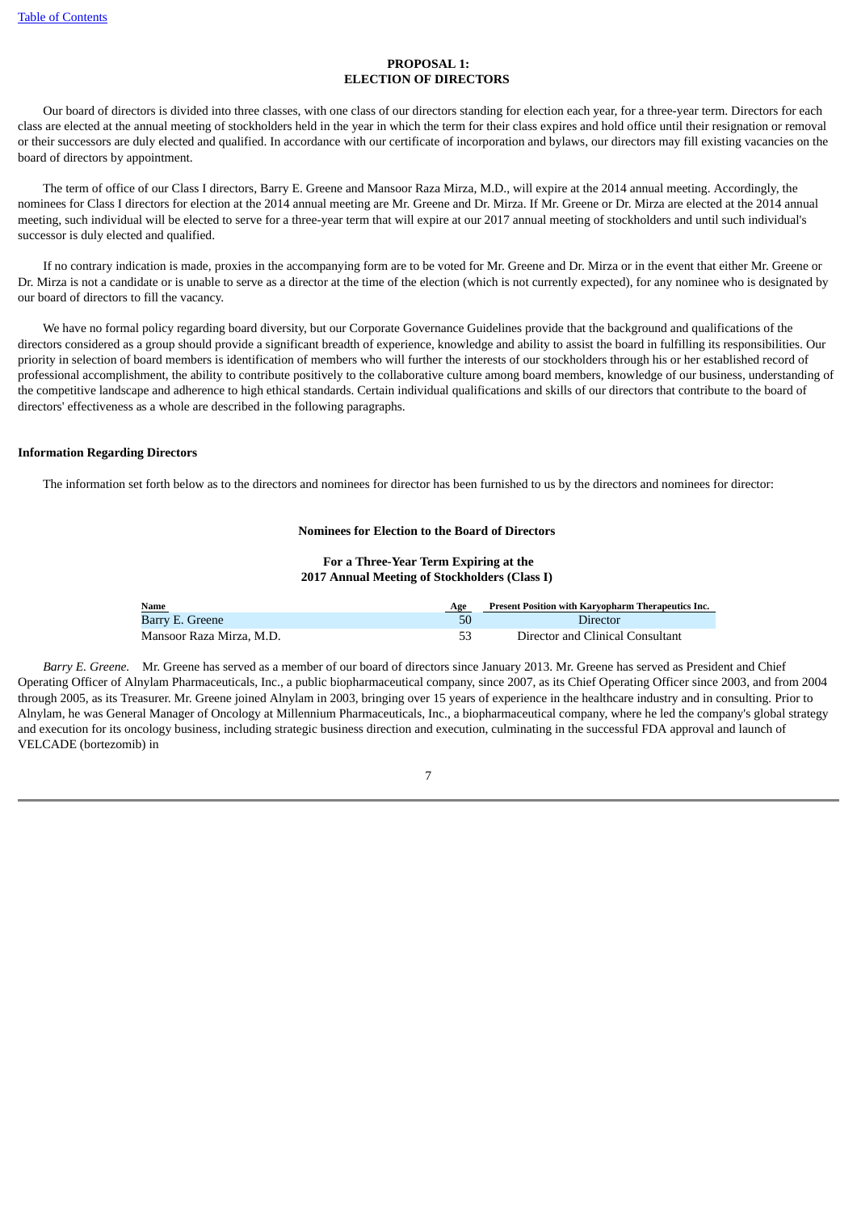## PROPOSAL 1:
## ELECTION OF DIRECTORS

Our board of directors is divided into three classes, with one class of our directors standing for election each year, for a three-year term. Directors for each class are elected at the annual meeting of stockholders held in the year in which the term for their class expires and hold office until their resignation or removal or their successors are duly elected and qualified. In accordance with our certificate of incorporation and bylaws, our directors may fill existing vacancies on the board of directors by appointment.

The term of office of our Class I directors, Barry E. Greene and Mansoor Raza Mirza, M.D., will expire at the 2014 annual meeting. Accordingly, the nominees for Class I directors for election at the 2014 annual meeting are Mr. Greene and Dr. Mirza. If Mr. Greene or Dr. Mirza are elected at the 2014 annual meeting, such individual will be elected to serve for a three-year term that will expire at our 2017 annual meeting of stockholders and until such individual's successor is duly elected and qualified.

If no contrary indication is made, proxies in the accompanying form are to be voted for Mr. Greene and Dr. Mirza or in the event that either Mr. Greene or Dr. Mirza is not a candidate or is unable to serve as a director at the time of the election (which is not currently expected), for any nominee who is designated by our board of directors to fill the vacancy.

We have no formal policy regarding board diversity, but our Corporate Governance Guidelines provide that the background and qualifications of the directors considered as a group should provide a significant breadth of experience, knowledge and ability to assist the board in fulfilling its responsibilities. Our priority in selection of board members is identification of members who will further the interests of our stockholders through his or her established record of professional accomplishment, the ability to contribute positively to the collaborative culture among board members, knowledge of our business, understanding of the competitive landscape and adherence to high ethical standards. Certain individual qualifications and skills of our directors that contribute to the board of directors' effectiveness as a whole are described in the following paragraphs.

**Information Regarding Directors**

The information set forth below as to the directors and nominees for director has been furnished to us by the directors and nominees for director:

**Nominees for Election to the Board of Directors**

**For a Three-Year Term Expiring at the**
**2017 Annual Meeting of Stockholders (Class I)**

| Name | Age | Present Position with Karyopharm Therapeutics Inc. |
|---|---|---|
| Barry E. Greene | 50 | Director |
| Mansoor Raza Mirza, M.D. | 53 | Director and Clinical Consultant |

*Barry E. Greene.* Mr. Greene has served as a member of our board of directors since January 2013. Mr. Greene has served as President and Chief Operating Officer of Alnylam Pharmaceuticals, Inc., a public biopharmaceutical company, since 2007, as its Chief Operating Officer since 2003, and from 2004 through 2005, as its Treasurer. Mr. Greene joined Alnylam in 2003, bringing over 15 years of experience in the healthcare industry and in consulting. Prior to Alnylam, he was General Manager of Oncology at Millennium Pharmaceuticals, Inc., a biopharmaceutical company, where he led the company's global strategy and execution for its oncology business, including strategic business direction and execution, culminating in the successful FDA approval and launch of VELCADE (bortezomib) in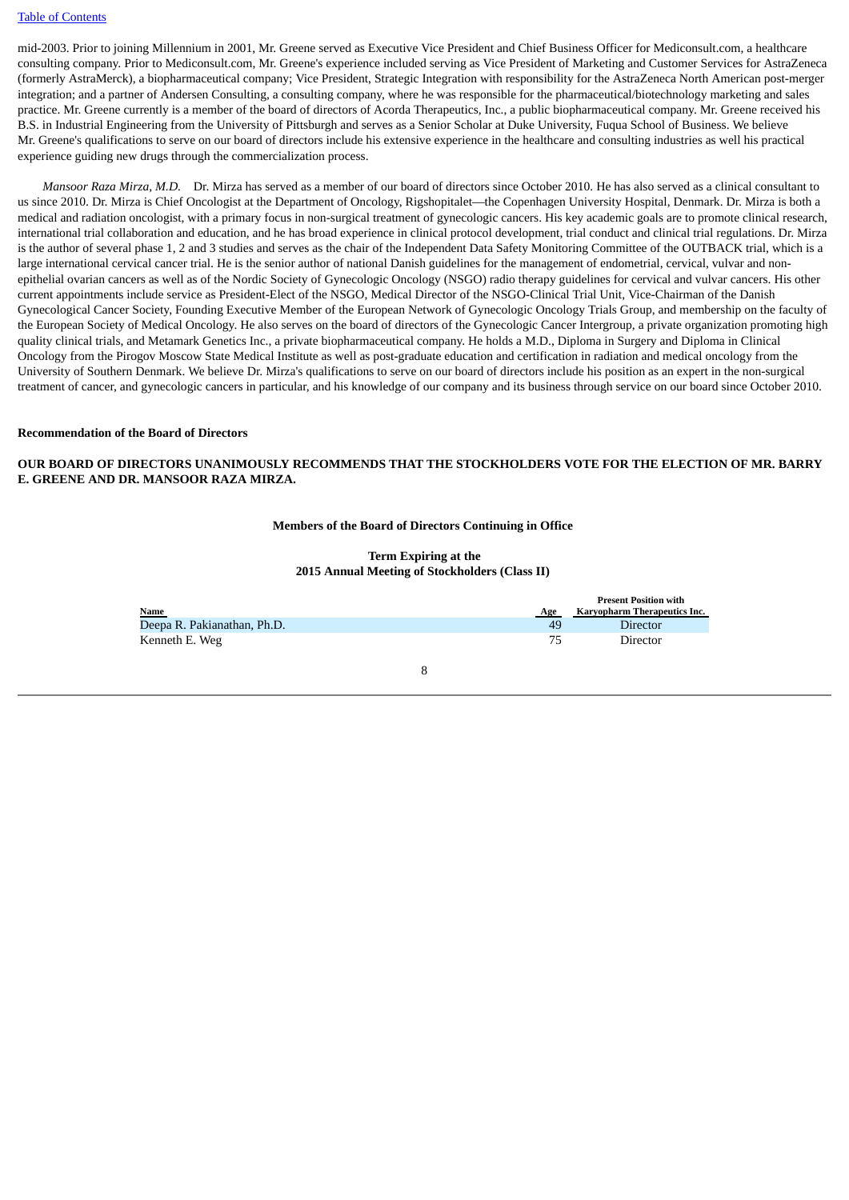mid-2003. Prior to joining Millennium in 2001, Mr. Greene served as Executive Vice President and Chief Business Officer for Mediconsult.com, a healthcare consulting company. Prior to Mediconsult.com, Mr. Greene's experience included serving as Vice President of Marketing and Customer Services for AstraZeneca (formerly AstraMerck), a biopharmaceutical company; Vice President, Strategic Integration with responsibility for the AstraZeneca North American post-merger integration; and a partner of Andersen Consulting, a consulting company, where he was responsible for the pharmaceutical/biotechnology marketing and sales practice. Mr. Greene currently is a member of the board of directors of Acorda Therapeutics, Inc., a public biopharmaceutical company. Mr. Greene received his B.S. in Industrial Engineering from the University of Pittsburgh and serves as a Senior Scholar at Duke University, Fuqua School of Business. We believe Mr. Greene's qualifications to serve on our board of directors include his extensive experience in the healthcare and consulting industries as well his practical experience guiding new drugs through the commercialization process.

*Mansoor Raza Mirza, M.D.* Dr. Mirza has served as a member of our board of directors since October 2010. He has also served as a clinical consultant to us since 2010. Dr. Mirza is Chief Oncologist at the Department of Oncology, Rigshospitalet—the Copenhagen University Hospital, Denmark. Dr. Mirza is both a medical and radiation oncologist, with a primary focus in non-surgical treatment of gynecologic cancers. His key academic goals are to promote clinical research, international trial collaboration and education, and he has broad experience in clinical protocol development, trial conduct and clinical trial regulations. Dr. Mirza is the author of several phase 1, 2 and 3 studies and serves as the chair of the Independent Data Safety Monitoring Committee of the OUTBACK trial, which is a large international cervical cancer trial. He is the senior author of national Danish guidelines for the management of endometrial, cervical, vulvar and non-epithelial ovarian cancers as well as of the Nordic Society of Gynecologic Oncology (NSGO) radio therapy guidelines for cervical and vulvar cancers. His other current appointments include service as President-Elect of the NSGO, Medical Director of the NSGO-Clinical Trial Unit, Vice-Chairman of the Danish Gynecological Cancer Society, Founding Executive Member of the European Network of Gynecologic Oncology Trials Group, and membership on the faculty of the European Society of Medical Oncology. He also serves on the board of directors of the Gynecologic Cancer Intergroup, a private organization promoting high quality clinical trials, and Metamark Genetics Inc., a private biopharmaceutical company. He holds a M.D., Diploma in Surgery and Diploma in Clinical Oncology from the Pirogov Moscow State Medical Institute as well as post-graduate education and certification in radiation and medical oncology from the University of Southern Denmark. We believe Dr. Mirza's qualifications to serve on our board of directors include his position as an expert in the non-surgical treatment of cancer, and gynecologic cancers in particular, and his knowledge of our company and its business through service on our board since October 2010.

**Recommendation of the Board of Directors**

**OUR BOARD OF DIRECTORS UNANIMOUSLY RECOMMENDS THAT THE STOCKHOLDERS VOTE FOR THE ELECTION OF MR. BARRY E. GREENE AND DR. MANSOOR RAZA MIRZA.**

**Members of the Board of Directors Continuing in Office**

**Term Expiring at the 2015 Annual Meeting of Stockholders (Class II)**

| Name | Age | Present Position with Karyopharm Therapeutics Inc. |
|---|---|---|
| Deepa R. Pakianathan, Ph.D. | 49 | Director |
| Kenneth E. Weg | 75 | Director |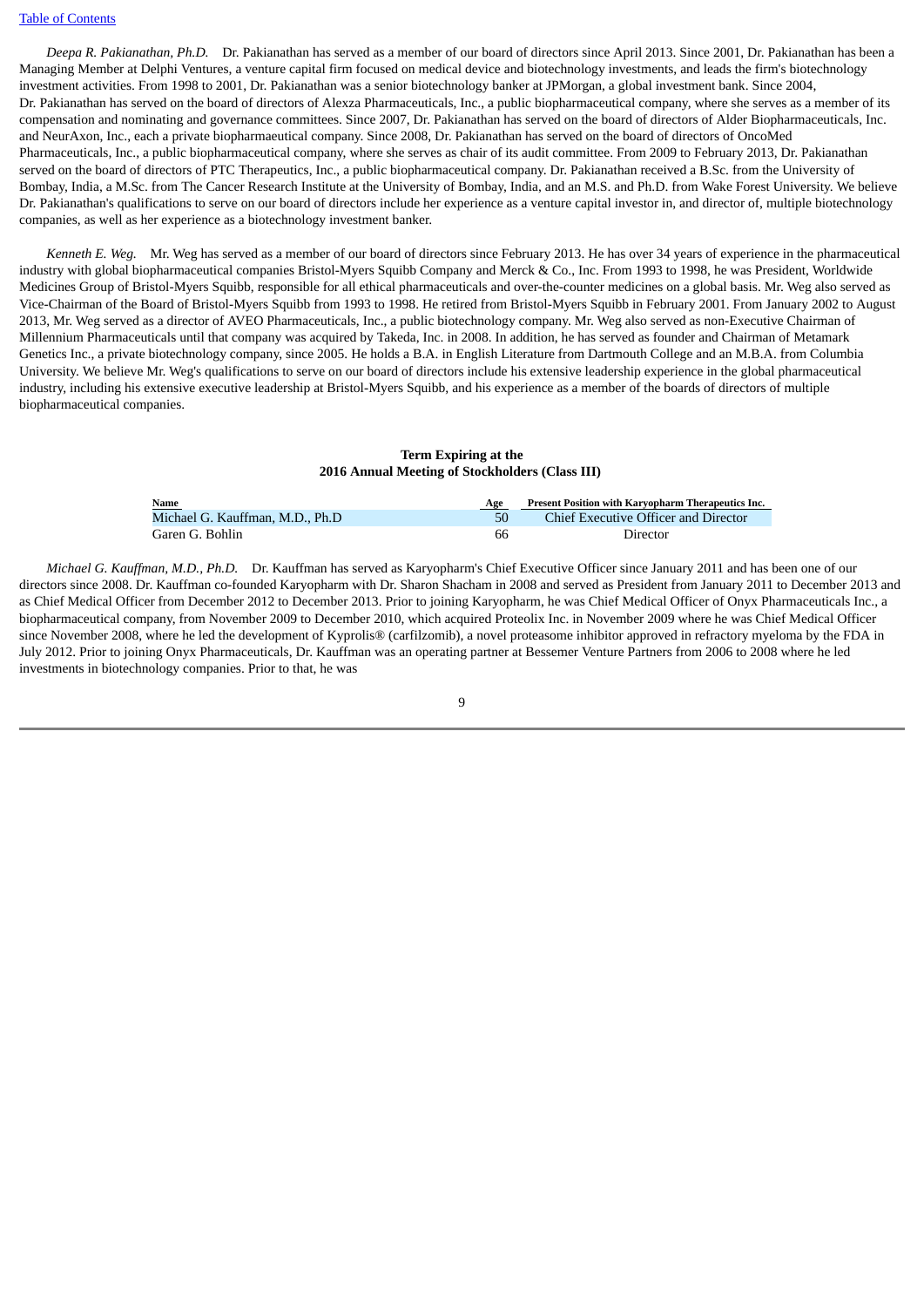*Deepa R. Pakianathan, Ph.D.* Dr. Pakianathan has served as a member of our board of directors since April 2013. Since 2001, Dr. Pakianathan has been a Managing Member at Delphi Ventures, a venture capital firm focused on medical device and biotechnology investments, and leads the firm's biotechnology investment activities. From 1998 to 2001, Dr. Pakianathan was a senior biotechnology banker at JPMorgan, a global investment bank. Since 2004, Dr. Pakianathan has served on the board of directors of Alexza Pharmaceuticals, Inc., a public biopharmaceutical company, where she serves as a member of its compensation and nominating and governance committees. Since 2007, Dr. Pakianathan has served on the board of directors of Alder Biopharmaceuticals, Inc. and NeurAxon, Inc., each a private biopharmaceutical company. Since 2008, Dr. Pakianathan has served on the board of directors of OncoMed Pharmaceuticals, Inc., a public biopharmaceutical company, where she serves as chair of its audit committee. From 2009 to February 2013, Dr. Pakianathan served on the board of directors of PTC Therapeutics, Inc., a public biopharmaceutical company. Dr. Pakianathan received a B.Sc. from the University of Bombay, India, a M.Sc. from The Cancer Research Institute at the University of Bombay, India, and an M.S. and Ph.D. from Wake Forest University. We believe Dr. Pakianathan's qualifications to serve on our board of directors include her experience as a venture capital investor in, and director of, multiple biotechnology companies, as well as her experience as a biotechnology investment banker.

*Kenneth E. Weg.* Mr. Weg has served as a member of our board of directors since February 2013. He has over 34 years of experience in the pharmaceutical industry with global biopharmaceutical companies Bristol-Myers Squibb Company and Merck & Co., Inc. From 1993 to 1998, he was President, Worldwide Medicines Group of Bristol-Myers Squibb, responsible for all ethical pharmaceuticals and over-the-counter medicines on a global basis. Mr. Weg also served as Vice-Chairman of the Board of Bristol-Myers Squibb from 1993 to 1998. He retired from Bristol-Myers Squibb in February 2001. From January 2002 to August 2013, Mr. Weg served as a director of AVEO Pharmaceuticals, Inc., a public biotechnology company. Mr. Weg also served as non-Executive Chairman of Millennium Pharmaceuticals until that company was acquired by Takeda, Inc. in 2008. In addition, he has served as founder and Chairman of Metamark Genetics Inc., a private biotechnology company, since 2005. He holds a B.A. in English Literature from Dartmouth College and an M.B.A. from Columbia University. We believe Mr. Weg's qualifications to serve on our board of directors include his extensive leadership experience in the global pharmaceutical industry, including his extensive executive leadership at Bristol-Myers Squibb, and his experience as a member of the boards of directors of multiple biopharmaceutical companies.

**Term Expiring at the**
**2016 Annual Meeting of Stockholders (Class III)**

| Name | Age | Present Position with Karyopharm Therapeutics Inc. |
|---|---|---|
| Michael G. Kauffman, M.D., Ph.D | 50 | Chief Executive Officer and Director |
| Garen G. Bohlin | 66 | Director |

*Michael G. Kauffman, M.D., Ph.D.* Dr. Kauffman has served as Karyopharm's Chief Executive Officer since January 2011 and has been one of our directors since 2008. Dr. Kauffman co-founded Karyopharm with Dr. Sharon Shacham in 2008 and served as President from January 2011 to December 2013 and as Chief Medical Officer from December 2012 to December 2013. Prior to joining Karyopharm, he was Chief Medical Officer of Onyx Pharmaceuticals Inc., a biopharmaceutical company, from November 2009 to December 2010, which acquired Proteolix Inc. in November 2009 where he was Chief Medical Officer since November 2008, where he led the development of Kyprolis® (carfilzomib), a novel proteasome inhibitor approved in refractory myeloma by the FDA in July 2012. Prior to joining Onyx Pharmaceuticals, Dr. Kauffman was an operating partner at Bessemer Venture Partners from 2006 to 2008 where he led investments in biotechnology companies. Prior to that, he was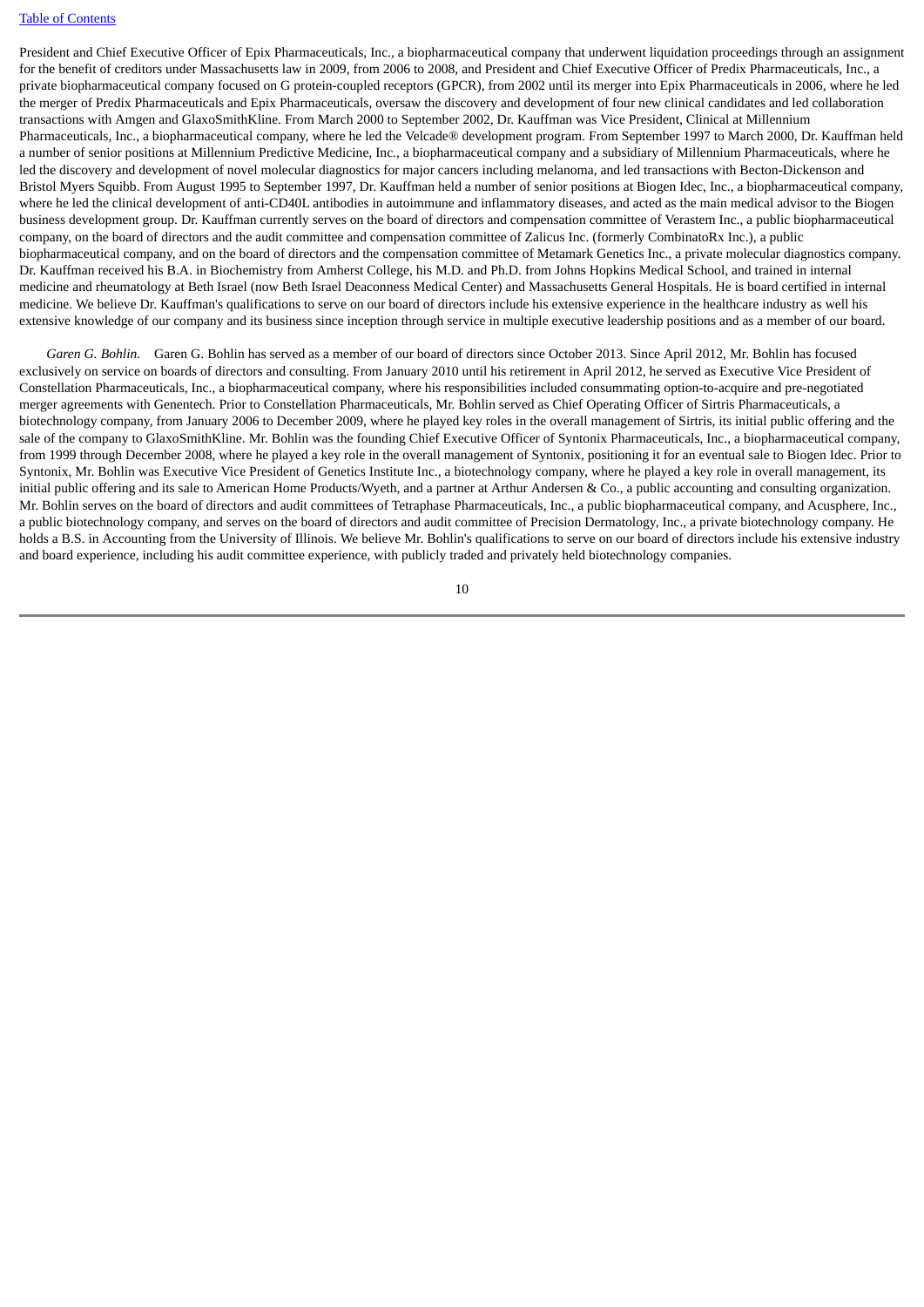President and Chief Executive Officer of Epix Pharmaceuticals, Inc., a biopharmaceutical company that underwent liquidation proceedings through an assignment for the benefit of creditors under Massachusetts law in 2009, from 2006 to 2008, and President and Chief Executive Officer of Predix Pharmaceuticals, Inc., a private biopharmaceutical company focused on G protein-coupled receptors (GPCR), from 2002 until its merger into Epix Pharmaceuticals in 2006, where he led the merger of Predix Pharmaceuticals and Epix Pharmaceuticals, oversaw the discovery and development of four new clinical candidates and led collaboration transactions with Amgen and GlaxoSmithKline. From March 2000 to September 2002, Dr. Kauffman was Vice President, Clinical at Millennium Pharmaceuticals, Inc., a biopharmaceutical company, where he led the Velcade® development program. From September 1997 to March 2000, Dr. Kauffman held a number of senior positions at Millennium Predictive Medicine, Inc., a biopharmaceutical company and a subsidiary of Millennium Pharmaceuticals, where he led the discovery and development of novel molecular diagnostics for major cancers including melanoma, and led transactions with Becton-Dickenson and Bristol Myers Squibb. From August 1995 to September 1997, Dr. Kauffman held a number of senior positions at Biogen Idec, Inc., a biopharmaceutical company, where he led the clinical development of anti-CD40L antibodies in autoimmune and inflammatory diseases, and acted as the main medical advisor to the Biogen business development group. Dr. Kauffman currently serves on the board of directors and compensation committee of Verastem Inc., a public biopharmaceutical company, on the board of directors and the audit committee and compensation committee of Zalicus Inc. (formerly CombinatoRx Inc.), a public biopharmaceutical company, and on the board of directors and the compensation committee of Metamark Genetics Inc., a private molecular diagnostics company. Dr. Kauffman received his B.A. in Biochemistry from Amherst College, his M.D. and Ph.D. from Johns Hopkins Medical School, and trained in internal medicine and rheumatology at Beth Israel (now Beth Israel Deaconness Medical Center) and Massachusetts General Hospitals. He is board certified in internal medicine. We believe Dr. Kauffman's qualifications to serve on our board of directors include his extensive experience in the healthcare industry as well his extensive knowledge of our company and its business since inception through service in multiple executive leadership positions and as a member of our board.

*Garen G. Bohlin.* Garen G. Bohlin has served as a member of our board of directors since October 2013. Since April 2012, Mr. Bohlin has focused exclusively on service on boards of directors and consulting. From January 2010 until his retirement in April 2012, he served as Executive Vice President of Constellation Pharmaceuticals, Inc., a biopharmaceutical company, where his responsibilities included consummating option-to-acquire and pre-negotiated merger agreements with Genentech. Prior to Constellation Pharmaceuticals, Mr. Bohlin served as Chief Operating Officer of Sirtris Pharmaceuticals, a biotechnology company, from January 2006 to December 2009, where he played key roles in the overall management of Sirtris, its initial public offering and the sale of the company to GlaxoSmithKline. Mr. Bohlin was the founding Chief Executive Officer of Syntonix Pharmaceuticals, Inc., a biopharmaceutical company, from 1999 through December 2008, where he played a key role in the overall management of Syntonix, positioning it for an eventual sale to Biogen Idec. Prior to Syntonix, Mr. Bohlin was Executive Vice President of Genetics Institute Inc., a biotechnology company, where he played a key role in overall management, its initial public offering and its sale to American Home Products/Wyeth, and a partner at Arthur Andersen & Co., a public accounting and consulting organization. Mr. Bohlin serves on the board of directors and audit committees of Tetraphase Pharmaceuticals, Inc., a public biopharmaceutical company, and Acusphere, Inc., a public biotechnology company, and serves on the board of directors and audit committee of Precision Dermatology, Inc., a private biotechnology company. He holds a B.S. in Accounting from the University of Illinois. We believe Mr. Bohlin's qualifications to serve on our board of directors include his extensive industry and board experience, including his audit committee experience, with publicly traded and privately held biotechnology companies.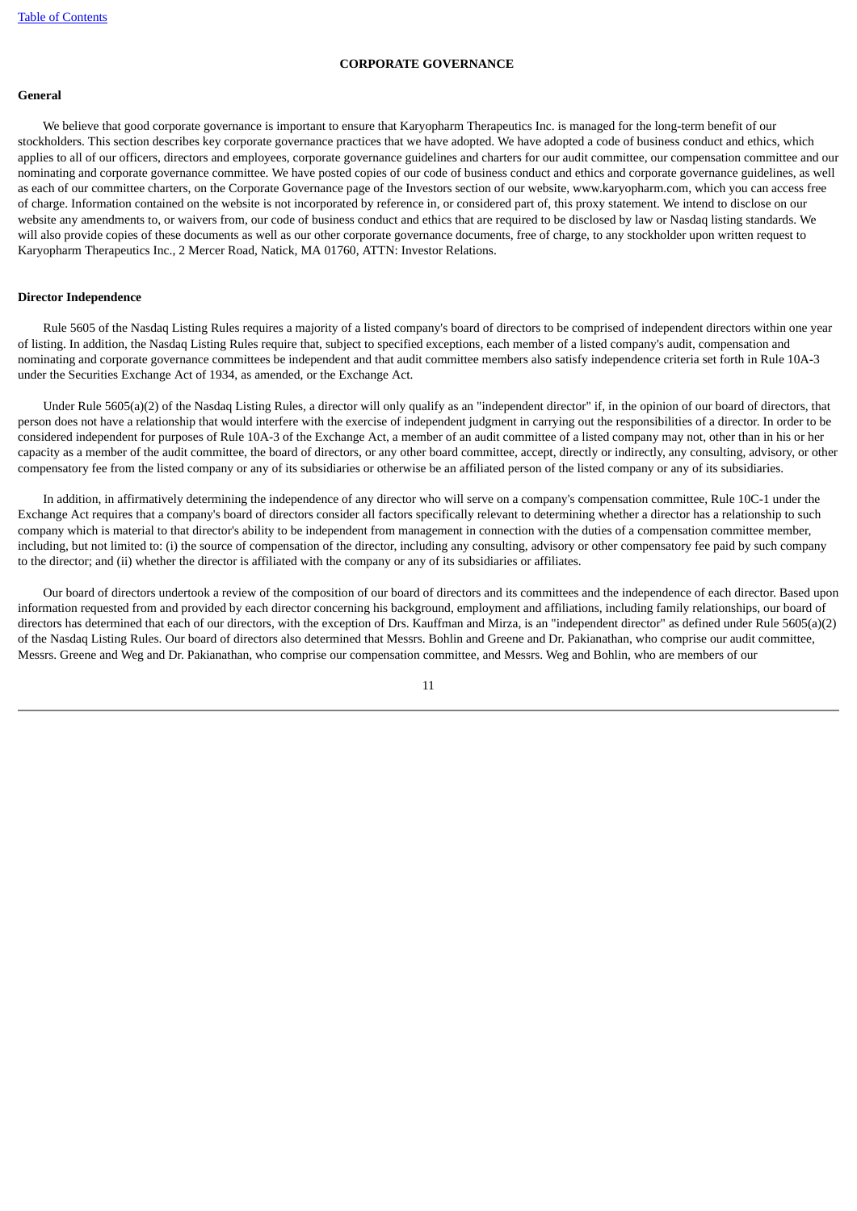## CORPORATE GOVERNANCE

### General

We believe that good corporate governance is important to ensure that Karyopharm Therapeutics Inc. is managed for the long-term benefit of our stockholders. This section describes key corporate governance practices that we have adopted. We have adopted a code of business conduct and ethics, which applies to all of our officers, directors and employees, corporate governance guidelines and charters for our audit committee, our compensation committee and our nominating and corporate governance committee. We have posted copies of our code of business conduct and ethics and corporate governance guidelines, as well as each of our committee charters, on the Corporate Governance page of the Investors section of our website, www.karyopharm.com, which you can access free of charge. Information contained on the website is not incorporated by reference in, or considered part of, this proxy statement. We intend to disclose on our website any amendments to, or waivers from, our code of business conduct and ethics that are required to be disclosed by law or Nasdaq listing standards. We will also provide copies of these documents as well as our other corporate governance documents, free of charge, to any stockholder upon written request to Karyopharm Therapeutics Inc., 2 Mercer Road, Natick, MA 01760, ATTN: Investor Relations.

### Director Independence

Rule 5605 of the Nasdaq Listing Rules requires a majority of a listed company's board of directors to be comprised of independent directors within one year of listing. In addition, the Nasdaq Listing Rules require that, subject to specified exceptions, each member of a listed company's audit, compensation and nominating and corporate governance committees be independent and that audit committee members also satisfy independence criteria set forth in Rule 10A-3 under the Securities Exchange Act of 1934, as amended, or the Exchange Act.

Under Rule 5605(a)(2) of the Nasdaq Listing Rules, a director will only qualify as an "independent director" if, in the opinion of our board of directors, that person does not have a relationship that would interfere with the exercise of independent judgment in carrying out the responsibilities of a director. In order to be considered independent for purposes of Rule 10A-3 of the Exchange Act, a member of an audit committee of a listed company may not, other than in his or her capacity as a member of the audit committee, the board of directors, or any other board committee, accept, directly or indirectly, any consulting, advisory, or other compensatory fee from the listed company or any of its subsidiaries or otherwise be an affiliated person of the listed company or any of its subsidiaries.

In addition, in affirmatively determining the independence of any director who will serve on a company's compensation committee, Rule 10C-1 under the Exchange Act requires that a company's board of directors consider all factors specifically relevant to determining whether a director has a relationship to such company which is material to that director's ability to be independent from management in connection with the duties of a compensation committee member, including, but not limited to: (i) the source of compensation of the director, including any consulting, advisory or other compensatory fee paid by such company to the director; and (ii) whether the director is affiliated with the company or any of its subsidiaries or affiliates.

Our board of directors undertook a review of the composition of our board of directors and its committees and the independence of each director. Based upon information requested from and provided by each director concerning his background, employment and affiliations, including family relationships, our board of directors has determined that each of our directors, with the exception of Drs. Kauffman and Mirza, is an "independent director" as defined under Rule 5605(a)(2) of the Nasdaq Listing Rules. Our board of directors also determined that Messrs. Bohlin and Greene and Dr. Pakianathan, who comprise our audit committee, Messrs. Greene and Weg and Dr. Pakianathan, who comprise our compensation committee, and Messrs. Weg and Bohlin, who are members of our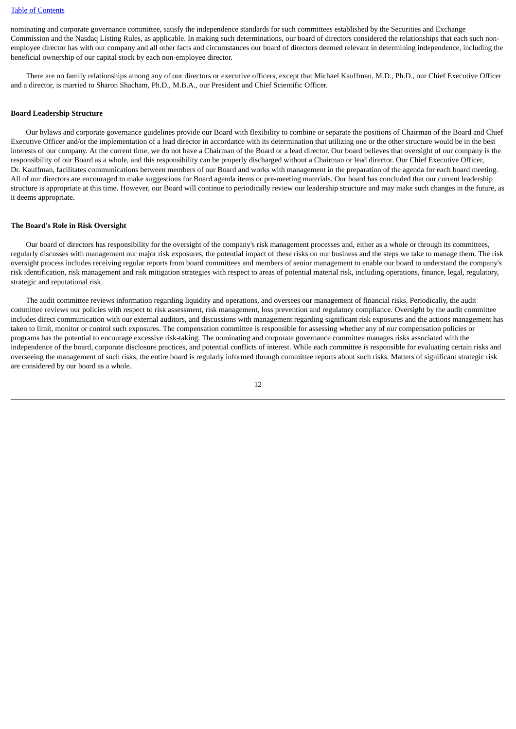nominating and corporate governance committee, satisfy the independence standards for such committees established by the Securities and Exchange Commission and the Nasdaq Listing Rules, as applicable. In making such determinations, our board of directors considered the relationships that each such non-employee director has with our company and all other facts and circumstances our board of directors deemed relevant in determining independence, including the beneficial ownership of our capital stock by each non-employee director.

There are no family relationships among any of our directors or executive officers, except that Michael Kauffman, M.D., Ph.D., our Chief Executive Officer and a director, is married to Sharon Shacham, Ph.D., M.B.A., our President and Chief Scientific Officer.

**Board Leadership Structure**

Our bylaws and corporate governance guidelines provide our Board with flexibility to combine or separate the positions of Chairman of the Board and Chief Executive Officer and/or the implementation of a lead director in accordance with its determination that utilizing one or the other structure would be in the best interests of our company. At the current time, we do not have a Chairman of the Board or a lead director. Our board believes that oversight of our company is the responsibility of our Board as a whole, and this responsibility can be properly discharged without a Chairman or lead director. Our Chief Executive Officer, Dr. Kauffman, facilitates communications between members of our Board and works with management in the preparation of the agenda for each board meeting. All of our directors are encouraged to make suggestions for Board agenda items or pre-meeting materials. Our board has concluded that our current leadership structure is appropriate at this time. However, our Board will continue to periodically review our leadership structure and may make such changes in the future, as it deems appropriate.

**The Board's Role in Risk Oversight**

Our board of directors has responsibility for the oversight of the company's risk management processes and, either as a whole or through its committees, regularly discusses with management our major risk exposures, the potential impact of these risks on our business and the steps we take to manage them. The risk oversight process includes receiving regular reports from board committees and members of senior management to enable our board to understand the company's risk identification, risk management and risk mitigation strategies with respect to areas of potential material risk, including operations, finance, legal, regulatory, strategic and reputational risk.

The audit committee reviews information regarding liquidity and operations, and oversees our management of financial risks. Periodically, the audit committee reviews our policies with respect to risk assessment, risk management, loss prevention and regulatory compliance. Oversight by the audit committee includes direct communication with our external auditors, and discussions with management regarding significant risk exposures and the actions management has taken to limit, monitor or control such exposures. The compensation committee is responsible for assessing whether any of our compensation policies or programs has the potential to encourage excessive risk-taking. The nominating and corporate governance committee manages risks associated with the independence of the board, corporate disclosure practices, and potential conflicts of interest. While each committee is responsible for evaluating certain risks and overseeing the management of such risks, the entire board is regularly informed through committee reports about such risks. Matters of significant strategic risk are considered by our board as a whole.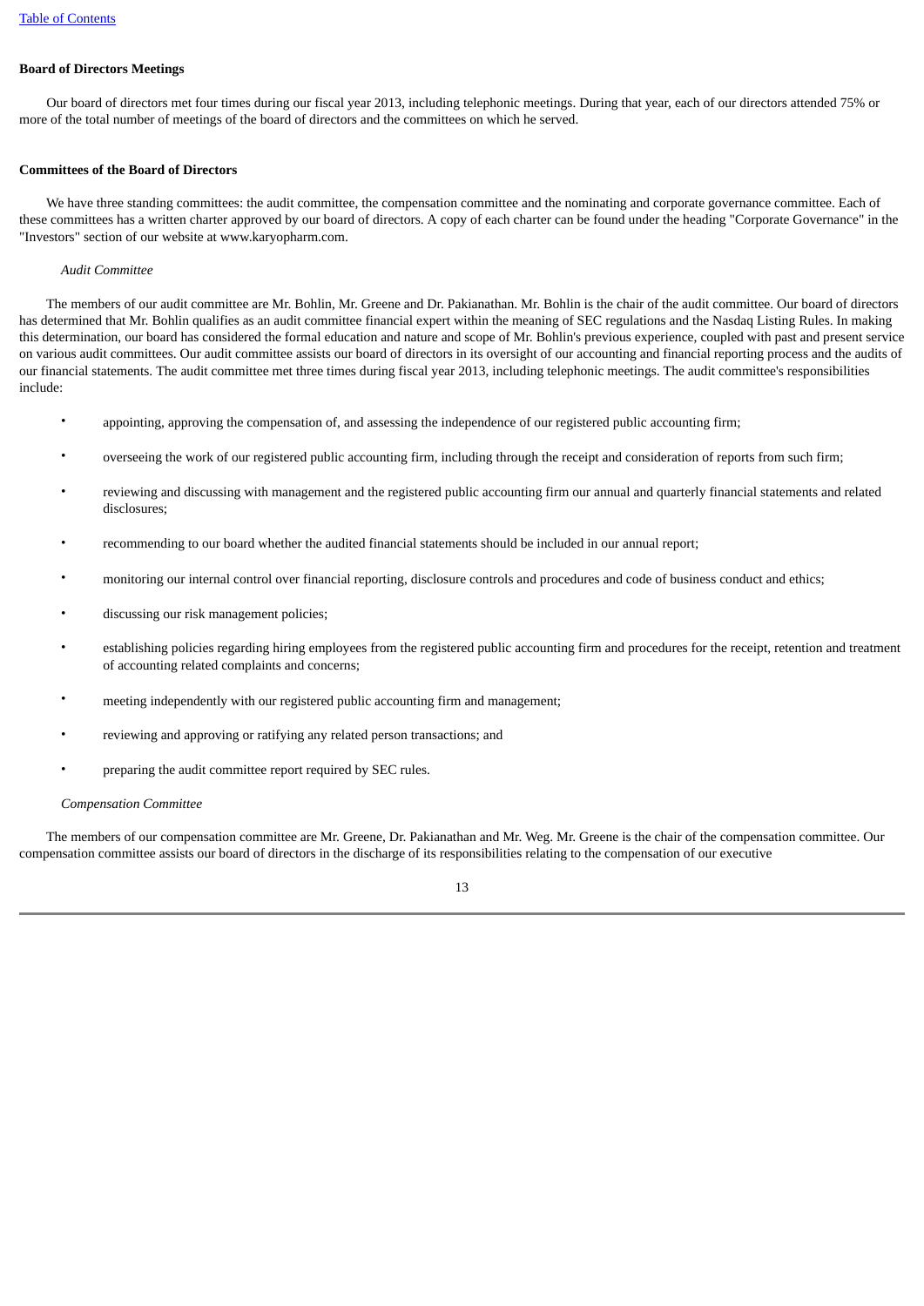**Board of Directors Meetings**

Our board of directors met four times during our fiscal year 2013, including telephonic meetings. During that year, each of our directors attended 75% or more of the total number of meetings of the board of directors and the committees on which he served.

**Committees of the Board of Directors**

We have three standing committees: the audit committee, the compensation committee and the nominating and corporate governance committee. Each of these committees has a written charter approved by our board of directors. A copy of each charter can be found under the heading "Corporate Governance" in the "Investors" section of our website at www.karyopharm.com.

*Audit Committee*

The members of our audit committee are Mr. Bohlin, Mr. Greene and Dr. Pakianathan. Mr. Bohlin is the chair of the audit committee. Our board of directors has determined that Mr. Bohlin qualifies as an audit committee financial expert within the meaning of SEC regulations and the Nasdaq Listing Rules. In making this determination, our board has considered the formal education and nature and scope of Mr. Bohlin's previous experience, coupled with past and present service on various audit committees. Our audit committee assists our board of directors in its oversight of our accounting and financial reporting process and the audits of our financial statements. The audit committee met three times during fiscal year 2013, including telephonic meetings. The audit committee's responsibilities include:

- appointing, approving the compensation of, and assessing the independence of our registered public accounting firm;
- overseeing the work of our registered public accounting firm, including through the receipt and consideration of reports from such firm;
- reviewing and discussing with management and the registered public accounting firm our annual and quarterly financial statements and related disclosures;
- recommending to our board whether the audited financial statements should be included in our annual report;
- monitoring our internal control over financial reporting, disclosure controls and procedures and code of business conduct and ethics;
- discussing our risk management policies;
- establishing policies regarding hiring employees from the registered public accounting firm and procedures for the receipt, retention and treatment of accounting related complaints and concerns;
- meeting independently with our registered public accounting firm and management;
- reviewing and approving or ratifying any related person transactions; and
- preparing the audit committee report required by SEC rules.

*Compensation Committee*

The members of our compensation committee are Mr. Greene, Dr. Pakianathan and Mr. Weg. Mr. Greene is the chair of the compensation committee. Our compensation committee assists our board of directors in the discharge of its responsibilities relating to the compensation of our executive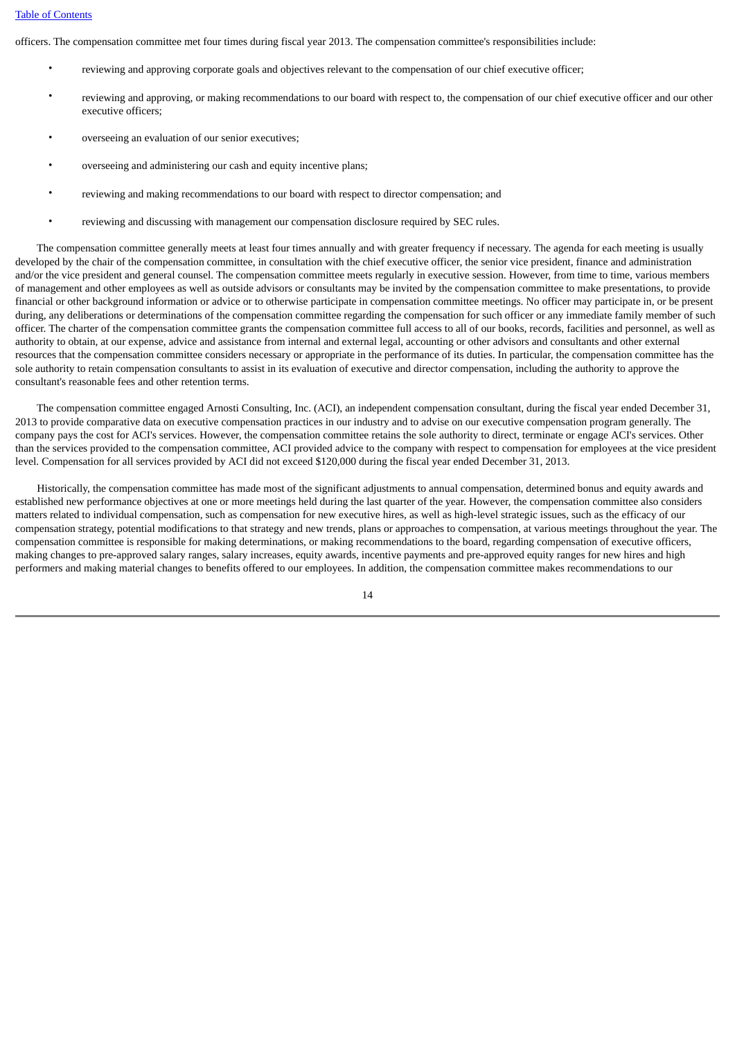officers. The compensation committee met four times during fiscal year 2013. The compensation committee's responsibilities include:

- reviewing and approving corporate goals and objectives relevant to the compensation of our chief executive officer;
- reviewing and approving, or making recommendations to our board with respect to, the compensation of our chief executive officer and our other executive officers;
- overseeing an evaluation of our senior executives;
- overseeing and administering our cash and equity incentive plans;
- reviewing and making recommendations to our board with respect to director compensation; and
- reviewing and discussing with management our compensation disclosure required by SEC rules.

The compensation committee generally meets at least four times annually and with greater frequency if necessary. The agenda for each meeting is usually developed by the chair of the compensation committee, in consultation with the chief executive officer, the senior vice president, finance and administration and/or the vice president and general counsel. The compensation committee meets regularly in executive session. However, from time to time, various members of management and other employees as well as outside advisors or consultants may be invited by the compensation committee to make presentations, to provide financial or other background information or advice or to otherwise participate in compensation committee meetings. No officer may participate in, or be present during, any deliberations or determinations of the compensation committee regarding the compensation for such officer or any immediate family member of such officer. The charter of the compensation committee grants the compensation committee full access to all of our books, records, facilities and personnel, as well as authority to obtain, at our expense, advice and assistance from internal and external legal, accounting or other advisors and consultants and other external resources that the compensation committee considers necessary or appropriate in the performance of its duties. In particular, the compensation committee has the sole authority to retain compensation consultants to assist in its evaluation of executive and director compensation, including the authority to approve the consultant's reasonable fees and other retention terms.

The compensation committee engaged Arnosti Consulting, Inc. (ACI), an independent compensation consultant, during the fiscal year ended December 31, 2013 to provide comparative data on executive compensation practices in our industry and to advise on our executive compensation program generally. The company pays the cost for ACI's services. However, the compensation committee retains the sole authority to direct, terminate or engage ACI's services. Other than the services provided to the compensation committee, ACI provided advice to the company with respect to compensation for employees at the vice president level. Compensation for all services provided by ACI did not exceed $120,000 during the fiscal year ended December 31, 2013.

Historically, the compensation committee has made most of the significant adjustments to annual compensation, determined bonus and equity awards and established new performance objectives at one or more meetings held during the last quarter of the year. However, the compensation committee also considers matters related to individual compensation, such as compensation for new executive hires, as well as high-level strategic issues, such as the efficacy of our compensation strategy, potential modifications to that strategy and new trends, plans or approaches to compensation, at various meetings throughout the year. The compensation committee is responsible for making determinations, or making recommendations to the board, regarding compensation of executive officers, making changes to pre-approved salary ranges, salary increases, equity awards, incentive payments and pre-approved equity ranges for new hires and high performers and making material changes to benefits offered to our employees. In addition, the compensation committee makes recommendations to our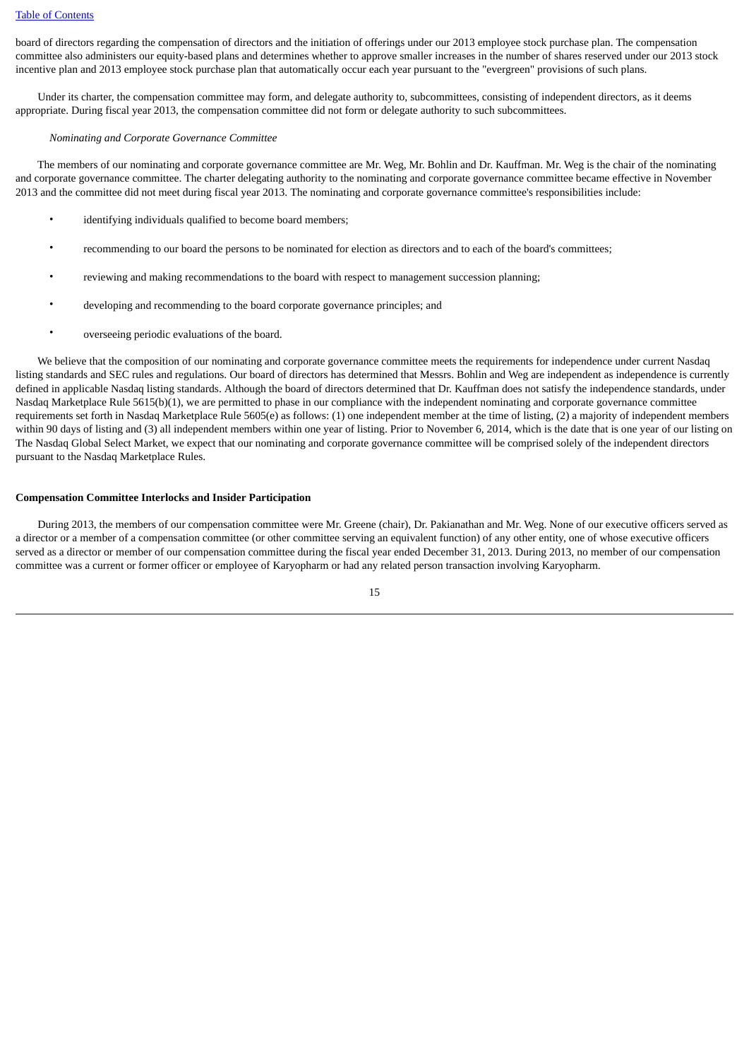board of directors regarding the compensation of directors and the initiation of offerings under our 2013 employee stock purchase plan. The compensation committee also administers our equity-based plans and determines whether to approve smaller increases in the number of shares reserved under our 2013 stock incentive plan and 2013 employee stock purchase plan that automatically occur each year pursuant to the "evergreen" provisions of such plans.

Under its charter, the compensation committee may form, and delegate authority to, subcommittees, consisting of independent directors, as it deems appropriate. During fiscal year 2013, the compensation committee did not form or delegate authority to such subcommittees.

*Nominating and Corporate Governance Committee*

The members of our nominating and corporate governance committee are Mr. Weg, Mr. Bohlin and Dr. Kauffman. Mr. Weg is the chair of the nominating and corporate governance committee. The charter delegating authority to the nominating and corporate governance committee became effective in November 2013 and the committee did not meet during fiscal year 2013. The nominating and corporate governance committee's responsibilities include:

- identifying individuals qualified to become board members;
- recommending to our board the persons to be nominated for election as directors and to each of the board's committees;
- reviewing and making recommendations to the board with respect to management succession planning;
- developing and recommending to the board corporate governance principles; and
- overseeing periodic evaluations of the board.

We believe that the composition of our nominating and corporate governance committee meets the requirements for independence under current Nasdaq listing standards and SEC rules and regulations. Our board of directors has determined that Messrs. Bohlin and Weg are independent as independence is currently defined in applicable Nasdaq listing standards. Although the board of directors determined that Dr. Kauffman does not satisfy the independence standards, under Nasdaq Marketplace Rule 5615(b)(1), we are permitted to phase in our compliance with the independent nominating and corporate governance committee requirements set forth in Nasdaq Marketplace Rule 5605(e) as follows: (1) one independent member at the time of listing, (2) a majority of independent members within 90 days of listing and (3) all independent members within one year of listing. Prior to November 6, 2014, which is the date that is one year of our listing on The Nasdaq Global Select Market, we expect that our nominating and corporate governance committee will be comprised solely of the independent directors pursuant to the Nasdaq Marketplace Rules.

**Compensation Committee Interlocks and Insider Participation**

During 2013, the members of our compensation committee were Mr. Greene (chair), Dr. Pakianathan and Mr. Weg. None of our executive officers served as a director or a member of a compensation committee (or other committee serving an equivalent function) of any other entity, one of whose executive officers served as a director or member of our compensation committee during the fiscal year ended December 31, 2013. During 2013, no member of our compensation committee was a current or former officer or employee of Karyopharm or had any related person transaction involving Karyopharm.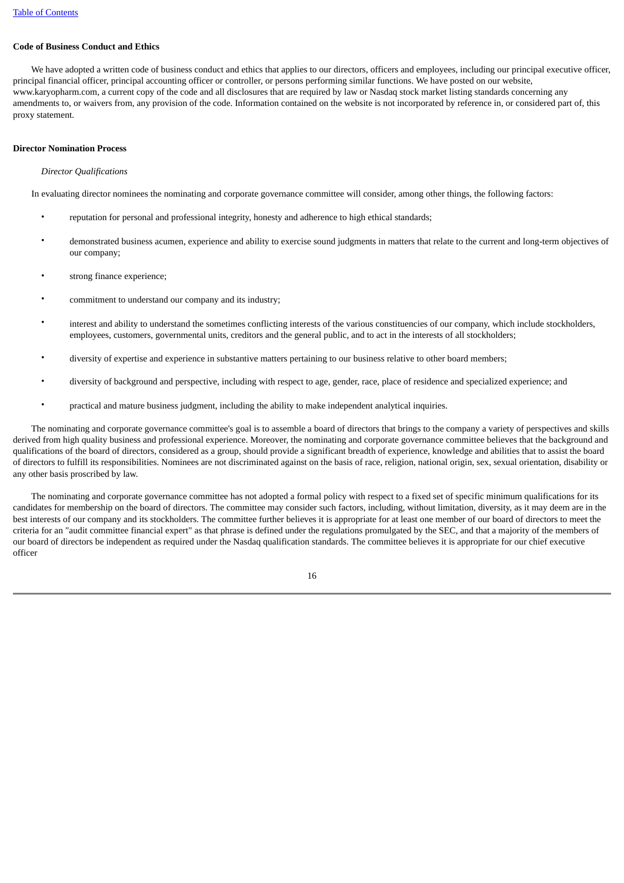**Code of Business Conduct and Ethics**

We have adopted a written code of business conduct and ethics that applies to our directors, officers and employees, including our principal executive officer, principal financial officer, principal accounting officer or controller, or persons performing similar functions. We have posted on our website, www.karyopharm.com, a current copy of the code and all disclosures that are required by law or Nasdaq stock market listing standards concerning any amendments to, or waivers from, any provision of the code. Information contained on the website is not incorporated by reference in, or considered part of, this proxy statement.

**Director Nomination Process**

*Director Qualifications*

In evaluating director nominees the nominating and corporate governance committee will consider, among other things, the following factors:

- reputation for personal and professional integrity, honesty and adherence to high ethical standards;
- demonstrated business acumen, experience and ability to exercise sound judgments in matters that relate to the current and long-term objectives of our company;
- strong finance experience;
- commitment to understand our company and its industry;
- interest and ability to understand the sometimes conflicting interests of the various constituencies of our company, which include stockholders, employees, customers, governmental units, creditors and the general public, and to act in the interests of all stockholders;
- diversity of expertise and experience in substantive matters pertaining to our business relative to other board members;
- diversity of background and perspective, including with respect to age, gender, race, place of residence and specialized experience; and
- practical and mature business judgment, including the ability to make independent analytical inquiries.

The nominating and corporate governance committee's goal is to assemble a board of directors that brings to the company a variety of perspectives and skills derived from high quality business and professional experience. Moreover, the nominating and corporate governance committee believes that the background and qualifications of the board of directors, considered as a group, should provide a significant breadth of experience, knowledge and abilities that to assist the board of directors to fulfill its responsibilities. Nominees are not discriminated against on the basis of race, religion, national origin, sex, sexual orientation, disability or any other basis proscribed by law.

The nominating and corporate governance committee has not adopted a formal policy with respect to a fixed set of specific minimum qualifications for its candidates for membership on the board of directors. The committee may consider such factors, including, without limitation, diversity, as it may deem are in the best interests of our company and its stockholders. The committee further believes it is appropriate for at least one member of our board of directors to meet the criteria for an "audit committee financial expert" as that phrase is defined under the regulations promulgated by the SEC, and that a majority of the members of our board of directors be independent as required under the Nasdaq qualification standards. The committee believes it is appropriate for our chief executive officer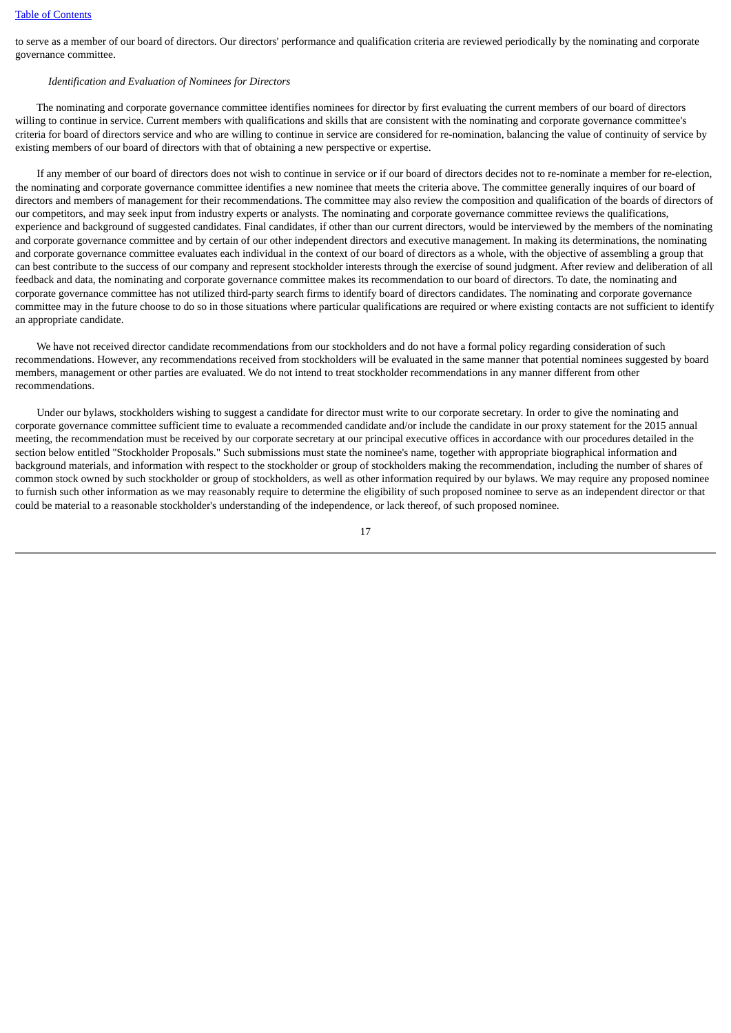to serve as a member of our board of directors. Our directors' performance and qualification criteria are reviewed periodically by the nominating and corporate governance committee.

*Identification and Evaluation of Nominees for Directors*

The nominating and corporate governance committee identifies nominees for director by first evaluating the current members of our board of directors willing to continue in service. Current members with qualifications and skills that are consistent with the nominating and corporate governance committee's criteria for board of directors service and who are willing to continue in service are considered for re-nomination, balancing the value of continuity of service by existing members of our board of directors with that of obtaining a new perspective or expertise.

If any member of our board of directors does not wish to continue in service or if our board of directors decides not to re-nominate a member for re-election, the nominating and corporate governance committee identifies a new nominee that meets the criteria above. The committee generally inquires of our board of directors and members of management for their recommendations. The committee may also review the composition and qualification of the boards of directors of our competitors, and may seek input from industry experts or analysts. The nominating and corporate governance committee reviews the qualifications, experience and background of suggested candidates. Final candidates, if other than our current directors, would be interviewed by the members of the nominating and corporate governance committee and by certain of our other independent directors and executive management. In making its determinations, the nominating and corporate governance committee evaluates each individual in the context of our board of directors as a whole, with the objective of assembling a group that can best contribute to the success of our company and represent stockholder interests through the exercise of sound judgment. After review and deliberation of all feedback and data, the nominating and corporate governance committee makes its recommendation to our board of directors. To date, the nominating and corporate governance committee has not utilized third-party search firms to identify board of directors candidates. The nominating and corporate governance committee may in the future choose to do so in those situations where particular qualifications are required or where existing contacts are not sufficient to identify an appropriate candidate.

We have not received director candidate recommendations from our stockholders and do not have a formal policy regarding consideration of such recommendations. However, any recommendations received from stockholders will be evaluated in the same manner that potential nominees suggested by board members, management or other parties are evaluated. We do not intend to treat stockholder recommendations in any manner different from other recommendations.

Under our bylaws, stockholders wishing to suggest a candidate for director must write to our corporate secretary. In order to give the nominating and corporate governance committee sufficient time to evaluate a recommended candidate and/or include the candidate in our proxy statement for the 2015 annual meeting, the recommendation must be received by our corporate secretary at our principal executive offices in accordance with our procedures detailed in the section below entitled "Stockholder Proposals." Such submissions must state the nominee's name, together with appropriate biographical information and background materials, and information with respect to the stockholder or group of stockholders making the recommendation, including the number of shares of common stock owned by such stockholder or group of stockholders, as well as other information required by our bylaws. We may require any proposed nominee to furnish such other information as we may reasonably require to determine the eligibility of such proposed nominee to serve as an independent director or that could be material to a reasonable stockholder's understanding of the independence, or lack thereof, of such proposed nominee.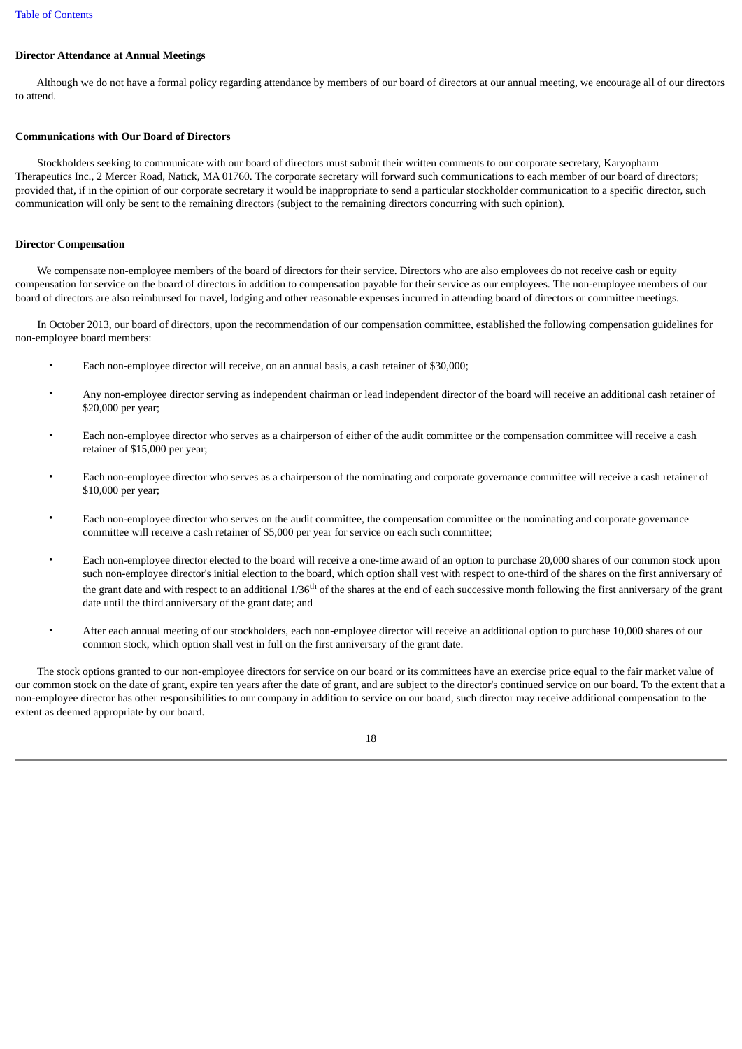**Director Attendance at Annual Meetings**

Although we do not have a formal policy regarding attendance by members of our board of directors at our annual meeting, we encourage all of our directors to attend.

**Communications with Our Board of Directors**

Stockholders seeking to communicate with our board of directors must submit their written comments to our corporate secretary, Karyopharm Therapeutics Inc., 2 Mercer Road, Natick, MA 01760. The corporate secretary will forward such communications to each member of our board of directors; provided that, if in the opinion of our corporate secretary it would be inappropriate to send a particular stockholder communication to a specific director, such communication will only be sent to the remaining directors (subject to the remaining directors concurring with such opinion).

**Director Compensation**

We compensate non-employee members of the board of directors for their service. Directors who are also employees do not receive cash or equity compensation for service on the board of directors in addition to compensation payable for their service as our employees. The non-employee members of our board of directors are also reimbursed for travel, lodging and other reasonable expenses incurred in attending board of directors or committee meetings.

In October 2013, our board of directors, upon the recommendation of our compensation committee, established the following compensation guidelines for non-employee board members:

- Each non-employee director will receive, on an annual basis, a cash retainer of $30,000;
- Any non-employee director serving as independent chairman or lead independent director of the board will receive an additional cash retainer of $20,000 per year;
- Each non-employee director who serves as a chairperson of either of the audit committee or the compensation committee will receive a cash retainer of $15,000 per year;
- Each non-employee director who serves as a chairperson of the nominating and corporate governance committee will receive a cash retainer of $10,000 per year;
- Each non-employee director who serves on the audit committee, the compensation committee or the nominating and corporate governance committee will receive a cash retainer of $5,000 per year for service on each such committee;
- Each non-employee director elected to the board will receive a one-time award of an option to purchase 20,000 shares of our common stock upon such non-employee director's initial election to the board, which option shall vest with respect to one-third of the shares on the first anniversary of the grant date and with respect to an additional 1/36th of the shares at the end of each successive month following the first anniversary of the grant date until the third anniversary of the grant date; and
- After each annual meeting of our stockholders, each non-employee director will receive an additional option to purchase 10,000 shares of our common stock, which option shall vest in full on the first anniversary of the grant date.

The stock options granted to our non-employee directors for service on our board or its committees have an exercise price equal to the fair market value of our common stock on the date of grant, expire ten years after the date of grant, and are subject to the director's continued service on our board. To the extent that a non-employee director has other responsibilities to our company in addition to service on our board, such director may receive additional compensation to the extent as deemed appropriate by our board.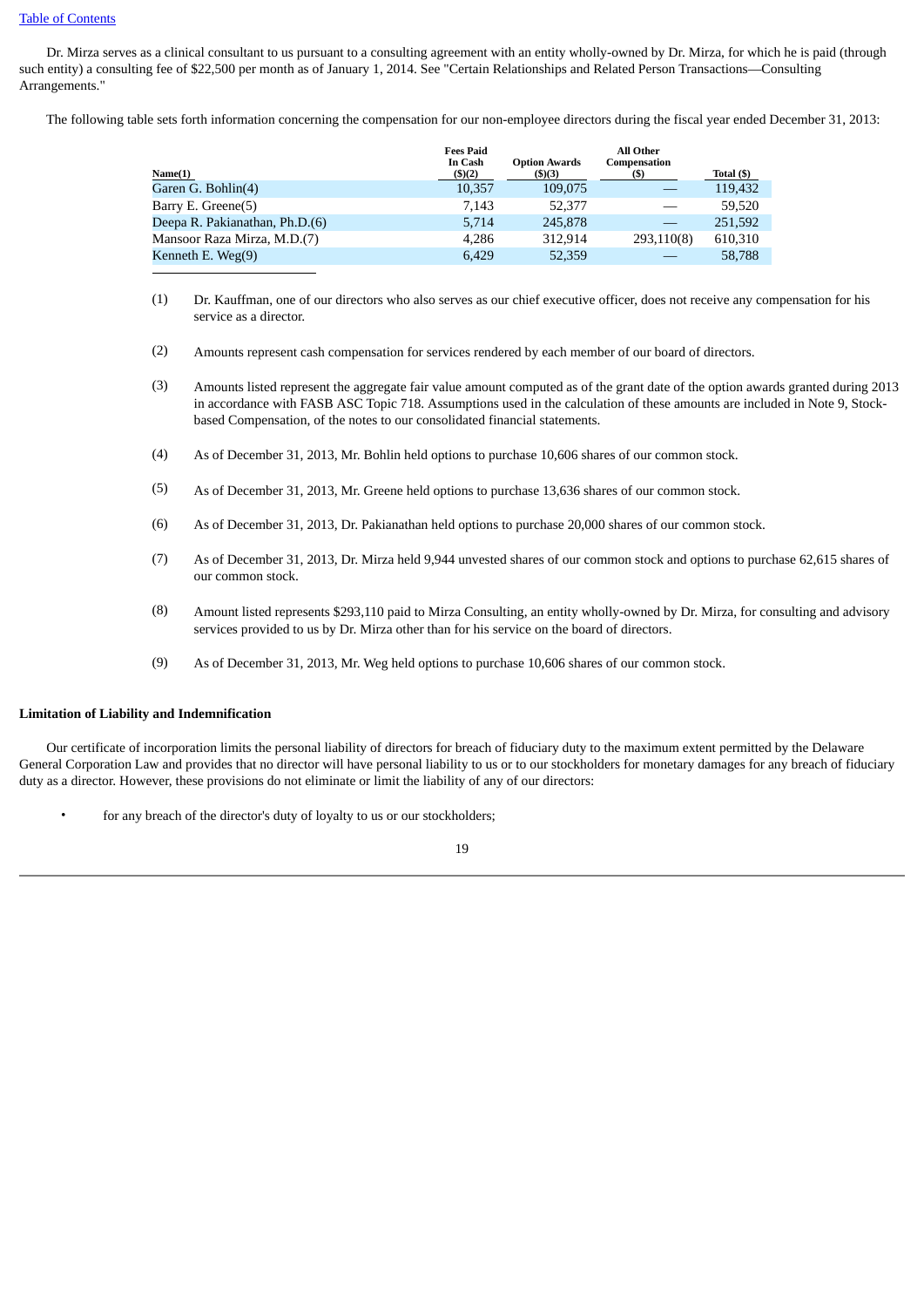Dr. Mirza serves as a clinical consultant to us pursuant to a consulting agreement with an entity wholly-owned by Dr. Mirza, for which he is paid (through such entity) a consulting fee of $22,500 per month as of January 1, 2014. See "Certain Relationships and Related Person Transactions—Consulting Arrangements."

The following table sets forth information concerning the compensation for our non-employee directors during the fiscal year ended December 31, 2013:

| Name(1) | Fees Paid In Cash ($)(2) | Option Awards ($)(3) | All Other Compensation ($) | Total ($) |
|---|---|---|---|---|
| Garen G. Bohlin(4) | 10,357 | 109,075 | — | 119,432 |
| Barry E. Greene(5) | 7,143 | 52,377 | — | 59,520 |
| Deepa R. Pakianathan, Ph.D.(6) | 5,714 | 245,878 | — | 251,592 |
| Mansoor Raza Mirza, M.D.(7) | 4,286 | 312,914 | 293,110(8) | 610,310 |
| Kenneth E. Weg(9) | 6,429 | 52,359 | — | 58,788 |

(1) Dr. Kauffman, one of our directors who also serves as our chief executive officer, does not receive any compensation for his service as a director.

(2) Amounts represent cash compensation for services rendered by each member of our board of directors.

(3) Amounts listed represent the aggregate fair value amount computed as of the grant date of the option awards granted during 2013 in accordance with FASB ASC Topic 718. Assumptions used in the calculation of these amounts are included in Note 9, Stock-based Compensation, of the notes to our consolidated financial statements.

(4) As of December 31, 2013, Mr. Bohlin held options to purchase 10,606 shares of our common stock.

(5) As of December 31, 2013, Mr. Greene held options to purchase 13,636 shares of our common stock.

(6) As of December 31, 2013, Dr. Pakianathan held options to purchase 20,000 shares of our common stock.

(7) As of December 31, 2013, Dr. Mirza held 9,944 unvested shares of our common stock and options to purchase 62,615 shares of our common stock.

(8) Amount listed represents $293,110 paid to Mirza Consulting, an entity wholly-owned by Dr. Mirza, for consulting and advisory services provided to us by Dr. Mirza other than for his service on the board of directors.

(9) As of December 31, 2013, Mr. Weg held options to purchase 10,606 shares of our common stock.

**Limitation of Liability and Indemnification**

Our certificate of incorporation limits the personal liability of directors for breach of fiduciary duty to the maximum extent permitted by the Delaware General Corporation Law and provides that no director will have personal liability to us or to our stockholders for monetary damages for any breach of fiduciary duty as a director. However, these provisions do not eliminate or limit the liability of any of our directors:

- for any breach of the director's duty of loyalty to us or our stockholders;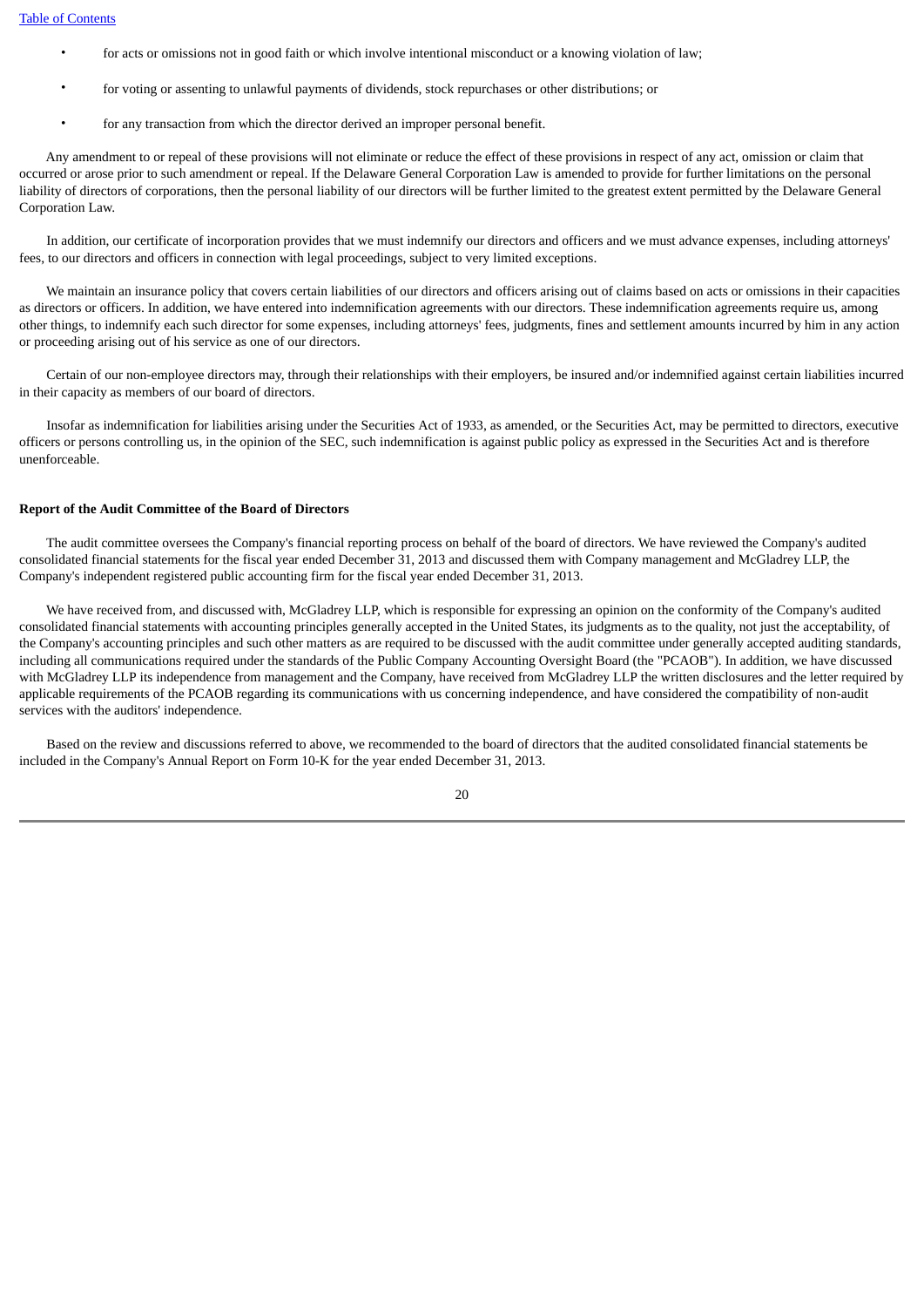- for acts or omissions not in good faith or which involve intentional misconduct or a knowing violation of law;
- for voting or assenting to unlawful payments of dividends, stock repurchases or other distributions; or
- for any transaction from which the director derived an improper personal benefit.

Any amendment to or repeal of these provisions will not eliminate or reduce the effect of these provisions in respect of any act, omission or claim that occurred or arose prior to such amendment or repeal. If the Delaware General Corporation Law is amended to provide for further limitations on the personal liability of directors of corporations, then the personal liability of our directors will be further limited to the greatest extent permitted by the Delaware General Corporation Law.

In addition, our certificate of incorporation provides that we must indemnify our directors and officers and we must advance expenses, including attorneys' fees, to our directors and officers in connection with legal proceedings, subject to very limited exceptions.

We maintain an insurance policy that covers certain liabilities of our directors and officers arising out of claims based on acts or omissions in their capacities as directors or officers. In addition, we have entered into indemnification agreements with our directors. These indemnification agreements require us, among other things, to indemnify each such director for some expenses, including attorneys' fees, judgments, fines and settlement amounts incurred by him in any action or proceeding arising out of his service as one of our directors.

Certain of our non-employee directors may, through their relationships with their employers, be insured and/or indemnified against certain liabilities incurred in their capacity as members of our board of directors.

Insofar as indemnification for liabilities arising under the Securities Act of 1933, as amended, or the Securities Act, may be permitted to directors, executive officers or persons controlling us, in the opinion of the SEC, such indemnification is against public policy as expressed in the Securities Act and is therefore unenforceable.

**Report of the Audit Committee of the Board of Directors**

The audit committee oversees the Company's financial reporting process on behalf of the board of directors. We have reviewed the Company's audited consolidated financial statements for the fiscal year ended December 31, 2013 and discussed them with Company management and McGladrey LLP, the Company's independent registered public accounting firm for the fiscal year ended December 31, 2013.

We have received from, and discussed with, McGladrey LLP, which is responsible for expressing an opinion on the conformity of the Company's audited consolidated financial statements with accounting principles generally accepted in the United States, its judgments as to the quality, not just the acceptability, of the Company's accounting principles and such other matters as are required to be discussed with the audit committee under generally accepted auditing standards, including all communications required under the standards of the Public Company Accounting Oversight Board (the "PCAOB"). In addition, we have discussed with McGladrey LLP its independence from management and the Company, have received from McGladrey LLP the written disclosures and the letter required by applicable requirements of the PCAOB regarding its communications with us concerning independence, and have considered the compatibility of non-audit services with the auditors' independence.

Based on the review and discussions referred to above, we recommended to the board of directors that the audited consolidated financial statements be included in the Company's Annual Report on Form 10-K for the year ended December 31, 2013.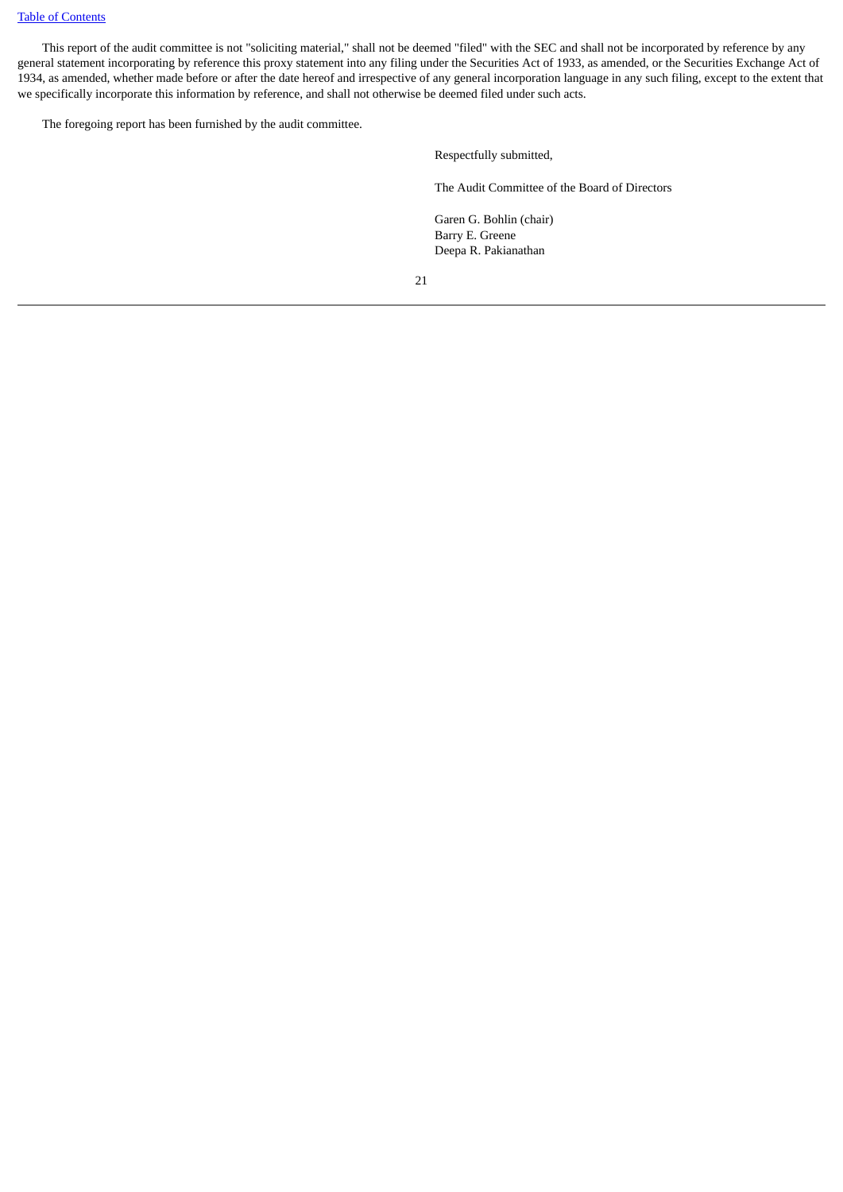This report of the audit committee is not "soliciting material," shall not be deemed "filed" with the SEC and shall not be incorporated by reference by any general statement incorporating by reference this proxy statement into any filing under the Securities Act of 1933, as amended, or the Securities Exchange Act of 1934, as amended, whether made before or after the date hereof and irrespective of any general incorporation language in any such filing, except to the extent that we specifically incorporate this information by reference, and shall not otherwise be deemed filed under such acts.

The foregoing report has been furnished by the audit committee.

Respectfully submitted,

The Audit Committee of the Board of Directors

Garen G. Bohlin (chair)
Barry E. Greene
Deepa R. Pakianathan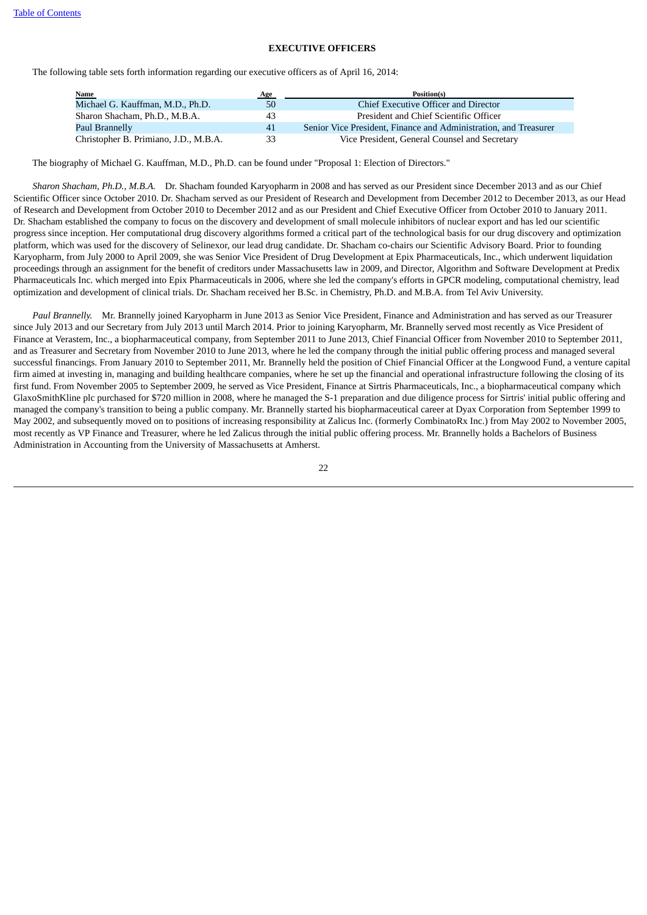## EXECUTIVE OFFICERS

The following table sets forth information regarding our executive officers as of April 16, 2014:

| Name | Age | Position(s) |
|---|---|---|
| Michael G. Kauffman, M.D., Ph.D. | 50 | Chief Executive Officer and Director |
| Sharon Shacham, Ph.D., M.B.A. | 43 | President and Chief Scientific Officer |
| Paul Brannelly | 41 | Senior Vice President, Finance and Administration, and Treasurer |
| Christopher B. Primiano, J.D., M.B.A. | 33 | Vice President, General Counsel and Secretary |

The biography of Michael G. Kauffman, M.D., Ph.D. can be found under "Proposal 1: Election of Directors."

*Sharon Shacham, Ph.D., M.B.A.* Dr. Shacham founded Karyopharm in 2008 and has served as our President since December 2013 and as our Chief Scientific Officer since October 2010. Dr. Shacham served as our President of Research and Development from December 2012 to December 2013, as our Head of Research and Development from October 2010 to December 2012 and as our President and Chief Executive Officer from October 2010 to January 2011. Dr. Shacham established the company to focus on the discovery and development of small molecule inhibitors of nuclear export and has led our scientific progress since inception. Her computational drug discovery algorithms formed a critical part of the technological basis for our drug discovery and optimization platform, which was used for the discovery of Selinexor, our lead drug candidate. Dr. Shacham co-chairs our Scientific Advisory Board. Prior to founding Karyopharm, from July 2000 to April 2009, she was Senior Vice President of Drug Development at Epix Pharmaceuticals, Inc., which underwent liquidation proceedings through an assignment for the benefit of creditors under Massachusetts law in 2009, and Director, Algorithm and Software Development at Predix Pharmaceuticals Inc. which merged into Epix Pharmaceuticals in 2006, where she led the company's efforts in GPCR modeling, computational chemistry, lead optimization and development of clinical trials. Dr. Shacham received her B.Sc. in Chemistry, Ph.D. and M.B.A. from Tel Aviv University.

*Paul Brannelly.* Mr. Brannelly joined Karyopharm in June 2013 as Senior Vice President, Finance and Administration and has served as our Treasurer since July 2013 and our Secretary from July 2013 until March 2014. Prior to joining Karyopharm, Mr. Brannelly served most recently as Vice President of Finance at Verastem, Inc., a biopharmaceutical company, from September 2011 to June 2013, Chief Financial Officer from November 2010 to September 2011, and as Treasurer and Secretary from November 2010 to June 2013, where he led the company through the initial public offering process and managed several successful financings. From January 2010 to September 2011, Mr. Brannelly held the position of Chief Financial Officer at the Longwood Fund, a venture capital firm aimed at investing in, managing and building healthcare companies, where he set up the financial and operational infrastructure following the closing of its first fund. From November 2005 to September 2009, he served as Vice President, Finance at Sirtris Pharmaceuticals, Inc., a biopharmaceutical company which GlaxoSmithKline plc purchased for $720 million in 2008, where he managed the S-1 preparation and due diligence process for Sirtris' initial public offering and managed the company's transition to being a public company. Mr. Brannelly started his biopharmaceutical career at Dyax Corporation from September 1999 to May 2002, and subsequently moved on to positions of increasing responsibility at Zalicus Inc. (formerly CombinatoRx Inc.) from May 2002 to November 2005, most recently as VP Finance and Treasurer, where he led Zalicus through the initial public offering process. Mr. Brannelly holds a Bachelors of Business Administration in Accounting from the University of Massachusetts at Amherst.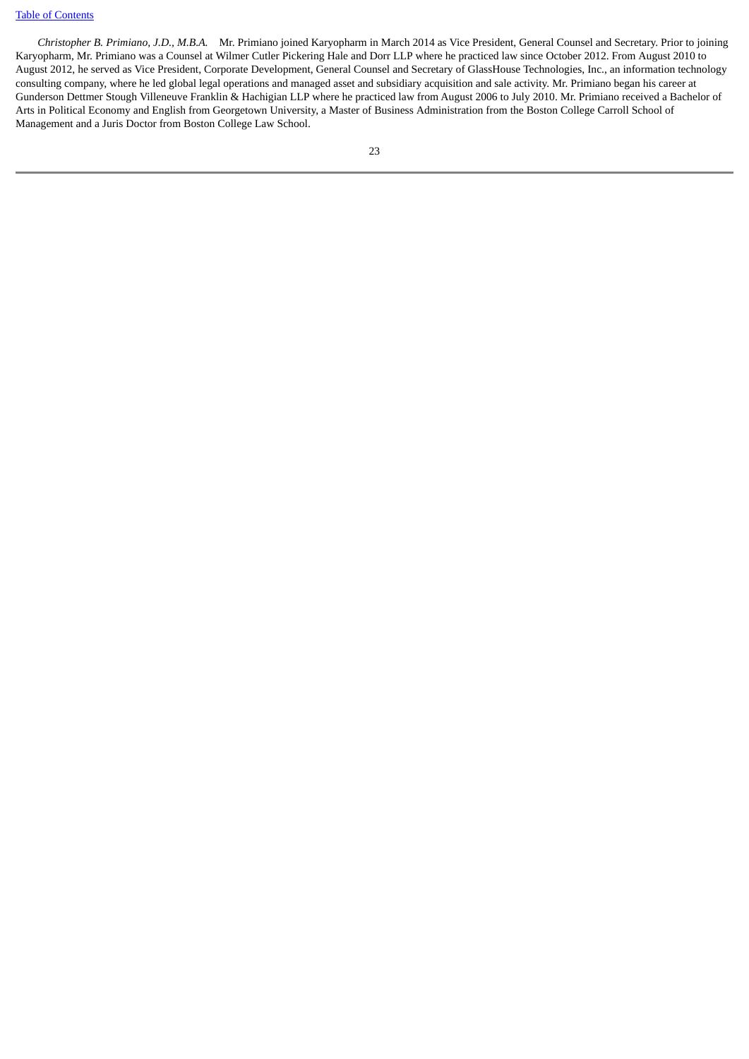*Christopher B. Primiano, J.D., M.B.A.* Mr. Primiano joined Karyopharm in March 2014 as Vice President, General Counsel and Secretary. Prior to joining Karyopharm, Mr. Primiano was a Counsel at Wilmer Cutler Pickering Hale and Dorr LLP where he practiced law since October 2012. From August 2010 to August 2012, he served as Vice President, Corporate Development, General Counsel and Secretary of GlassHouse Technologies, Inc., an information technology consulting company, where he led global legal operations and managed asset and subsidiary acquisition and sale activity. Mr. Primiano began his career at Gunderson Dettmer Stough Villeneuve Franklin & Hachigian LLP where he practiced law from August 2006 to July 2010. Mr. Primiano received a Bachelor of Arts in Political Economy and English from Georgetown University, a Master of Business Administration from the Boston College Carroll School of Management and a Juris Doctor from Boston College Law School.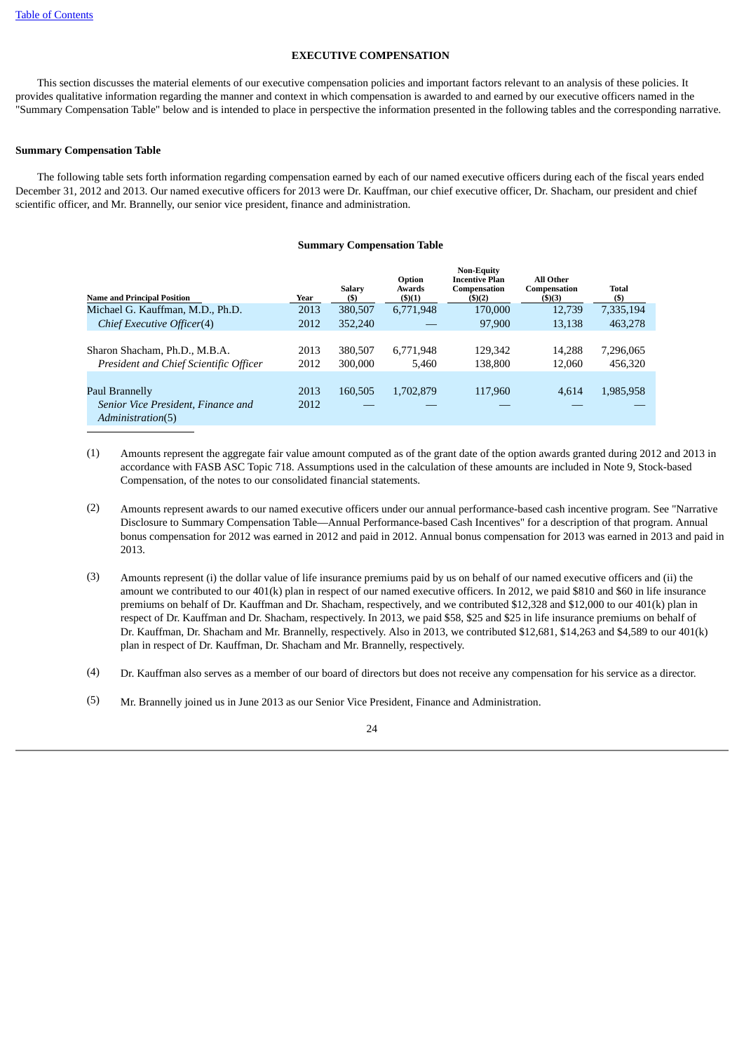## EXECUTIVE COMPENSATION

This section discusses the material elements of our executive compensation policies and important factors relevant to an analysis of these policies. It provides qualitative information regarding the manner and context in which compensation is awarded to and earned by our executive officers named in the "Summary Compensation Table" below and is intended to place in perspective the information presented in the following tables and the corresponding narrative.

### Summary Compensation Table

The following table sets forth information regarding compensation earned by each of our named executive officers during each of the fiscal years ended December 31, 2012 and 2013. Our named executive officers for 2013 were Dr. Kauffman, our chief executive officer, Dr. Shacham, our president and chief scientific officer, and Mr. Brannelly, our senior vice president, finance and administration.

**Summary Compensation Table**

| Name and Principal Position | Year | Salary ($) | Option Awards ($)(1) | Non-Equity Incentive Plan Compensation ($)(2) | All Other Compensation ($)(3) | Total ($) |
|---|---|---|---|---|---|---|
| Michael G. Kauffman, M.D., Ph.D. | 2013 | 380,507 | 6,771,948 | 170,000 | 12,739 | 7,335,194 |
| *Chief Executive Officer*(4) | 2012 | 352,240 | — | 97,900 | 13,138 | 463,278 |
| Sharon Shacham, Ph.D., M.B.A. | 2013 | 380,507 | 6,771,948 | 129,342 | 14,288 | 7,296,065 |
| *President and Chief Scientific Officer* | 2012 | 300,000 | 5,460 | 138,800 | 12,060 | 456,320 |
| Paul Brannelly | 2013 | 160,505 | 1,702,879 | 117,960 | 4,614 | 1,985,958 |
| *Senior Vice President, Finance and Administration*(5) | 2012 | — | — | — | — | — |

(1) Amounts represent the aggregate fair value amount computed as of the grant date of the option awards granted during 2012 and 2013 in accordance with FASB ASC Topic 718. Assumptions used in the calculation of these amounts are included in Note 9, Stock-based Compensation, of the notes to our consolidated financial statements.

(2) Amounts represent awards to our named executive officers under our annual performance-based cash incentive program. See "Narrative Disclosure to Summary Compensation Table—Annual Performance-based Cash Incentives" for a description of that program. Annual bonus compensation for 2012 was earned in 2012 and paid in 2012. Annual bonus compensation for 2013 was earned in 2013 and paid in 2013.

(3) Amounts represent (i) the dollar value of life insurance premiums paid by us on behalf of our named executive officers and (ii) the amount we contributed to our 401(k) plan in respect of our named executive officers. In 2012, we paid $810 and $60 in life insurance premiums on behalf of Dr. Kauffman and Dr. Shacham, respectively, and we contributed $12,328 and $12,000 to our 401(k) plan in respect of Dr. Kauffman and Dr. Shacham, respectively. In 2013, we paid $58, $25 and $25 in life insurance premiums on behalf of Dr. Kauffman, Dr. Shacham and Mr. Brannelly, respectively. Also in 2013, we contributed $12,681, $14,263 and $4,589 to our 401(k) plan in respect of Dr. Kauffman, Dr. Shacham and Mr. Brannelly, respectively.

(4) Dr. Kauffman also serves as a member of our board of directors but does not receive any compensation for his service as a director.

(5) Mr. Brannelly joined us in June 2013 as our Senior Vice President, Finance and Administration.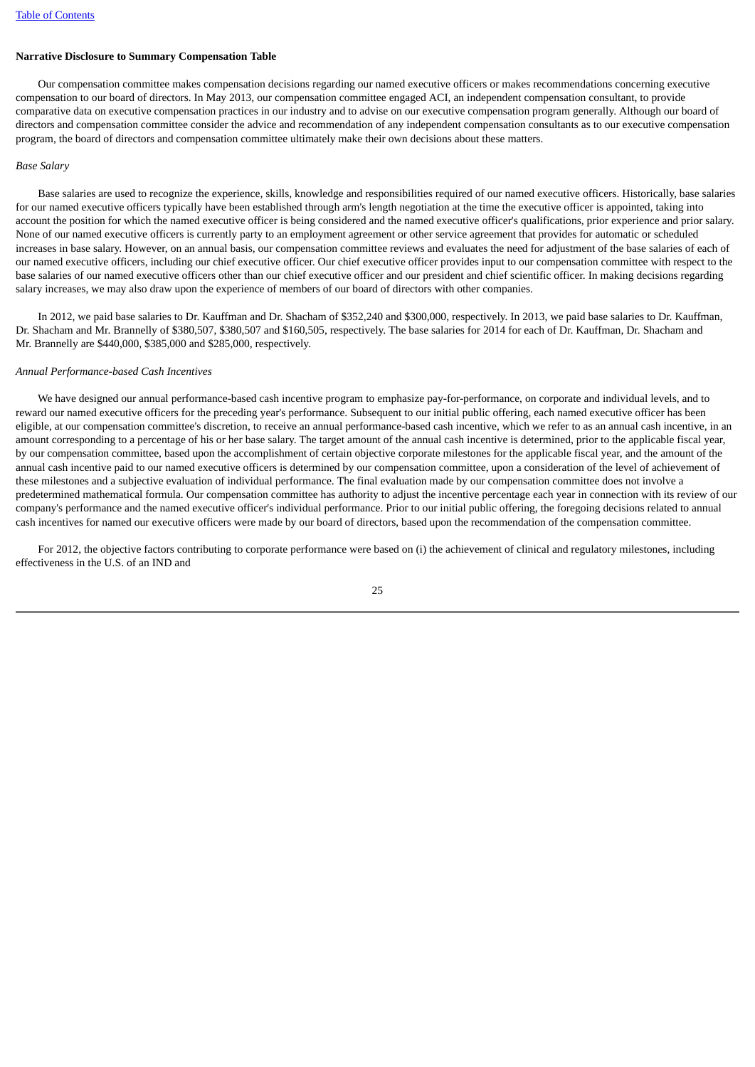**Narrative Disclosure to Summary Compensation Table**

Our compensation committee makes compensation decisions regarding our named executive officers or makes recommendations concerning executive compensation to our board of directors. In May 2013, our compensation committee engaged ACI, an independent compensation consultant, to provide comparative data on executive compensation practices in our industry and to advise on our executive compensation program generally. Although our board of directors and compensation committee consider the advice and recommendation of any independent compensation consultants as to our executive compensation program, the board of directors and compensation committee ultimately make their own decisions about these matters.

*Base Salary*

Base salaries are used to recognize the experience, skills, knowledge and responsibilities required of our named executive officers. Historically, base salaries for our named executive officers typically have been established through arm's length negotiation at the time the executive officer is appointed, taking into account the position for which the named executive officer is being considered and the named executive officer's qualifications, prior experience and prior salary. None of our named executive officers is currently party to an employment agreement or other service agreement that provides for automatic or scheduled increases in base salary. However, on an annual basis, our compensation committee reviews and evaluates the need for adjustment of the base salaries of each of our named executive officers, including our chief executive officer. Our chief executive officer provides input to our compensation committee with respect to the base salaries of our named executive officers other than our chief executive officer and our president and chief scientific officer. In making decisions regarding salary increases, we may also draw upon the experience of members of our board of directors with other companies.

In 2012, we paid base salaries to Dr. Kauffman and Dr. Shacham of $352,240 and $300,000, respectively. In 2013, we paid base salaries to Dr. Kauffman, Dr. Shacham and Mr. Brannelly of $380,507, $380,507 and $160,505, respectively. The base salaries for 2014 for each of Dr. Kauffman, Dr. Shacham and Mr. Brannelly are $440,000, $385,000 and $285,000, respectively.

*Annual Performance-based Cash Incentives*

We have designed our annual performance-based cash incentive program to emphasize pay-for-performance, on corporate and individual levels, and to reward our named executive officers for the preceding year's performance. Subsequent to our initial public offering, each named executive officer has been eligible, at our compensation committee's discretion, to receive an annual performance-based cash incentive, which we refer to as an annual cash incentive, in an amount corresponding to a percentage of his or her base salary. The target amount of the annual cash incentive is determined, prior to the applicable fiscal year, by our compensation committee, based upon the accomplishment of certain objective corporate milestones for the applicable fiscal year, and the amount of the annual cash incentive paid to our named executive officers is determined by our compensation committee, upon a consideration of the level of achievement of these milestones and a subjective evaluation of individual performance. The final evaluation made by our compensation committee does not involve a predetermined mathematical formula. Our compensation committee has authority to adjust the incentive percentage each year in connection with its review of our company's performance and the named executive officer's individual performance. Prior to our initial public offering, the foregoing decisions related to annual cash incentives for named our executive officers were made by our board of directors, based upon the recommendation of the compensation committee.

For 2012, the objective factors contributing to corporate performance were based on (i) the achievement of clinical and regulatory milestones, including effectiveness in the U.S. of an IND and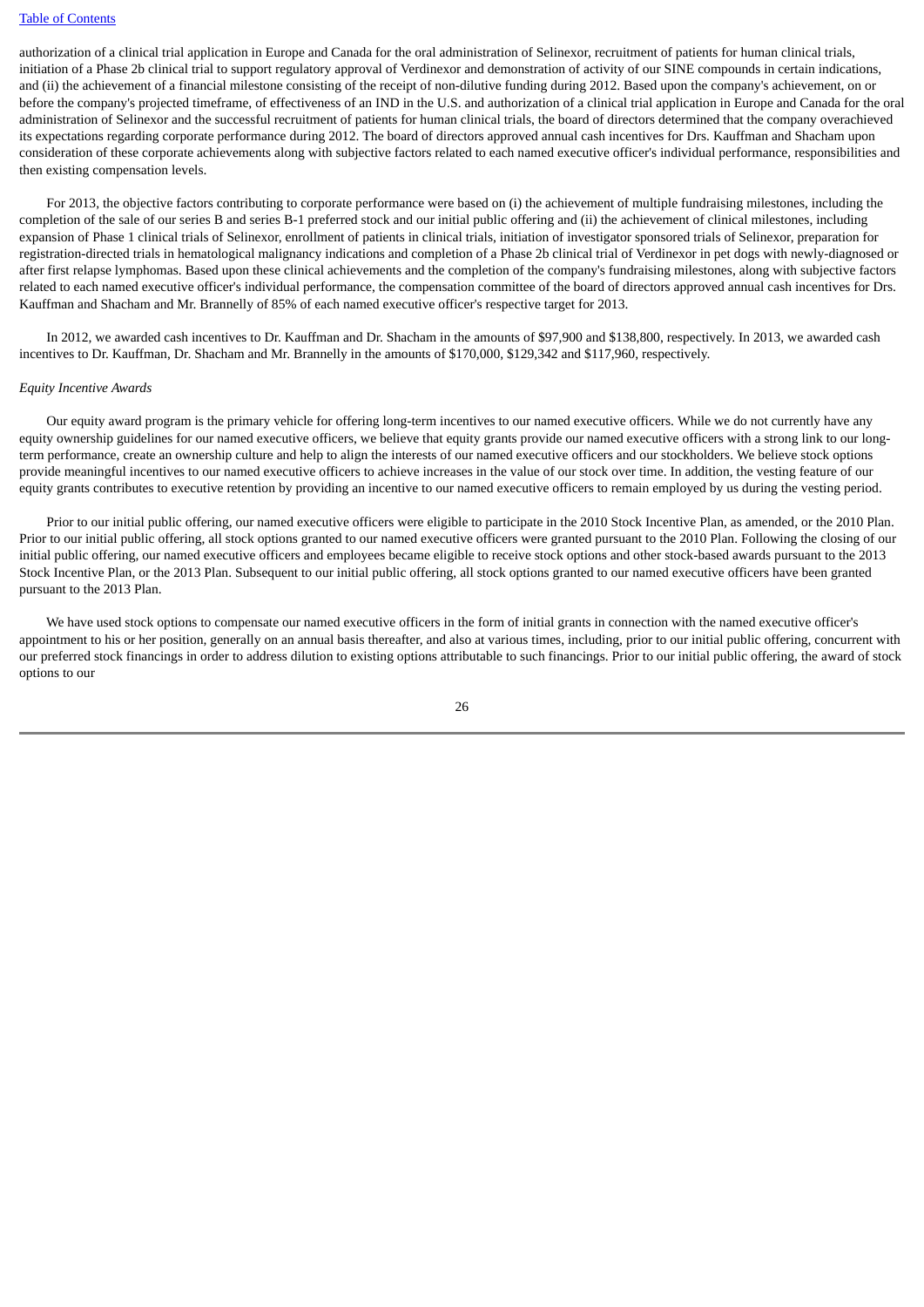authorization of a clinical trial application in Europe and Canada for the oral administration of Selinexor, recruitment of patients for human clinical trials, initiation of a Phase 2b clinical trial to support regulatory approval of Verdinexor and demonstration of activity of our SINE compounds in certain indications, and (ii) the achievement of a financial milestone consisting of the receipt of non-dilutive funding during 2012. Based upon the company's achievement, on or before the company's projected timeframe, of effectiveness of an IND in the U.S. and authorization of a clinical trial application in Europe and Canada for the oral administration of Selinexor and the successful recruitment of patients for human clinical trials, the board of directors determined that the company overachieved its expectations regarding corporate performance during 2012. The board of directors approved annual cash incentives for Drs. Kauffman and Shacham upon consideration of these corporate achievements along with subjective factors related to each named executive officer's individual performance, responsibilities and then existing compensation levels.

For 2013, the objective factors contributing to corporate performance were based on (i) the achievement of multiple fundraising milestones, including the completion of the sale of our series B and series B-1 preferred stock and our initial public offering and (ii) the achievement of clinical milestones, including expansion of Phase 1 clinical trials of Selinexor, enrollment of patients in clinical trials, initiation of investigator sponsored trials of Selinexor, preparation for registration-directed trials in hematological malignancy indications and completion of a Phase 2b clinical trial of Verdinexor in pet dogs with newly-diagnosed or after first relapse lymphomas. Based upon these clinical achievements and the completion of the company's fundraising milestones, along with subjective factors related to each named executive officer's individual performance, the compensation committee of the board of directors approved annual cash incentives for Drs. Kauffman and Shacham and Mr. Brannelly of 85% of each named executive officer's respective target for 2013.

In 2012, we awarded cash incentives to Dr. Kauffman and Dr. Shacham in the amounts of $97,900 and $138,800, respectively. In 2013, we awarded cash incentives to Dr. Kauffman, Dr. Shacham and Mr. Brannelly in the amounts of $170,000, $129,342 and $117,960, respectively.

*Equity Incentive Awards*

Our equity award program is the primary vehicle for offering long-term incentives to our named executive officers. While we do not currently have any equity ownership guidelines for our named executive officers, we believe that equity grants provide our named executive officers with a strong link to our long-term performance, create an ownership culture and help to align the interests of our named executive officers and our stockholders. We believe stock options provide meaningful incentives to our named executive officers to achieve increases in the value of our stock over time. In addition, the vesting feature of our equity grants contributes to executive retention by providing an incentive to our named executive officers to remain employed by us during the vesting period.

Prior to our initial public offering, our named executive officers were eligible to participate in the 2010 Stock Incentive Plan, as amended, or the 2010 Plan. Prior to our initial public offering, all stock options granted to our named executive officers were granted pursuant to the 2010 Plan. Following the closing of our initial public offering, our named executive officers and employees became eligible to receive stock options and other stock-based awards pursuant to the 2013 Stock Incentive Plan, or the 2013 Plan. Subsequent to our initial public offering, all stock options granted to our named executive officers have been granted pursuant to the 2013 Plan.

We have used stock options to compensate our named executive officers in the form of initial grants in connection with the named executive officer's appointment to his or her position, generally on an annual basis thereafter, and also at various times, including, prior to our initial public offering, concurrent with our preferred stock financings in order to address dilution to existing options attributable to such financings. Prior to our initial public offering, the award of stock options to our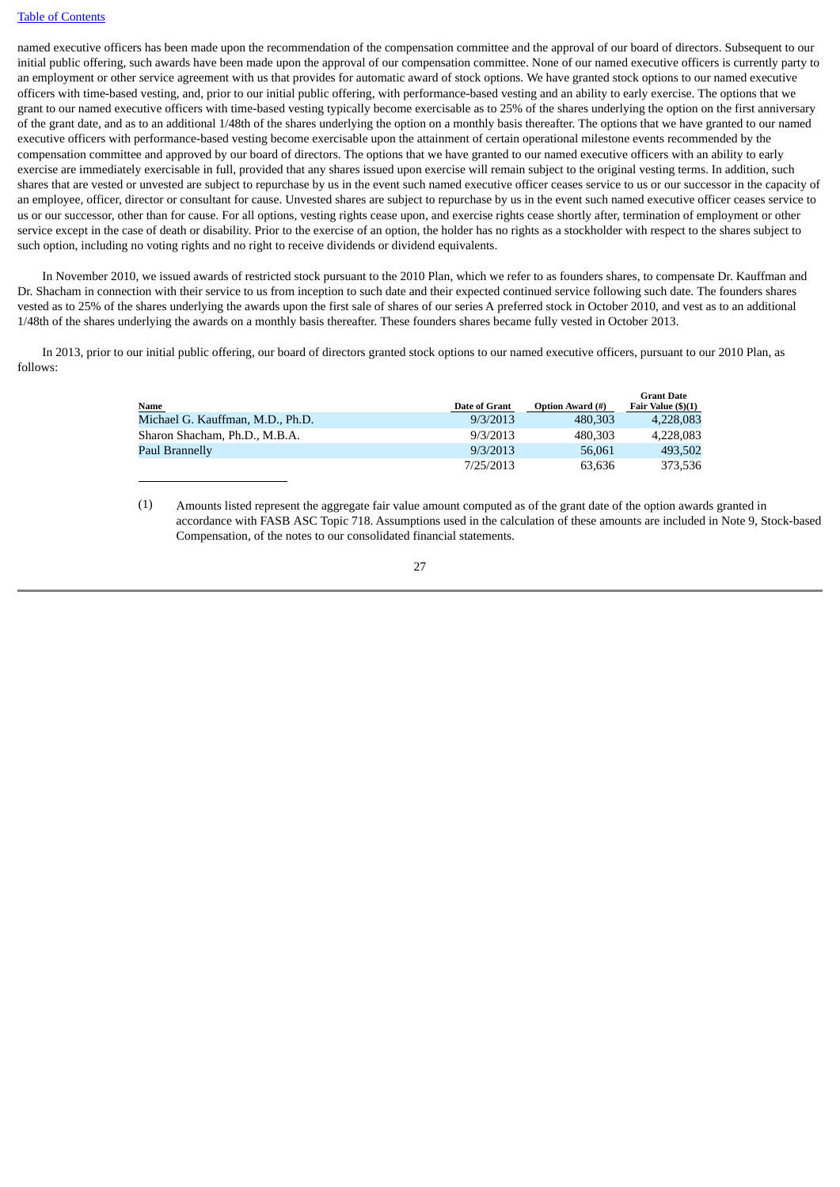named executive officers has been made upon the recommendation of the compensation committee and the approval of our board of directors. Subsequent to our initial public offering, such awards have been made upon the approval of our compensation committee. None of our named executive officers is currently party to an employment or other service agreement with us that provides for automatic award of stock options. We have granted stock options to our named executive officers with time-based vesting, and, prior to our initial public offering, with performance-based vesting and an ability to early exercise. The options that we grant to our named executive officers with time-based vesting typically become exercisable as to 25% of the shares underlying the option on the first anniversary of the grant date, and as to an additional 1/48th of the shares underlying the option on a monthly basis thereafter. The options that we have granted to our named executive officers with performance-based vesting become exercisable upon the attainment of certain operational milestone events recommended by the compensation committee and approved by our board of directors. The options that we have granted to our named executive officers with an ability to early exercise are immediately exercisable in full, provided that any shares issued upon exercise will remain subject to the original vesting terms. In addition, such shares that are vested or unvested are subject to repurchase by us in the event such named executive officer ceases service to us or our successor in the capacity of an employee, officer, director or consultant for cause. Unvested shares are subject to repurchase by us in the event such named executive officer ceases service to us or our successor, other than for cause. For all options, vesting rights cease upon, and exercise rights cease shortly after, termination of employment or other service except in the case of death or disability. Prior to the exercise of an option, the holder has no rights as a stockholder with respect to the shares subject to such option, including no voting rights and no right to receive dividends or dividend equivalents.

In November 2010, we issued awards of restricted stock pursuant to the 2010 Plan, which we refer to as founders shares, to compensate Dr. Kauffman and Dr. Shacham in connection with their service to us from inception to such date and their expected continued service following such date. The founders shares vested as to 25% of the shares underlying the awards upon the first sale of shares of our series A preferred stock in October 2010, and vest as to an additional 1/48th of the shares underlying the awards on a monthly basis thereafter. These founders shares became fully vested in October 2013.

In 2013, prior to our initial public offering, our board of directors granted stock options to our named executive officers, pursuant to our 2010 Plan, as follows:

| Name | Date of Grant | Option Award (#) | Grant Date Fair Value ($)(1) |
|---|---|---|---|
| Michael G. Kauffman, M.D., Ph.D. | 9/3/2013 | 480,303 | 4,228,083 |
| Sharon Shacham, Ph.D., M.B.A. | 9/3/2013 | 480,303 | 4,228,083 |
| Paul Brannelly | 9/3/2013 | 56,061 | 493,502 |
| | 7/25/2013 | 63,636 | 373,536 |

(1) Amounts listed represent the aggregate fair value amount computed as of the grant date of the option awards granted in accordance with FASB ASC Topic 718. Assumptions used in the calculation of these amounts are included in Note 9, Stock-based Compensation, of the notes to our consolidated financial statements.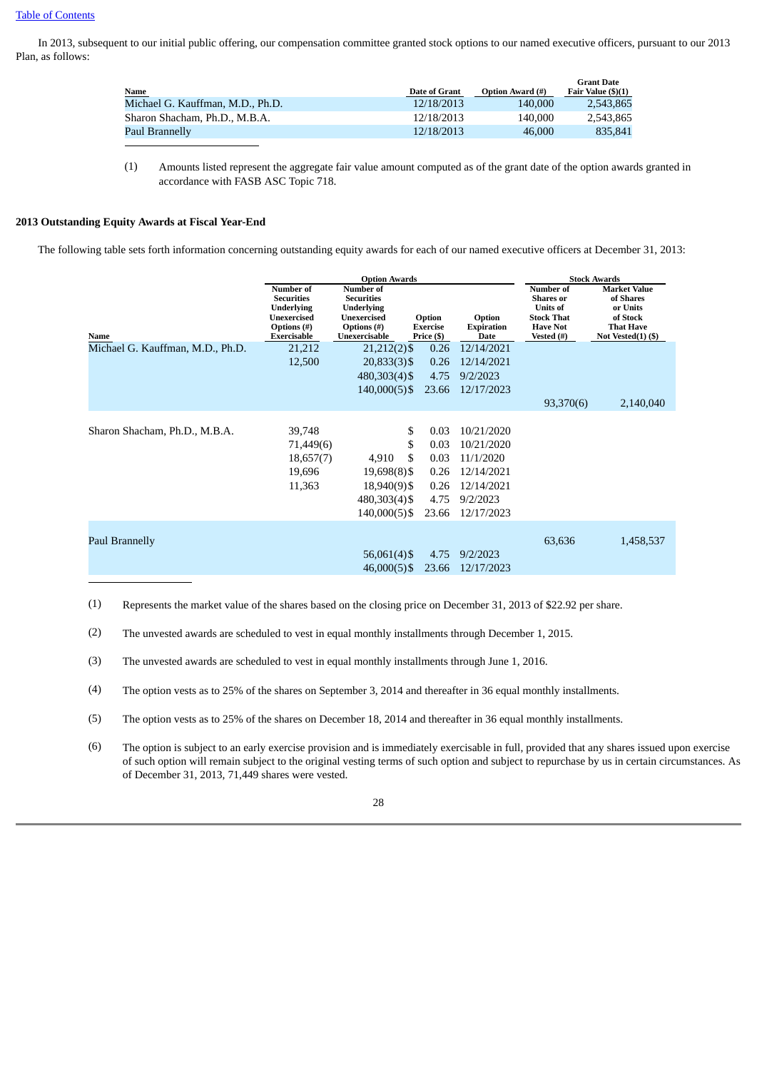In 2013, subsequent to our initial public offering, our compensation committee granted stock options to our named executive officers, pursuant to our 2013 Plan, as follows:

| Name | Date of Grant | Option Award (#) | Grant Date Fair Value ($)(1) |
|---|---|---|---|
| Michael G. Kauffman, M.D., Ph.D. | 12/18/2013 | 140,000 | 2,543,865 |
| Sharon Shacham, Ph.D., M.B.A. | 12/18/2013 | 140,000 | 2,543,865 |
| Paul Brannelly | 12/18/2013 | 46,000 | 835,841 |

(1) Amounts listed represent the aggregate fair value amount computed as of the grant date of the option awards granted in accordance with FASB ASC Topic 718.

**2013 Outstanding Equity Awards at Fiscal Year-End**

The following table sets forth information concerning outstanding equity awards for each of our named executive officers at December 31, 2013:

| | Option Awards | | | | Stock Awards | |
|---|---|---|---|---|---|---|
| Name | Number of Securities Underlying Unexercised Options (#) Exercisable | Number of Securities Underlying Unexercised Options (#) Unexercisable | Option Exercise Price ($) | Option Expiration Date | Number of Shares or Units of Stock That Have Not Vested (#) | Market Value of Shares or Units of Stock That Have Not Vested(1) ($) |
| Michael G. Kauffman, M.D., Ph.D. | 21,212 | 21,212(2) | $ 0.26 | 12/14/2021 | | |
| | 12,500 | 20,833(3) | $ 0.26 | 12/14/2021 | | |
| | | 480,303(4) | $ 4.75 | 9/2/2023 | | |
| | | 140,000(5) | $ 23.66 | 12/17/2023 | | |
| | | | | | 93,370(6) | 2,140,040 |
| Sharon Shacham, Ph.D., M.B.A. | 39,748 | | $ 0.03 | 10/21/2020 | | |
| | 71,449(6) | | $ 0.03 | 10/21/2020 | | |
| | 18,657(7) | 4,910 | $ 0.03 | 11/1/2020 | | |
| | 19,696 | 19,698(8) | $ 0.26 | 12/14/2021 | | |
| | 11,363 | 18,940(9) | $ 0.26 | 12/14/2021 | | |
| | | 480,303(4) | $ 4.75 | 9/2/2023 | | |
| | | 140,000(5) | $ 23.66 | 12/17/2023 | | |
| Paul Brannelly | | | | | 63,636 | 1,458,537 |
| | | 56,061(4) | $ 4.75 | 9/2/2023 | | |
| | | 46,000(5) | $ 23.66 | 12/17/2023 | | |

(1) Represents the market value of the shares based on the closing price on December 31, 2013 of $22.92 per share.

(2) The unvested awards are scheduled to vest in equal monthly installments through December 1, 2015.

(3) The unvested awards are scheduled to vest in equal monthly installments through June 1, 2016.

(4) The option vests as to 25% of the shares on September 3, 2014 and thereafter in 36 equal monthly installments.

(5) The option vests as to 25% of the shares on December 18, 2014 and thereafter in 36 equal monthly installments.

(6) The option is subject to an early exercise provision and is immediately exercisable in full, provided that any shares issued upon exercise of such option will remain subject to the original vesting terms of such option and subject to repurchase by us in certain circumstances. As of December 31, 2013, 71,449 shares were vested.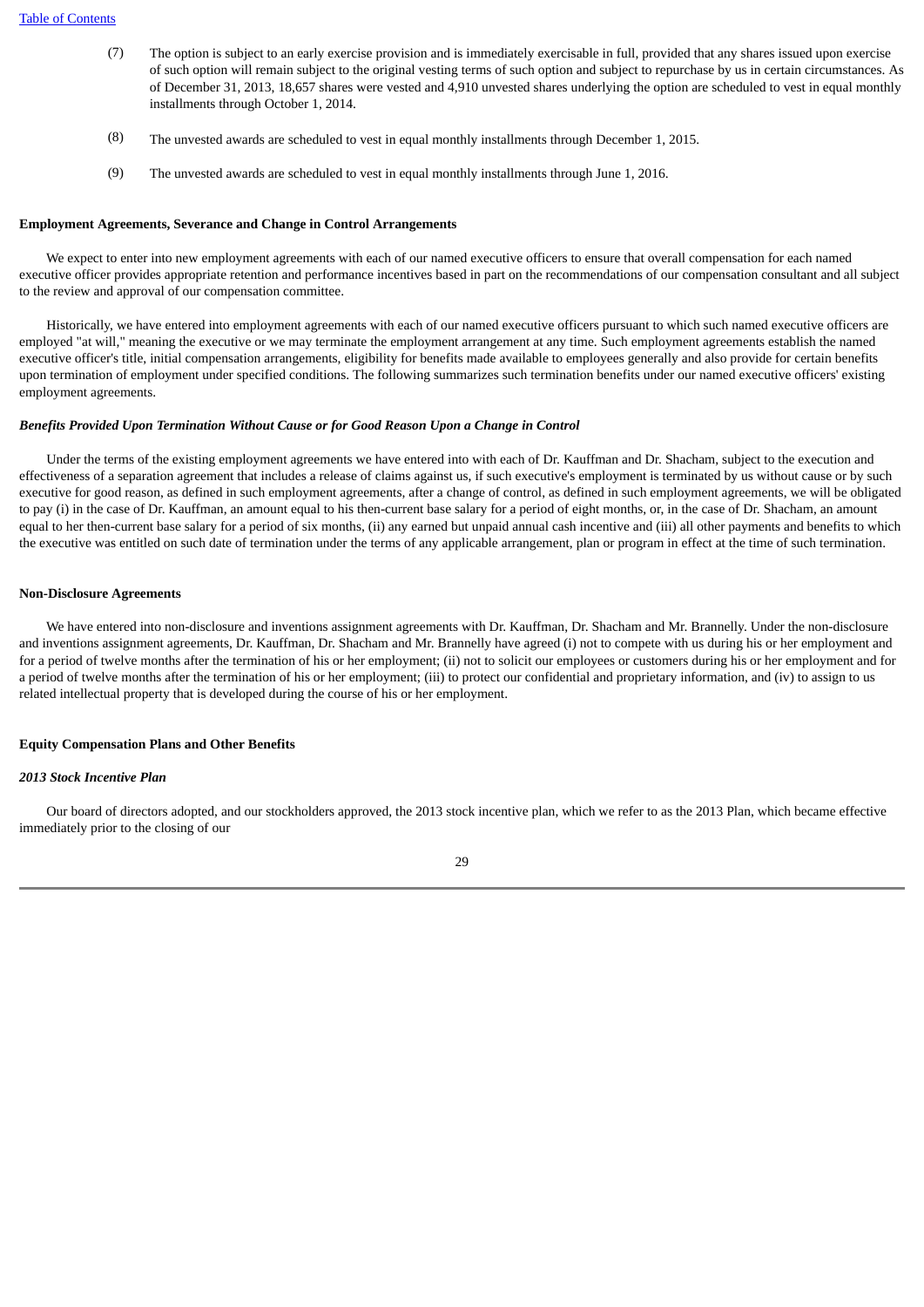(7) The option is subject to an early exercise provision and is immediately exercisable in full, provided that any shares issued upon exercise of such option will remain subject to the original vesting terms of such option and subject to repurchase by us in certain circumstances. As of December 31, 2013, 18,657 shares were vested and 4,910 unvested shares underlying the option are scheduled to vest in equal monthly installments through October 1, 2014.

(8) The unvested awards are scheduled to vest in equal monthly installments through December 1, 2015.

(9) The unvested awards are scheduled to vest in equal monthly installments through June 1, 2016.

**Employment Agreements, Severance and Change in Control Arrangements**

We expect to enter into new employment agreements with each of our named executive officers to ensure that overall compensation for each named executive officer provides appropriate retention and performance incentives based in part on the recommendations of our compensation consultant and all subject to the review and approval of our compensation committee.

Historically, we have entered into employment agreements with each of our named executive officers pursuant to which such named executive officers are employed "at will," meaning the executive or we may terminate the employment arrangement at any time. Such employment agreements establish the named executive officer's title, initial compensation arrangements, eligibility for benefits made available to employees generally and also provide for certain benefits upon termination of employment under specified conditions. The following summarizes such termination benefits under our named executive officers' existing employment agreements.

***Benefits Provided Upon Termination Without Cause or for Good Reason Upon a Change in Control***

Under the terms of the existing employment agreements we have entered into with each of Dr. Kauffman and Dr. Shacham, subject to the execution and effectiveness of a separation agreement that includes a release of claims against us, if such executive's employment is terminated by us without cause or by such executive for good reason, as defined in such employment agreements, after a change of control, as defined in such employment agreements, we will be obligated to pay (i) in the case of Dr. Kauffman, an amount equal to his then-current base salary for a period of eight months, or, in the case of Dr. Shacham, an amount equal to her then-current base salary for a period of six months, (ii) any earned but unpaid annual cash incentive and (iii) all other payments and benefits to which the executive was entitled on such date of termination under the terms of any applicable arrangement, plan or program in effect at the time of such termination.

**Non-Disclosure Agreements**

We have entered into non-disclosure and inventions assignment agreements with Dr. Kauffman, Dr. Shacham and Mr. Brannelly. Under the non-disclosure and inventions assignment agreements, Dr. Kauffman, Dr. Shacham and Mr. Brannelly have agreed (i) not to compete with us during his or her employment and for a period of twelve months after the termination of his or her employment; (ii) not to solicit our employees or customers during his or her employment and for a period of twelve months after the termination of his or her employment; (iii) to protect our confidential and proprietary information, and (iv) to assign to us related intellectual property that is developed during the course of his or her employment.

**Equity Compensation Plans and Other Benefits**

***2013 Stock Incentive Plan***

Our board of directors adopted, and our stockholders approved, the 2013 stock incentive plan, which we refer to as the 2013 Plan, which became effective immediately prior to the closing of our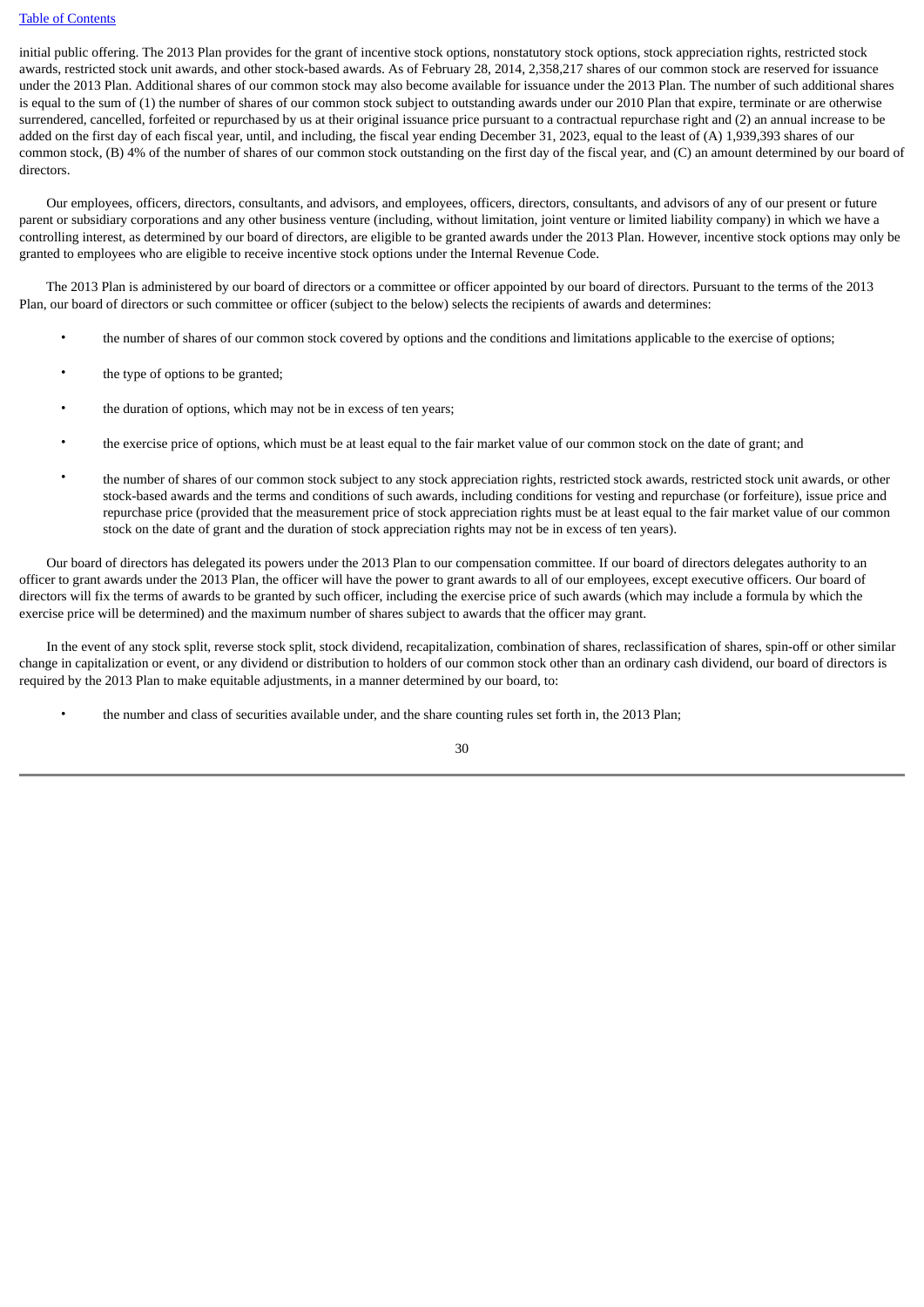initial public offering. The 2013 Plan provides for the grant of incentive stock options, nonstatutory stock options, stock appreciation rights, restricted stock awards, restricted stock unit awards, and other stock-based awards. As of February 28, 2014, 2,358,217 shares of our common stock are reserved for issuance under the 2013 Plan. Additional shares of our common stock may also become available for issuance under the 2013 Plan. The number of such additional shares is equal to the sum of (1) the number of shares of our common stock subject to outstanding awards under our 2010 Plan that expire, terminate or are otherwise surrendered, cancelled, forfeited or repurchased by us at their original issuance price pursuant to a contractual repurchase right and (2) an annual increase to be added on the first day of each fiscal year, until, and including, the fiscal year ending December 31, 2023, equal to the least of (A) 1,939,393 shares of our common stock, (B) 4% of the number of shares of our common stock outstanding on the first day of the fiscal year, and (C) an amount determined by our board of directors.

Our employees, officers, directors, consultants, and advisors, and employees, officers, directors, consultants, and advisors of any of our present or future parent or subsidiary corporations and any other business venture (including, without limitation, joint venture or limited liability company) in which we have a controlling interest, as determined by our board of directors, are eligible to be granted awards under the 2013 Plan. However, incentive stock options may only be granted to employees who are eligible to receive incentive stock options under the Internal Revenue Code.

The 2013 Plan is administered by our board of directors or a committee or officer appointed by our board of directors. Pursuant to the terms of the 2013 Plan, our board of directors or such committee or officer (subject to the below) selects the recipients of awards and determines:

- the number of shares of our common stock covered by options and the conditions and limitations applicable to the exercise of options;
- the type of options to be granted;
- the duration of options, which may not be in excess of ten years;
- the exercise price of options, which must be at least equal to the fair market value of our common stock on the date of grant; and
- the number of shares of our common stock subject to any stock appreciation rights, restricted stock awards, restricted stock unit awards, or other stock-based awards and the terms and conditions of such awards, including conditions for vesting and repurchase (or forfeiture), issue price and repurchase price (provided that the measurement price of stock appreciation rights must be at least equal to the fair market value of our common stock on the date of grant and the duration of stock appreciation rights may not be in excess of ten years).

Our board of directors has delegated its powers under the 2013 Plan to our compensation committee. If our board of directors delegates authority to an officer to grant awards under the 2013 Plan, the officer will have the power to grant awards to all of our employees, except executive officers. Our board of directors will fix the terms of awards to be granted by such officer, including the exercise price of such awards (which may include a formula by which the exercise price will be determined) and the maximum number of shares subject to awards that the officer may grant.

In the event of any stock split, reverse stock split, stock dividend, recapitalization, combination of shares, reclassification of shares, spin-off or other similar change in capitalization or event, or any dividend or distribution to holders of our common stock other than an ordinary cash dividend, our board of directors is required by the 2013 Plan to make equitable adjustments, in a manner determined by our board, to:

- the number and class of securities available under, and the share counting rules set forth in, the 2013 Plan;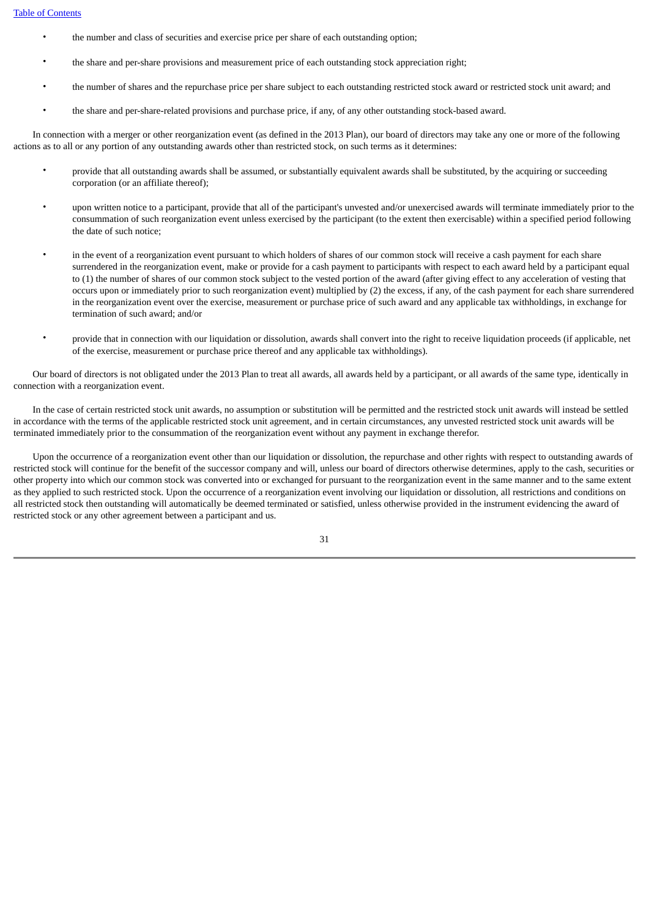- the number and class of securities and exercise price per share of each outstanding option;
- the share and per-share provisions and measurement price of each outstanding stock appreciation right;
- the number of shares and the repurchase price per share subject to each outstanding restricted stock award or restricted stock unit award; and
- the share and per-share-related provisions and purchase price, if any, of any other outstanding stock-based award.

In connection with a merger or other reorganization event (as defined in the 2013 Plan), our board of directors may take any one or more of the following actions as to all or any portion of any outstanding awards other than restricted stock, on such terms as it determines:

- provide that all outstanding awards shall be assumed, or substantially equivalent awards shall be substituted, by the acquiring or succeeding corporation (or an affiliate thereof);
- upon written notice to a participant, provide that all of the participant's unvested and/or unexercised awards will terminate immediately prior to the consummation of such reorganization event unless exercised by the participant (to the extent then exercisable) within a specified period following the date of such notice;
- in the event of a reorganization event pursuant to which holders of shares of our common stock will receive a cash payment for each share surrendered in the reorganization event, make or provide for a cash payment to participants with respect to each award held by a participant equal to (1) the number of shares of our common stock subject to the vested portion of the award (after giving effect to any acceleration of vesting that occurs upon or immediately prior to such reorganization event) multiplied by (2) the excess, if any, of the cash payment for each share surrendered in the reorganization event over the exercise, measurement or purchase price of such award and any applicable tax withholdings, in exchange for termination of such award; and/or
- provide that in connection with our liquidation or dissolution, awards shall convert into the right to receive liquidation proceeds (if applicable, net of the exercise, measurement or purchase price thereof and any applicable tax withholdings).

Our board of directors is not obligated under the 2013 Plan to treat all awards, all awards held by a participant, or all awards of the same type, identically in connection with a reorganization event.

In the case of certain restricted stock unit awards, no assumption or substitution will be permitted and the restricted stock unit awards will instead be settled in accordance with the terms of the applicable restricted stock unit agreement, and in certain circumstances, any unvested restricted stock unit awards will be terminated immediately prior to the consummation of the reorganization event without any payment in exchange therefor.

Upon the occurrence of a reorganization event other than our liquidation or dissolution, the repurchase and other rights with respect to outstanding awards of restricted stock will continue for the benefit of the successor company and will, unless our board of directors otherwise determines, apply to the cash, securities or other property into which our common stock was converted into or exchanged for pursuant to the reorganization event in the same manner and to the same extent as they applied to such restricted stock. Upon the occurrence of a reorganization event involving our liquidation or dissolution, all restrictions and conditions on all restricted stock then outstanding will automatically be deemed terminated or satisfied, unless otherwise provided in the instrument evidencing the award of restricted stock or any other agreement between a participant and us.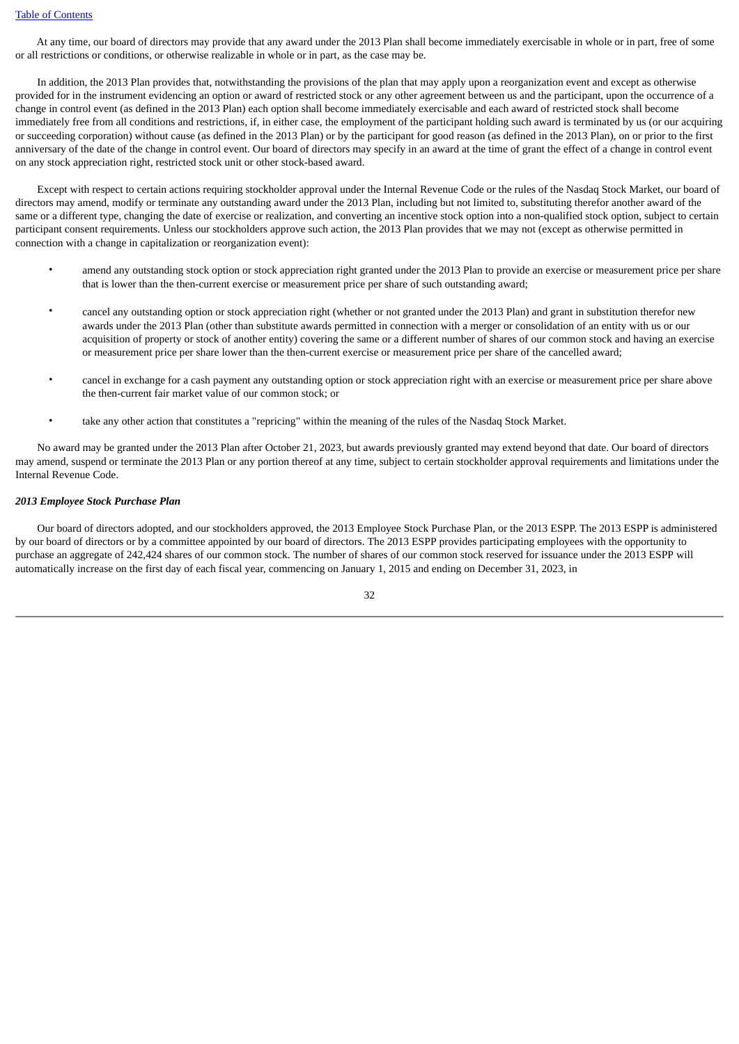At any time, our board of directors may provide that any award under the 2013 Plan shall become immediately exercisable in whole or in part, free of some or all restrictions or conditions, or otherwise realizable in whole or in part, as the case may be.

In addition, the 2013 Plan provides that, notwithstanding the provisions of the plan that may apply upon a reorganization event and except as otherwise provided for in the instrument evidencing an option or award of restricted stock or any other agreement between us and the participant, upon the occurrence of a change in control event (as defined in the 2013 Plan) each option shall become immediately exercisable and each award of restricted stock shall become immediately free from all conditions and restrictions, if, in either case, the employment of the participant holding such award is terminated by us (or our acquiring or succeeding corporation) without cause (as defined in the 2013 Plan) or by the participant for good reason (as defined in the 2013 Plan), on or prior to the first anniversary of the date of the change in control event. Our board of directors may specify in an award at the time of grant the effect of a change in control event on any stock appreciation right, restricted stock unit or other stock-based award.

Except with respect to certain actions requiring stockholder approval under the Internal Revenue Code or the rules of the Nasdaq Stock Market, our board of directors may amend, modify or terminate any outstanding award under the 2013 Plan, including but not limited to, substituting therefor another award of the same or a different type, changing the date of exercise or realization, and converting an incentive stock option into a non-qualified stock option, subject to certain participant consent requirements. Unless our stockholders approve such action, the 2013 Plan provides that we may not (except as otherwise permitted in connection with a change in capitalization or reorganization event):

- amend any outstanding stock option or stock appreciation right granted under the 2013 Plan to provide an exercise or measurement price per share that is lower than the then-current exercise or measurement price per share of such outstanding award;
- cancel any outstanding option or stock appreciation right (whether or not granted under the 2013 Plan) and grant in substitution therefor new awards under the 2013 Plan (other than substitute awards permitted in connection with a merger or consolidation of an entity with us or our acquisition of property or stock of another entity) covering the same or a different number of shares of our common stock and having an exercise or measurement price per share lower than the then-current exercise or measurement price per share of the cancelled award;
- cancel in exchange for a cash payment any outstanding option or stock appreciation right with an exercise or measurement price per share above the then-current fair market value of our common stock; or
- take any other action that constitutes a "repricing" within the meaning of the rules of the Nasdaq Stock Market.

No award may be granted under the 2013 Plan after October 21, 2023, but awards previously granted may extend beyond that date. Our board of directors may amend, suspend or terminate the 2013 Plan or any portion thereof at any time, subject to certain stockholder approval requirements and limitations under the Internal Revenue Code.

***2013 Employee Stock Purchase Plan***

Our board of directors adopted, and our stockholders approved, the 2013 Employee Stock Purchase Plan, or the 2013 ESPP. The 2013 ESPP is administered by our board of directors or by a committee appointed by our board of directors. The 2013 ESPP provides participating employees with the opportunity to purchase an aggregate of 242,424 shares of our common stock. The number of shares of our common stock reserved for issuance under the 2013 ESPP will automatically increase on the first day of each fiscal year, commencing on January 1, 2015 and ending on December 31, 2023, in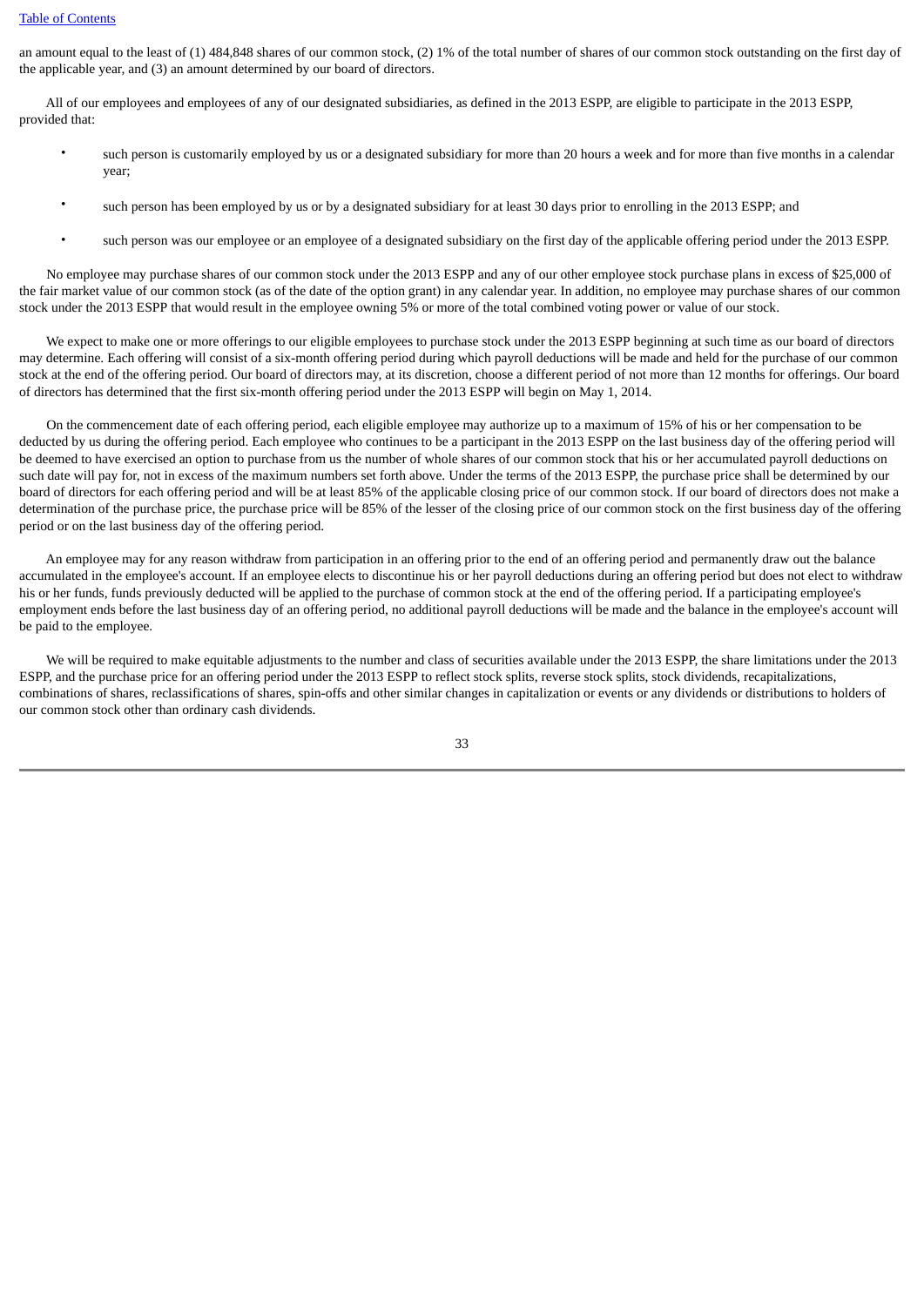an amount equal to the least of (1) 484,848 shares of our common stock, (2) 1% of the total number of shares of our common stock outstanding on the first day of the applicable year, and (3) an amount determined by our board of directors.

All of our employees and employees of any of our designated subsidiaries, as defined in the 2013 ESPP, are eligible to participate in the 2013 ESPP, provided that:

- such person is customarily employed by us or a designated subsidiary for more than 20 hours a week and for more than five months in a calendar year;
- such person has been employed by us or by a designated subsidiary for at least 30 days prior to enrolling in the 2013 ESPP; and
- such person was our employee or an employee of a designated subsidiary on the first day of the applicable offering period under the 2013 ESPP.

No employee may purchase shares of our common stock under the 2013 ESPP and any of our other employee stock purchase plans in excess of $25,000 of the fair market value of our common stock (as of the date of the option grant) in any calendar year. In addition, no employee may purchase shares of our common stock under the 2013 ESPP that would result in the employee owning 5% or more of the total combined voting power or value of our stock.

We expect to make one or more offerings to our eligible employees to purchase stock under the 2013 ESPP beginning at such time as our board of directors may determine. Each offering will consist of a six-month offering period during which payroll deductions will be made and held for the purchase of our common stock at the end of the offering period. Our board of directors may, at its discretion, choose a different period of not more than 12 months for offerings. Our board of directors has determined that the first six-month offering period under the 2013 ESPP will begin on May 1, 2014.

On the commencement date of each offering period, each eligible employee may authorize up to a maximum of 15% of his or her compensation to be deducted by us during the offering period. Each employee who continues to be a participant in the 2013 ESPP on the last business day of the offering period will be deemed to have exercised an option to purchase from us the number of whole shares of our common stock that his or her accumulated payroll deductions on such date will pay for, not in excess of the maximum numbers set forth above. Under the terms of the 2013 ESPP, the purchase price shall be determined by our board of directors for each offering period and will be at least 85% of the applicable closing price of our common stock. If our board of directors does not make a determination of the purchase price, the purchase price will be 85% of the lesser of the closing price of our common stock on the first business day of the offering period or on the last business day of the offering period.

An employee may for any reason withdraw from participation in an offering prior to the end of an offering period and permanently draw out the balance accumulated in the employee's account. If an employee elects to discontinue his or her payroll deductions during an offering period but does not elect to withdraw his or her funds, funds previously deducted will be applied to the purchase of common stock at the end of the offering period. If a participating employee's employment ends before the last business day of an offering period, no additional payroll deductions will be made and the balance in the employee's account will be paid to the employee.

We will be required to make equitable adjustments to the number and class of securities available under the 2013 ESPP, the share limitations under the 2013 ESPP, and the purchase price for an offering period under the 2013 ESPP to reflect stock splits, reverse stock splits, stock dividends, recapitalizations, combinations of shares, reclassifications of shares, spin-offs and other similar changes in capitalization or events or any dividends or distributions to holders of our common stock other than ordinary cash dividends.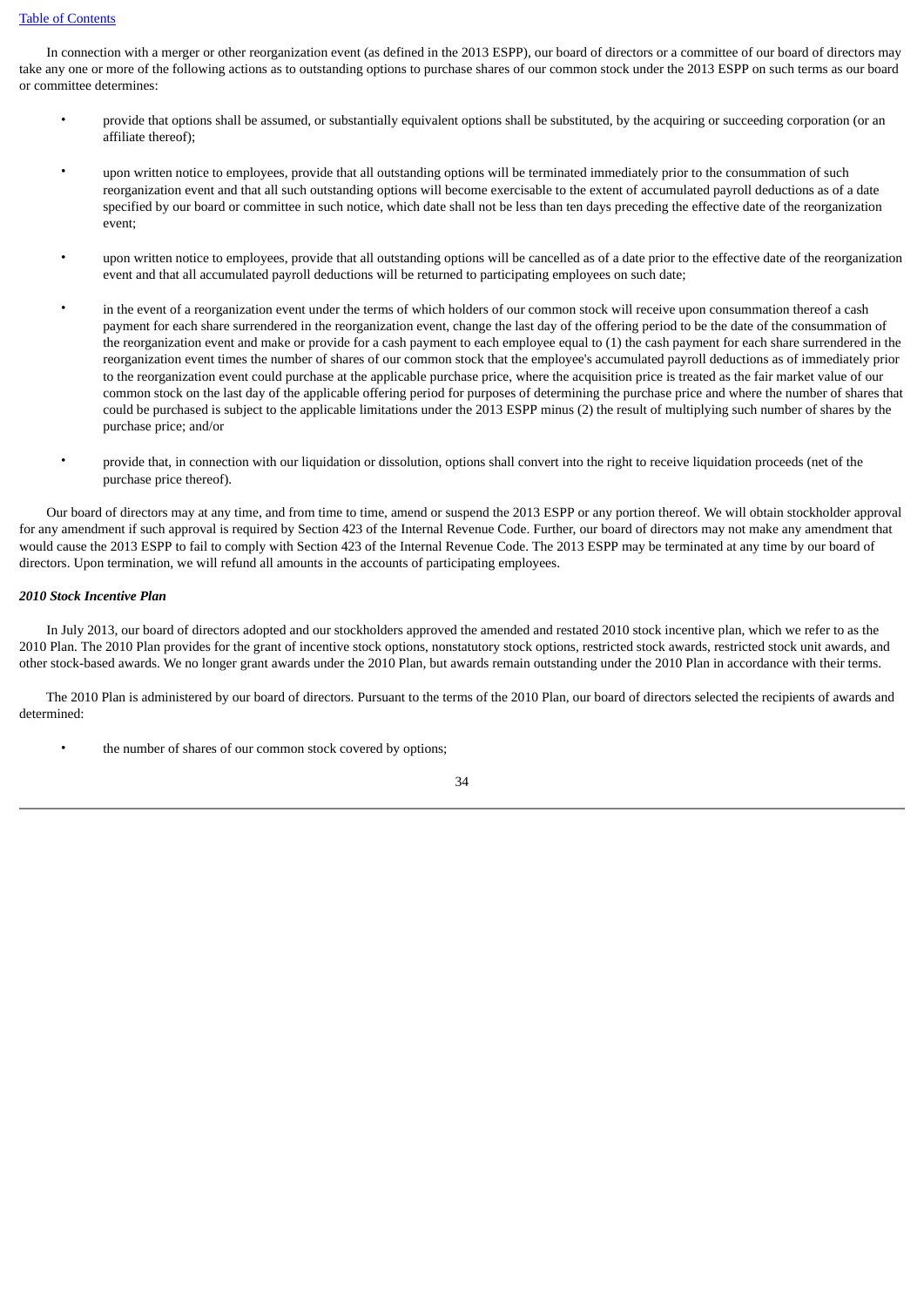In connection with a merger or other reorganization event (as defined in the 2013 ESPP), our board of directors or a committee of our board of directors may take any one or more of the following actions as to outstanding options to purchase shares of our common stock under the 2013 ESPP on such terms as our board or committee determines:

- provide that options shall be assumed, or substantially equivalent options shall be substituted, by the acquiring or succeeding corporation (or an affiliate thereof);
- upon written notice to employees, provide that all outstanding options will be terminated immediately prior to the consummation of such reorganization event and that all such outstanding options will become exercisable to the extent of accumulated payroll deductions as of a date specified by our board or committee in such notice, which date shall not be less than ten days preceding the effective date of the reorganization event;
- upon written notice to employees, provide that all outstanding options will be cancelled as of a date prior to the effective date of the reorganization event and that all accumulated payroll deductions will be returned to participating employees on such date;
- in the event of a reorganization event under the terms of which holders of our common stock will receive upon consummation thereof a cash payment for each share surrendered in the reorganization event, change the last day of the offering period to be the date of the consummation of the reorganization event and make or provide for a cash payment to each employee equal to (1) the cash payment for each share surrendered in the reorganization event times the number of shares of our common stock that the employee's accumulated payroll deductions as of immediately prior to the reorganization event could purchase at the applicable purchase price, where the acquisition price is treated as the fair market value of our common stock on the last day of the applicable offering period for purposes of determining the purchase price and where the number of shares that could be purchased is subject to the applicable limitations under the 2013 ESPP minus (2) the result of multiplying such number of shares by the purchase price; and/or
- provide that, in connection with our liquidation or dissolution, options shall convert into the right to receive liquidation proceeds (net of the purchase price thereof).

Our board of directors may at any time, and from time to time, amend or suspend the 2013 ESPP or any portion thereof. We will obtain stockholder approval for any amendment if such approval is required by Section 423 of the Internal Revenue Code. Further, our board of directors may not make any amendment that would cause the 2013 ESPP to fail to comply with Section 423 of the Internal Revenue Code. The 2013 ESPP may be terminated at any time by our board of directors. Upon termination, we will refund all amounts in the accounts of participating employees.

***2010 Stock Incentive Plan***

In July 2013, our board of directors adopted and our stockholders approved the amended and restated 2010 stock incentive plan, which we refer to as the 2010 Plan. The 2010 Plan provides for the grant of incentive stock options, nonstatutory stock options, restricted stock awards, restricted stock unit awards, and other stock-based awards. We no longer grant awards under the 2010 Plan, but awards remain outstanding under the 2010 Plan in accordance with their terms.

The 2010 Plan is administered by our board of directors. Pursuant to the terms of the 2010 Plan, our board of directors selected the recipients of awards and determined:

- the number of shares of our common stock covered by options;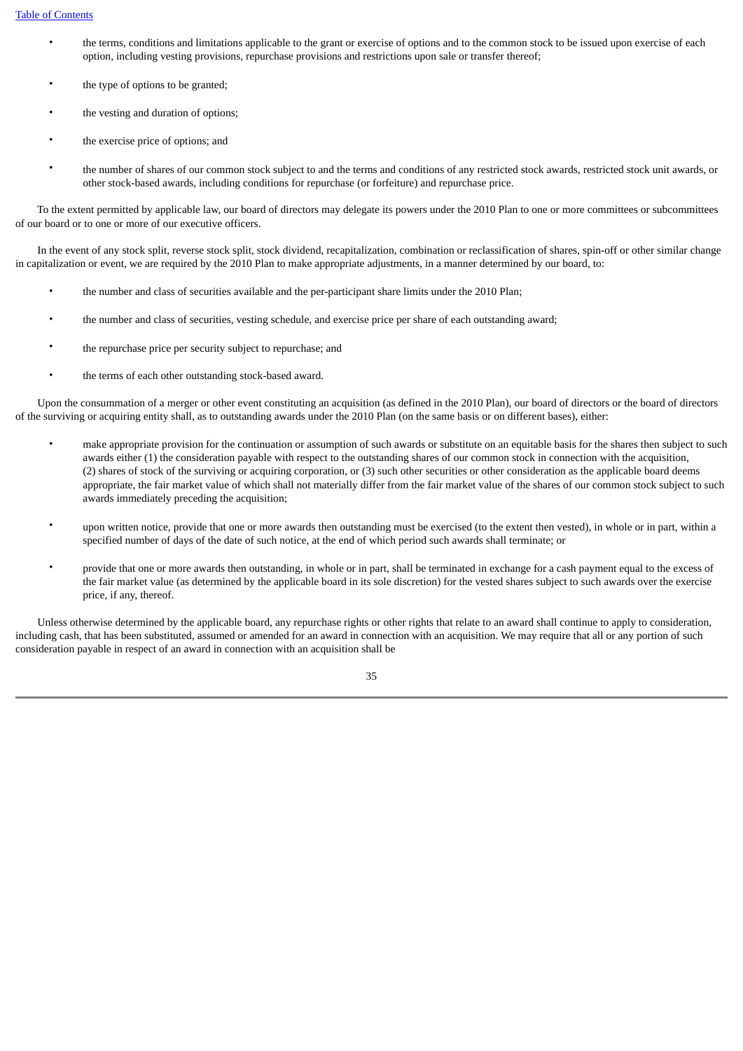- the terms, conditions and limitations applicable to the grant or exercise of options and to the common stock to be issued upon exercise of each option, including vesting provisions, repurchase provisions and restrictions upon sale or transfer thereof;
- the type of options to be granted;
- the vesting and duration of options;
- the exercise price of options; and
- the number of shares of our common stock subject to and the terms and conditions of any restricted stock awards, restricted stock unit awards, or other stock-based awards, including conditions for repurchase (or forfeiture) and repurchase price.

To the extent permitted by applicable law, our board of directors may delegate its powers under the 2010 Plan to one or more committees or subcommittees of our board or to one or more of our executive officers.

In the event of any stock split, reverse stock split, stock dividend, recapitalization, combination or reclassification of shares, spin-off or other similar change in capitalization or event, we are required by the 2010 Plan to make appropriate adjustments, in a manner determined by our board, to:

- the number and class of securities available and the per-participant share limits under the 2010 Plan;
- the number and class of securities, vesting schedule, and exercise price per share of each outstanding award;
- the repurchase price per security subject to repurchase; and
- the terms of each other outstanding stock-based award.

Upon the consummation of a merger or other event constituting an acquisition (as defined in the 2010 Plan), our board of directors or the board of directors of the surviving or acquiring entity shall, as to outstanding awards under the 2010 Plan (on the same basis or on different bases), either:

- make appropriate provision for the continuation or assumption of such awards or substitute on an equitable basis for the shares then subject to such awards either (1) the consideration payable with respect to the outstanding shares of our common stock in connection with the acquisition, (2) shares of stock of the surviving or acquiring corporation, or (3) such other securities or other consideration as the applicable board deems appropriate, the fair market value of which shall not materially differ from the fair market value of the shares of our common stock subject to such awards immediately preceding the acquisition;
- upon written notice, provide that one or more awards then outstanding must be exercised (to the extent then vested), in whole or in part, within a specified number of days of the date of such notice, at the end of which period such awards shall terminate; or
- provide that one or more awards then outstanding, in whole or in part, shall be terminated in exchange for a cash payment equal to the excess of the fair market value (as determined by the applicable board in its sole discretion) for the vested shares subject to such awards over the exercise price, if any, thereof.

Unless otherwise determined by the applicable board, any repurchase rights or other rights that relate to an award shall continue to apply to consideration, including cash, that has been substituted, assumed or amended for an award in connection with an acquisition. We may require that all or any portion of such consideration payable in respect of an award in connection with an acquisition shall be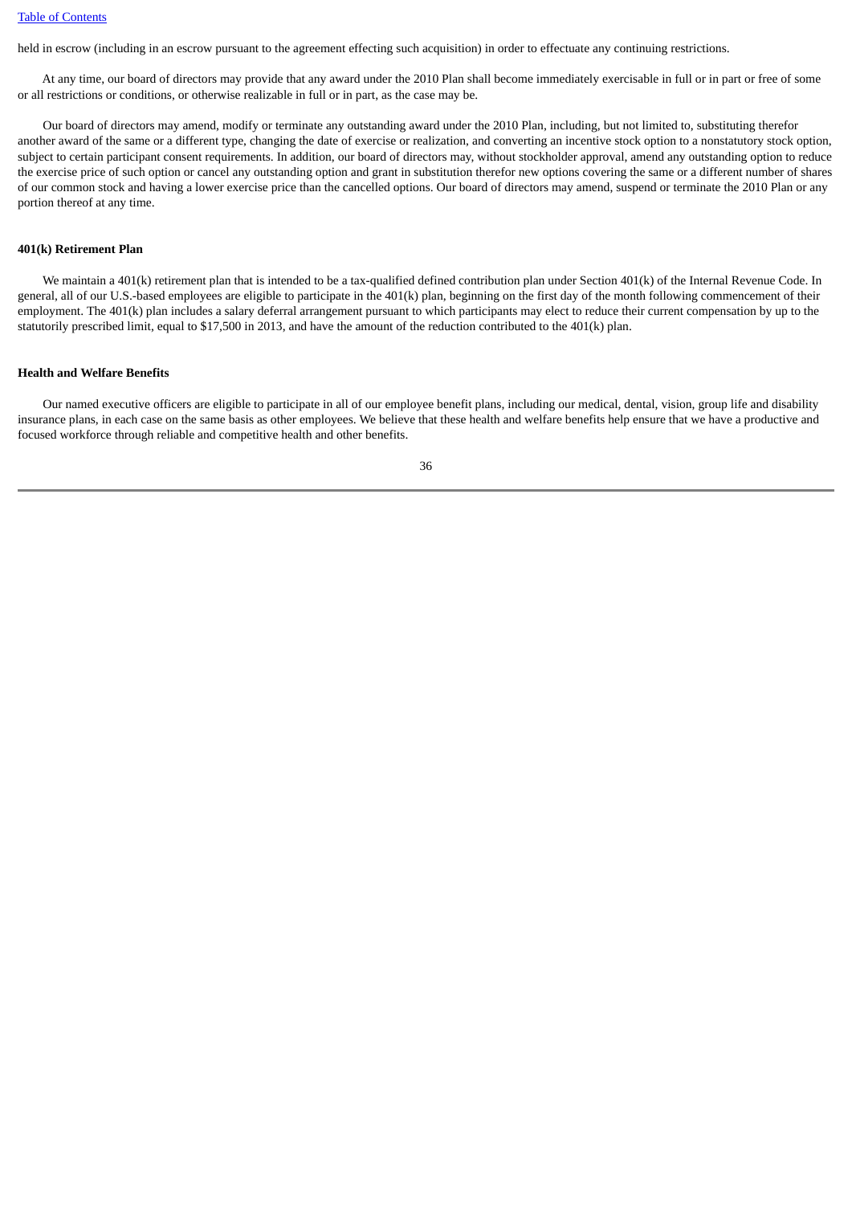held in escrow (including in an escrow pursuant to the agreement effecting such acquisition) in order to effectuate any continuing restrictions.

At any time, our board of directors may provide that any award under the 2010 Plan shall become immediately exercisable in full or in part or free of some or all restrictions or conditions, or otherwise realizable in full or in part, as the case may be.

Our board of directors may amend, modify or terminate any outstanding award under the 2010 Plan, including, but not limited to, substituting therefor another award of the same or a different type, changing the date of exercise or realization, and converting an incentive stock option to a nonstatutory stock option, subject to certain participant consent requirements. In addition, our board of directors may, without stockholder approval, amend any outstanding option to reduce the exercise price of such option or cancel any outstanding option and grant in substitution therefor new options covering the same or a different number of shares of our common stock and having a lower exercise price than the cancelled options. Our board of directors may amend, suspend or terminate the 2010 Plan or any portion thereof at any time.

**401(k) Retirement Plan**

We maintain a 401(k) retirement plan that is intended to be a tax-qualified defined contribution plan under Section 401(k) of the Internal Revenue Code. In general, all of our U.S.-based employees are eligible to participate in the 401(k) plan, beginning on the first day of the month following commencement of their employment. The 401(k) plan includes a salary deferral arrangement pursuant to which participants may elect to reduce their current compensation by up to the statutorily prescribed limit, equal to $17,500 in 2013, and have the amount of the reduction contributed to the 401(k) plan.

**Health and Welfare Benefits**

Our named executive officers are eligible to participate in all of our employee benefit plans, including our medical, dental, vision, group life and disability insurance plans, in each case on the same basis as other employees. We believe that these health and welfare benefits help ensure that we have a productive and focused workforce through reliable and competitive health and other benefits.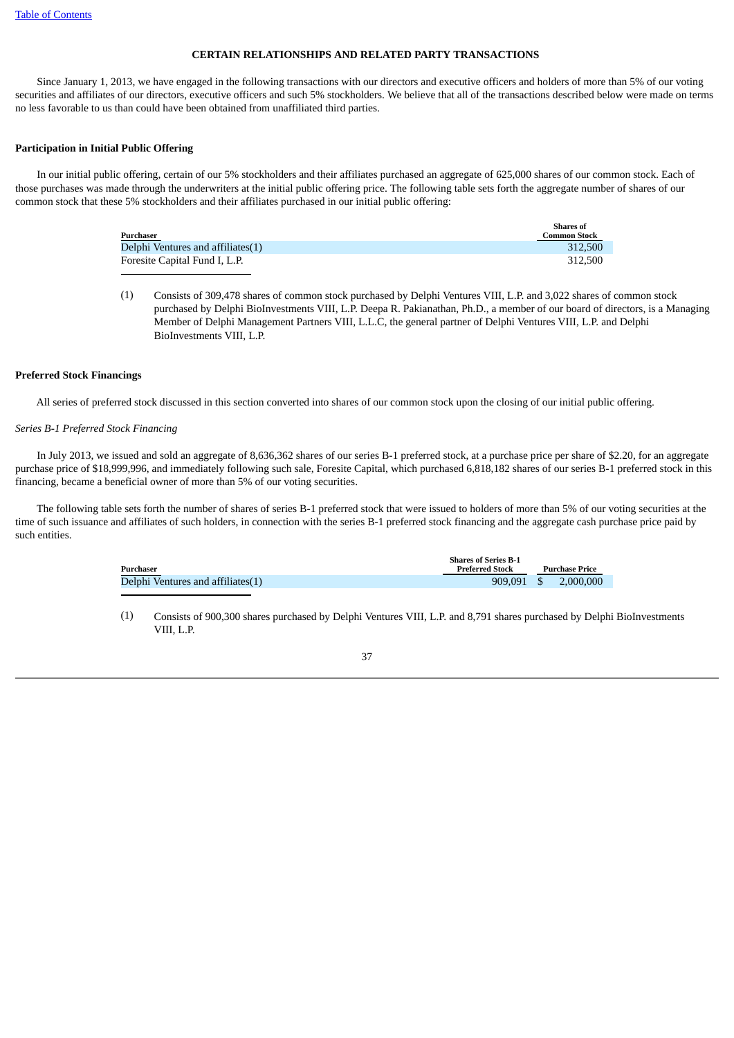[Table of Contents]

## CERTAIN RELATIONSHIPS AND RELATED PARTY TRANSACTIONS

Since January 1, 2013, we have engaged in the following transactions with our directors and executive officers and holders of more than 5% of our voting securities and affiliates of our directors, executive officers and such 5% stockholders. We believe that all of the transactions described below were made on terms no less favorable to us than could have been obtained from unaffiliated third parties.

### Participation in Initial Public Offering

In our initial public offering, certain of our 5% stockholders and their affiliates purchased an aggregate of 625,000 shares of our common stock. Each of those purchases was made through the underwriters at the initial public offering price. The following table sets forth the aggregate number of shares of our common stock that these 5% stockholders and their affiliates purchased in our initial public offering:

| Purchaser | Shares of Common Stock |
|---|---|
| Delphi Ventures and affiliates(1) | 312,500 |
| Foresite Capital Fund I, L.P. | 312,500 |

(1) Consists of 309,478 shares of common stock purchased by Delphi Ventures VIII, L.P. and 3,022 shares of common stock purchased by Delphi BioInvestments VIII, L.P. Deepa R. Pakianathan, Ph.D., a member of our board of directors, is a Managing Member of Delphi Management Partners VIII, L.L.C, the general partner of Delphi Ventures VIII, L.P. and Delphi BioInvestments VIII, L.P.

### Preferred Stock Financings

All series of preferred stock discussed in this section converted into shares of our common stock upon the closing of our initial public offering.

*Series B-1 Preferred Stock Financing*

In July 2013, we issued and sold an aggregate of 8,636,362 shares of our series B-1 preferred stock, at a purchase price per share of $2.20, for an aggregate purchase price of $18,999,996, and immediately following such sale, Foresite Capital, which purchased 6,818,182 shares of our series B-1 preferred stock in this financing, became a beneficial owner of more than 5% of our voting securities.

The following table sets forth the number of shares of series B-1 preferred stock that were issued to holders of more than 5% of our voting securities at the time of such issuance and affiliates of such holders, in connection with the series B-1 preferred stock financing and the aggregate cash purchase price paid by such entities.

| Purchaser | Shares of Series B-1 Preferred Stock | Purchase Price |
|---|---|---|
| Delphi Ventures and affiliates(1) | 909,091 | $ 2,000,000 |

(1) Consists of 900,300 shares purchased by Delphi Ventures VIII, L.P. and 8,791 shares purchased by Delphi BioInvestments VIII, L.P.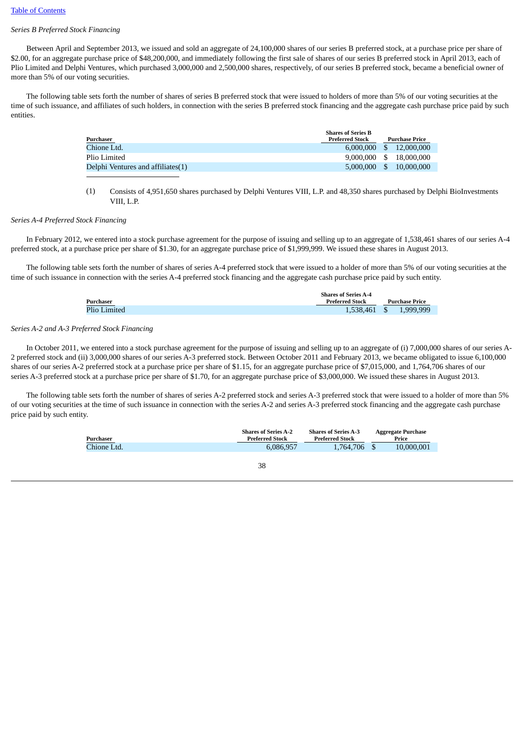*Series B Preferred Stock Financing*

Between April and September 2013, we issued and sold an aggregate of 24,100,000 shares of our series B preferred stock, at a purchase price per share of $2.00, for an aggregate purchase price of $48,200,000, and immediately following the first sale of shares of our series B preferred stock in April 2013, each of Plio Limited and Delphi Ventures, which purchased 3,000,000 and 2,500,000 shares, respectively, of our series B preferred stock, became a beneficial owner of more than 5% of our voting securities.

The following table sets forth the number of shares of series B preferred stock that were issued to holders of more than 5% of our voting securities at the time of such issuance, and affiliates of such holders, in connection with the series B preferred stock financing and the aggregate cash purchase price paid by such entities.

| Purchaser | Shares of Series B Preferred Stock | Purchase Price |
|---|---|---|
| Chione Ltd. | 6,000,000 | $ 12,000,000 |
| Plio Limited | 9,000,000 | $ 18,000,000 |
| Delphi Ventures and affiliates(1) | 5,000,000 | $ 10,000,000 |

(1) Consists of 4,951,650 shares purchased by Delphi Ventures VIII, L.P. and 48,350 shares purchased by Delphi BioInvestments VIII, L.P.

*Series A-4 Preferred Stock Financing*

In February 2012, we entered into a stock purchase agreement for the purpose of issuing and selling up to an aggregate of 1,538,461 shares of our series A-4 preferred stock, at a purchase price per share of $1.30, for an aggregate purchase price of $1,999,999. We issued these shares in August 2013.

The following table sets forth the number of shares of series A-4 preferred stock that were issued to a holder of more than 5% of our voting securities at the time of such issuance in connection with the series A-4 preferred stock financing and the aggregate cash purchase price paid by such entity.

| Purchaser | Shares of Series A-4 Preferred Stock | Purchase Price |
|---|---|---|
| Plio Limited | 1,538,461 | $ 1,999,999 |

*Series A-2 and A-3 Preferred Stock Financing*

In October 2011, we entered into a stock purchase agreement for the purpose of issuing and selling up to an aggregate of (i) 7,000,000 shares of our series A-2 preferred stock and (ii) 3,000,000 shares of our series A-3 preferred stock. Between October 2011 and February 2013, we became obligated to issue 6,100,000 shares of our series A-2 preferred stock at a purchase price per share of $1.15, for an aggregate purchase price of $7,015,000, and 1,764,706 shares of our series A-3 preferred stock at a purchase price per share of $1.70, for an aggregate purchase price of $3,000,000. We issued these shares in August 2013.

The following table sets forth the number of shares of series A-2 preferred stock and series A-3 preferred stock that were issued to a holder of more than 5% of our voting securities at the time of such issuance in connection with the series A-2 and series A-3 preferred stock financing and the aggregate cash purchase price paid by such entity.

| Purchaser | Shares of Series A-2 Preferred Stock | Shares of Series A-3 Preferred Stock | Aggregate Purchase Price |
|---|---|---|---|
| Chione Ltd. | 6,086,957 | 1,764,706 | $ 10,000,001 |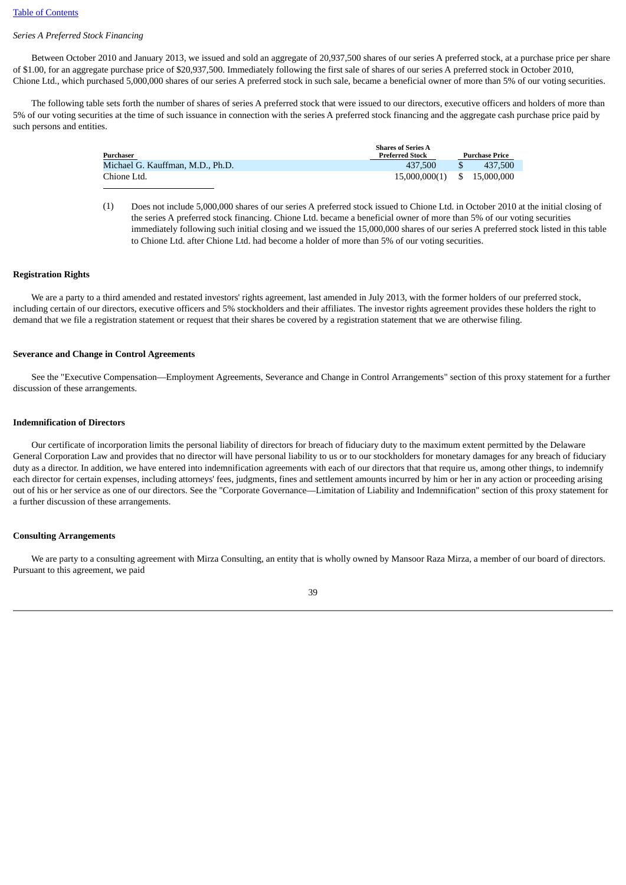*Series A Preferred Stock Financing*

Between October 2010 and January 2013, we issued and sold an aggregate of 20,937,500 shares of our series A preferred stock, at a purchase price per share of $1.00, for an aggregate purchase price of $20,937,500. Immediately following the first sale of shares of our series A preferred stock in October 2010, Chione Ltd., which purchased 5,000,000 shares of our series A preferred stock in such sale, became a beneficial owner of more than 5% of our voting securities.

The following table sets forth the number of shares of series A preferred stock that were issued to our directors, executive officers and holders of more than 5% of our voting securities at the time of such issuance in connection with the series A preferred stock financing and the aggregate cash purchase price paid by such persons and entities.

| Purchaser | Shares of Series A Preferred Stock | Purchase Price |
|---|---|---|
| Michael G. Kauffman, M.D., Ph.D. | 437,500 | $ 437,500 |
| Chione Ltd. | 15,000,000(1) | $ 15,000,000 |

(1) Does not include 5,000,000 shares of our series A preferred stock issued to Chione Ltd. in October 2010 at the initial closing of the series A preferred stock financing. Chione Ltd. became a beneficial owner of more than 5% of our voting securities immediately following such initial closing and we issued the 15,000,000 shares of our series A preferred stock listed in this table to Chione Ltd. after Chione Ltd. had become a holder of more than 5% of our voting securities.

**Registration Rights**

We are a party to a third amended and restated investors' rights agreement, last amended in July 2013, with the former holders of our preferred stock, including certain of our directors, executive officers and 5% stockholders and their affiliates. The investor rights agreement provides these holders the right to demand that we file a registration statement or request that their shares be covered by a registration statement that we are otherwise filing.

**Severance and Change in Control Agreements**

See the "Executive Compensation—Employment Agreements, Severance and Change in Control Arrangements" section of this proxy statement for a further discussion of these arrangements.

**Indemnification of Directors**

Our certificate of incorporation limits the personal liability of directors for breach of fiduciary duty to the maximum extent permitted by the Delaware General Corporation Law and provides that no director will have personal liability to us or to our stockholders for monetary damages for any breach of fiduciary duty as a director. In addition, we have entered into indemnification agreements with each of our directors that that require us, among other things, to indemnify each director for certain expenses, including attorneys' fees, judgments, fines and settlement amounts incurred by him or her in any action or proceeding arising out of his or her service as one of our directors. See the "Corporate Governance—Limitation of Liability and Indemnification" section of this proxy statement for a further discussion of these arrangements.

**Consulting Arrangements**

We are party to a consulting agreement with Mirza Consulting, an entity that is wholly owned by Mansoor Raza Mirza, a member of our board of directors. Pursuant to this agreement, we paid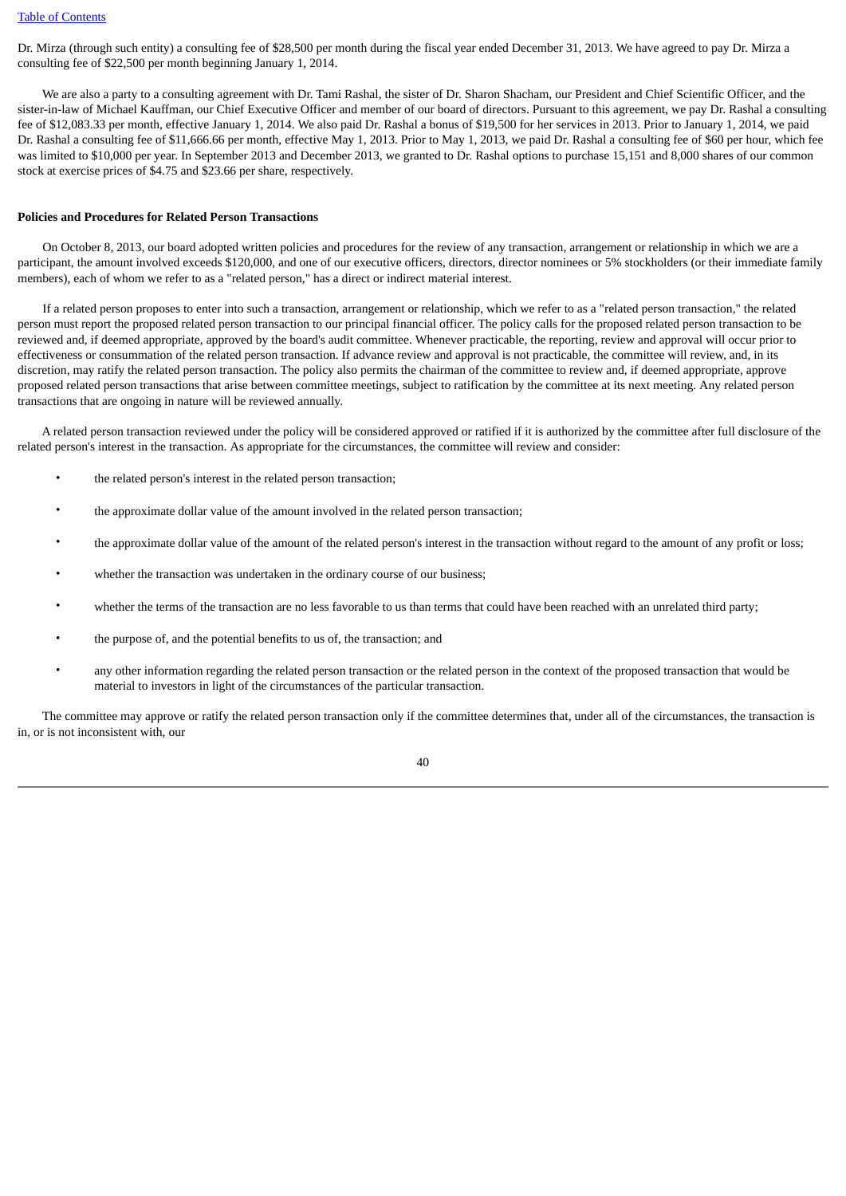Dr. Mirza (through such entity) a consulting fee of $28,500 per month during the fiscal year ended December 31, 2013. We have agreed to pay Dr. Mirza a consulting fee of $22,500 per month beginning January 1, 2014.

We are also a party to a consulting agreement with Dr. Tami Rashal, the sister of Dr. Sharon Shacham, our President and Chief Scientific Officer, and the sister-in-law of Michael Kauffman, our Chief Executive Officer and member of our board of directors. Pursuant to this agreement, we pay Dr. Rashal a consulting fee of $12,083.33 per month, effective January 1, 2014. We also paid Dr. Rashal a bonus of $19,500 for her services in 2013. Prior to January 1, 2014, we paid Dr. Rashal a consulting fee of $11,666.66 per month, effective May 1, 2013. Prior to May 1, 2013, we paid Dr. Rashal a consulting fee of $60 per hour, which fee was limited to $10,000 per year. In September 2013 and December 2013, we granted to Dr. Rashal options to purchase 15,151 and 8,000 shares of our common stock at exercise prices of $4.75 and $23.66 per share, respectively.

**Policies and Procedures for Related Person Transactions**

On October 8, 2013, our board adopted written policies and procedures for the review of any transaction, arrangement or relationship in which we are a participant, the amount involved exceeds $120,000, and one of our executive officers, directors, director nominees or 5% stockholders (or their immediate family members), each of whom we refer to as a "related person," has a direct or indirect material interest.

If a related person proposes to enter into such a transaction, arrangement or relationship, which we refer to as a "related person transaction," the related person must report the proposed related person transaction to our principal financial officer. The policy calls for the proposed related person transaction to be reviewed and, if deemed appropriate, approved by the board's audit committee. Whenever practicable, the reporting, review and approval will occur prior to effectiveness or consummation of the related person transaction. If advance review and approval is not practicable, the committee will review, and, in its discretion, may ratify the related person transaction. The policy also permits the chairman of the committee to review and, if deemed appropriate, approve proposed related person transactions that arise between committee meetings, subject to ratification by the committee at its next meeting. Any related person transactions that are ongoing in nature will be reviewed annually.

A related person transaction reviewed under the policy will be considered approved or ratified if it is authorized by the committee after full disclosure of the related person's interest in the transaction. As appropriate for the circumstances, the committee will review and consider:

- the related person's interest in the related person transaction;
- the approximate dollar value of the amount involved in the related person transaction;
- the approximate dollar value of the amount of the related person's interest in the transaction without regard to the amount of any profit or loss;
- whether the transaction was undertaken in the ordinary course of our business;
- whether the terms of the transaction are no less favorable to us than terms that could have been reached with an unrelated third party;
- the purpose of, and the potential benefits to us of, the transaction; and
- any other information regarding the related person transaction or the related person in the context of the proposed transaction that would be material to investors in light of the circumstances of the particular transaction.

The committee may approve or ratify the related person transaction only if the committee determines that, under all of the circumstances, the transaction is in, or is not inconsistent with, our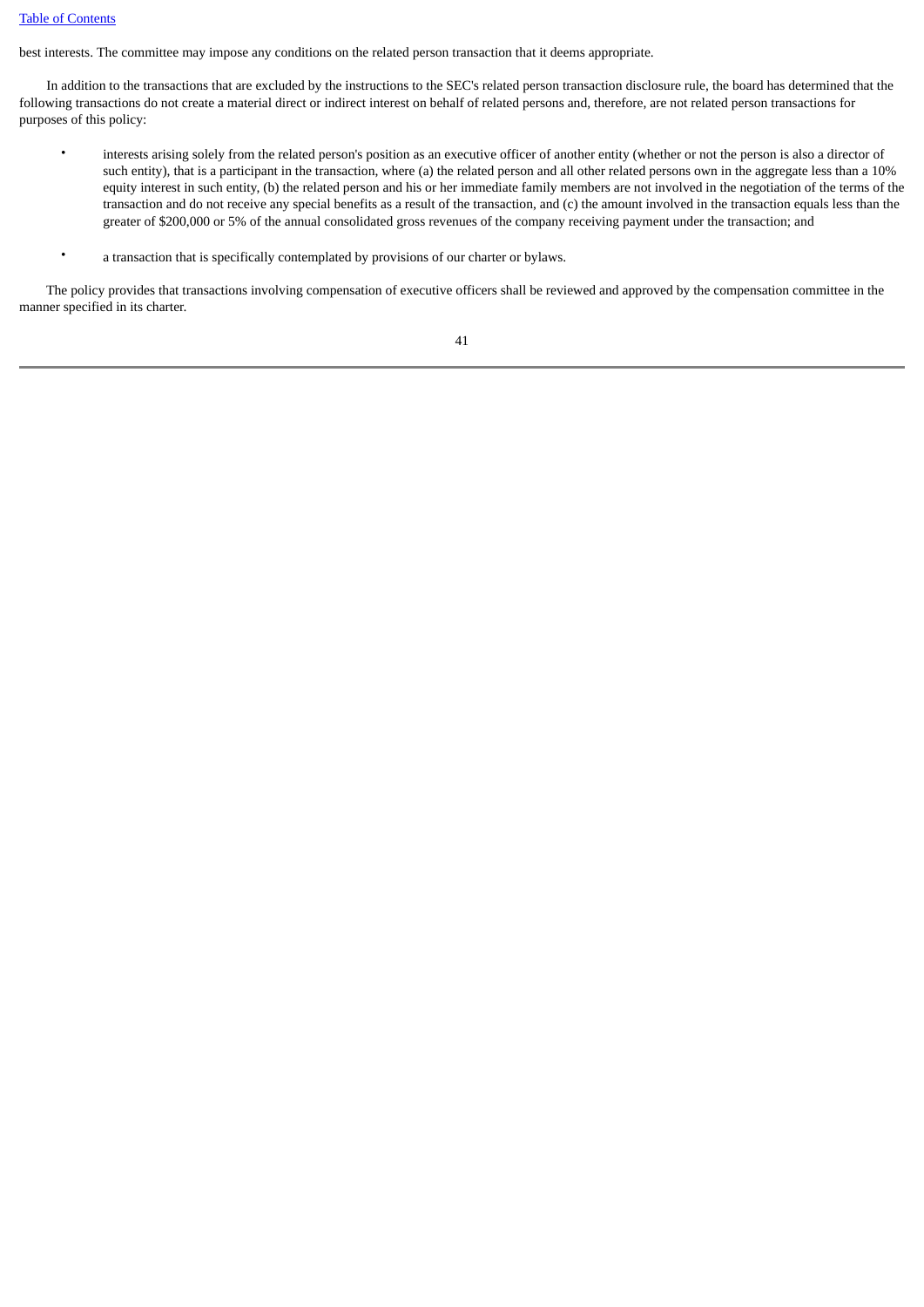best interests. The committee may impose any conditions on the related person transaction that it deems appropriate.

In addition to the transactions that are excluded by the instructions to the SEC's related person transaction disclosure rule, the board has determined that the following transactions do not create a material direct or indirect interest on behalf of related persons and, therefore, are not related person transactions for purposes of this policy:

- interests arising solely from the related person's position as an executive officer of another entity (whether or not the person is also a director of such entity), that is a participant in the transaction, where (a) the related person and all other related persons own in the aggregate less than a 10% equity interest in such entity, (b) the related person and his or her immediate family members are not involved in the negotiation of the terms of the transaction and do not receive any special benefits as a result of the transaction, and (c) the amount involved in the transaction equals less than the greater of $200,000 or 5% of the annual consolidated gross revenues of the company receiving payment under the transaction; and

- a transaction that is specifically contemplated by provisions of our charter or bylaws.

The policy provides that transactions involving compensation of executive officers shall be reviewed and approved by the compensation committee in the manner specified in its charter.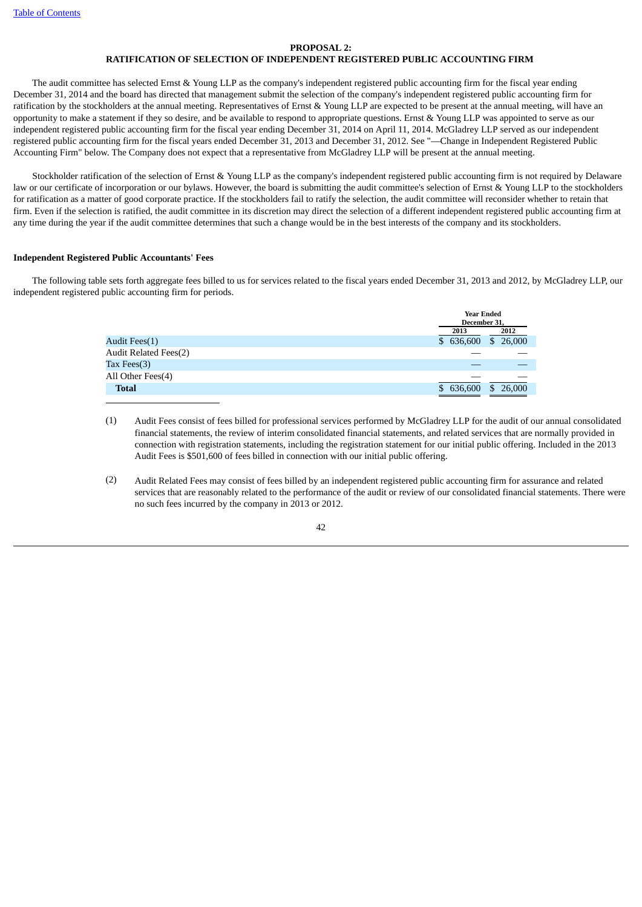## PROPOSAL 2:
## RATIFICATION OF SELECTION OF INDEPENDENT REGISTERED PUBLIC ACCOUNTING FIRM

The audit committee has selected Ernst & Young LLP as the company's independent registered public accounting firm for the fiscal year ending December 31, 2014 and the board has directed that management submit the selection of the company's independent registered public accounting firm for ratification by the stockholders at the annual meeting. Representatives of Ernst & Young LLP are expected to be present at the annual meeting, will have an opportunity to make a statement if they so desire, and be available to respond to appropriate questions. Ernst & Young LLP was appointed to serve as our independent registered public accounting firm for the fiscal year ending December 31, 2014 on April 11, 2014. McGladrey LLP served as our independent registered public accounting firm for the fiscal years ended December 31, 2013 and December 31, 2012. See "—Change in Independent Registered Public Accounting Firm" below. The Company does not expect that a representative from McGladrey LLP will be present at the annual meeting.

Stockholder ratification of the selection of Ernst & Young LLP as the company's independent registered public accounting firm is not required by Delaware law or our certificate of incorporation or our bylaws. However, the board is submitting the audit committee's selection of Ernst & Young LLP to the stockholders for ratification as a matter of good corporate practice. If the stockholders fail to ratify the selection, the audit committee will reconsider whether to retain that firm. Even if the selection is ratified, the audit committee in its discretion may direct the selection of a different independent registered public accounting firm at any time during the year if the audit committee determines that such a change would be in the best interests of the company and its stockholders.

**Independent Registered Public Accountants' Fees**

The following table sets forth aggregate fees billed to us for services related to the fiscal years ended December 31, 2013 and 2012, by McGladrey LLP, our independent registered public accounting firm for periods.

| | Year Ended December 31, | |
|---|---|---|
| | 2013 | 2012 |
| Audit Fees(1) | $ 636,600 | $ 26,000 |
| Audit Related Fees(2) | — | — |
| Tax Fees(3) | — | — |
| All Other Fees(4) | — | — |
| **Total** | $ 636,600 | $ 26,000 |

(1) Audit Fees consist of fees billed for professional services performed by McGladrey LLP for the audit of our annual consolidated financial statements, the review of interim consolidated financial statements, and related services that are normally provided in connection with registration statements, including the registration statement for our initial public offering. Included in the 2013 Audit Fees is $501,600 of fees billed in connection with our initial public offering.

(2) Audit Related Fees may consist of fees billed by an independent registered public accounting firm for assurance and related services that are reasonably related to the performance of the audit or review of our consolidated financial statements. There were no such fees incurred by the company in 2013 or 2012.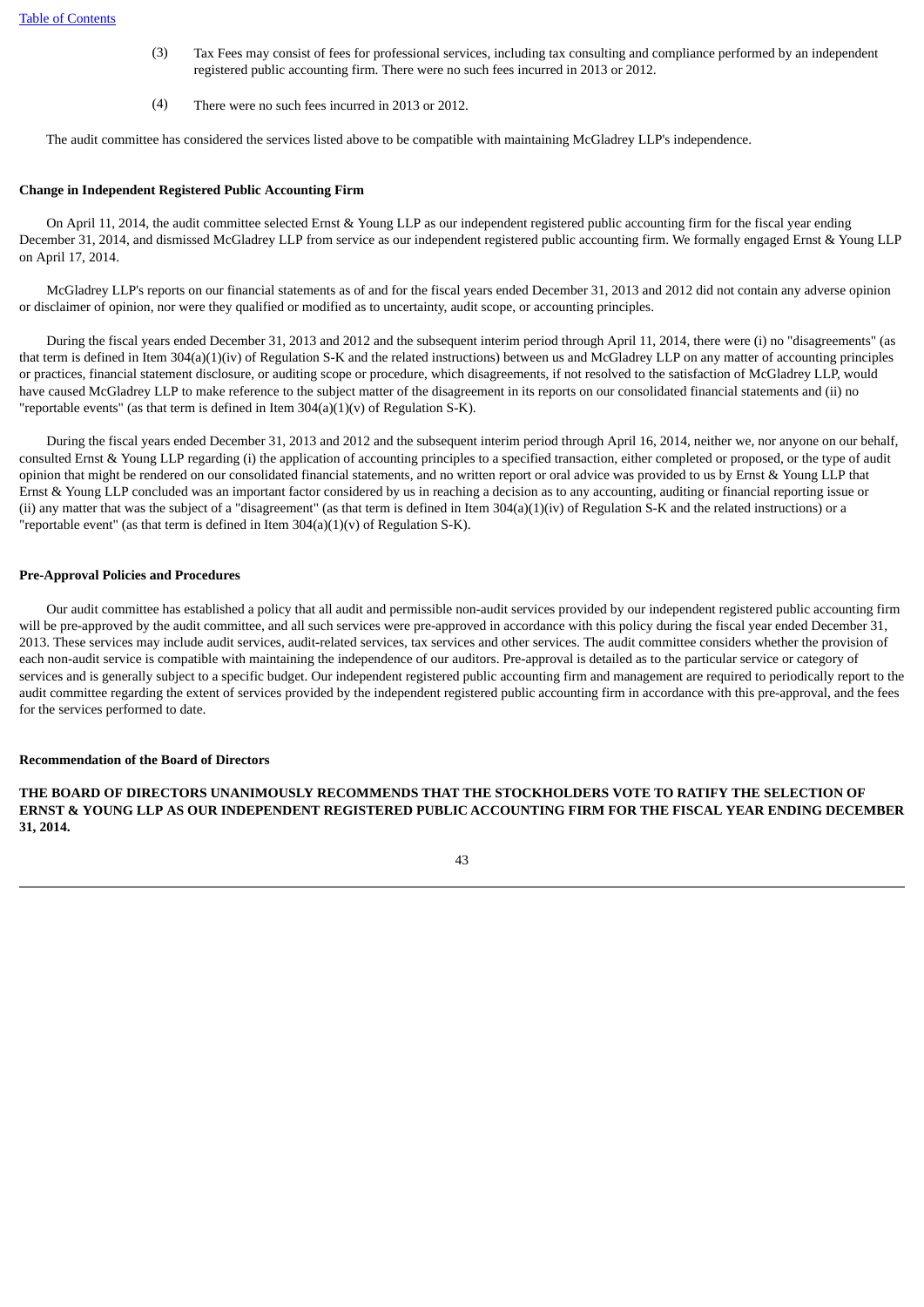(3) Tax Fees may consist of fees for professional services, including tax consulting and compliance performed by an independent registered public accounting firm. There were no such fees incurred in 2013 or 2012.

(4) There were no such fees incurred in 2013 or 2012.

The audit committee has considered the services listed above to be compatible with maintaining McGladrey LLP's independence.

**Change in Independent Registered Public Accounting Firm**

On April 11, 2014, the audit committee selected Ernst & Young LLP as our independent registered public accounting firm for the fiscal year ending December 31, 2014, and dismissed McGladrey LLP from service as our independent registered public accounting firm. We formally engaged Ernst & Young LLP on April 17, 2014.

McGladrey LLP's reports on our financial statements as of and for the fiscal years ended December 31, 2013 and 2012 did not contain any adverse opinion or disclaimer of opinion, nor were they qualified or modified as to uncertainty, audit scope, or accounting principles.

During the fiscal years ended December 31, 2013 and 2012 and the subsequent interim period through April 11, 2014, there were (i) no "disagreements" (as that term is defined in Item 304(a)(1)(iv) of Regulation S-K and the related instructions) between us and McGladrey LLP on any matter of accounting principles or practices, financial statement disclosure, or auditing scope or procedure, which disagreements, if not resolved to the satisfaction of McGladrey LLP, would have caused McGladrey LLP to make reference to the subject matter of the disagreement in its reports on our consolidated financial statements and (ii) no "reportable events" (as that term is defined in Item 304(a)(1)(v) of Regulation S-K).

During the fiscal years ended December 31, 2013 and 2012 and the subsequent interim period through April 16, 2014, neither we, nor anyone on our behalf, consulted Ernst & Young LLP regarding (i) the application of accounting principles to a specified transaction, either completed or proposed, or the type of audit opinion that might be rendered on our consolidated financial statements, and no written report or oral advice was provided to us by Ernst & Young LLP that Ernst & Young LLP concluded was an important factor considered by us in reaching a decision as to any accounting, auditing or financial reporting issue or (ii) any matter that was the subject of a "disagreement" (as that term is defined in Item 304(a)(1)(iv) of Regulation S-K and the related instructions) or a "reportable event" (as that term is defined in Item 304(a)(1)(v) of Regulation S-K).

**Pre-Approval Policies and Procedures**

Our audit committee has established a policy that all audit and permissible non-audit services provided by our independent registered public accounting firm will be pre-approved by the audit committee, and all such services were pre-approved in accordance with this policy during the fiscal year ended December 31, 2013. These services may include audit services, audit-related services, tax services and other services. The audit committee considers whether the provision of each non-audit service is compatible with maintaining the independence of our auditors. Pre-approval is detailed as to the particular service or category of services and is generally subject to a specific budget. Our independent registered public accounting firm and management are required to periodically report to the audit committee regarding the extent of services provided by the independent registered public accounting firm in accordance with this pre-approval, and the fees for the services performed to date.

**Recommendation of the Board of Directors**

**THE BOARD OF DIRECTORS UNANIMOUSLY RECOMMENDS THAT THE STOCKHOLDERS VOTE TO RATIFY THE SELECTION OF ERNST & YOUNG LLP AS OUR INDEPENDENT REGISTERED PUBLIC ACCOUNTING FIRM FOR THE FISCAL YEAR ENDING DECEMBER 31, 2014.**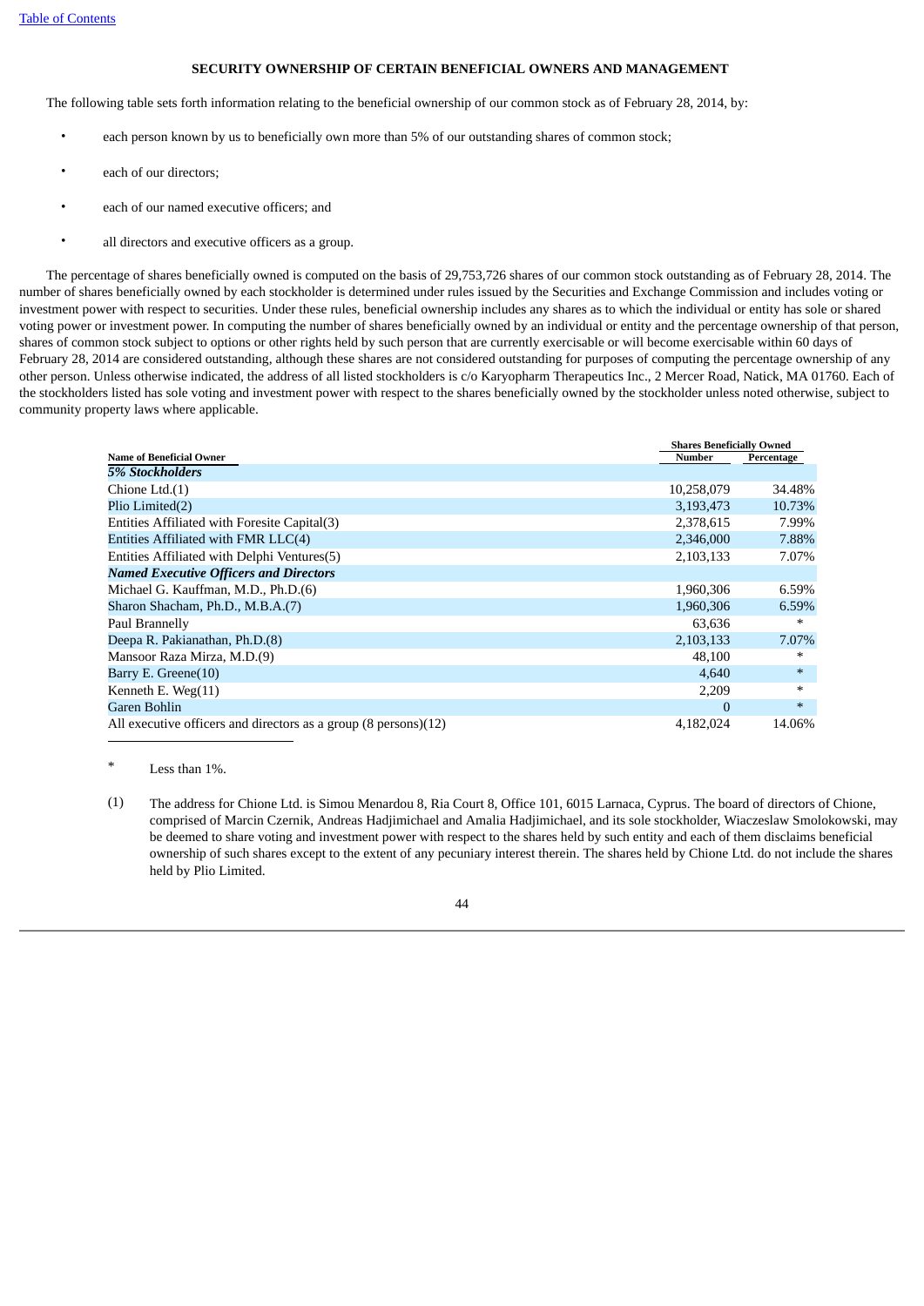## SECURITY OWNERSHIP OF CERTAIN BENEFICIAL OWNERS AND MANAGEMENT

The following table sets forth information relating to the beneficial ownership of our common stock as of February 28, 2014, by:

- each person known by us to beneficially own more than 5% of our outstanding shares of common stock;
- each of our directors;
- each of our named executive officers; and
- all directors and executive officers as a group.

The percentage of shares beneficially owned is computed on the basis of 29,753,726 shares of our common stock outstanding as of February 28, 2014. The number of shares beneficially owned by each stockholder is determined under rules issued by the Securities and Exchange Commission and includes voting or investment power with respect to securities. Under these rules, beneficial ownership includes any shares as to which the individual or entity has sole or shared voting power or investment power. In computing the number of shares beneficially owned by an individual or entity and the percentage ownership of that person, shares of common stock subject to options or other rights held by such person that are currently exercisable or will become exercisable within 60 days of February 28, 2014 are considered outstanding, although these shares are not considered outstanding for purposes of computing the percentage ownership of any other person. Unless otherwise indicated, the address of all listed stockholders is c/o Karyopharm Therapeutics Inc., 2 Mercer Road, Natick, MA 01760. Each of the stockholders listed has sole voting and investment power with respect to the shares beneficially owned by the stockholder unless noted otherwise, subject to community property laws where applicable.

| | Shares Beneficially Owned | |
|---|---|---|
| **Name of Beneficial Owner** | **Number** | **Percentage** |
| ***5% Stockholders*** | | |
| Chione Ltd.(1) | 10,258,079 | 34.48% |
| Plio Limited(2) | 3,193,473 | 10.73% |
| Entities Affiliated with Foresite Capital(3) | 2,378,615 | 7.99% |
| Entities Affiliated with FMR LLC(4) | 2,346,000 | 7.88% |
| Entities Affiliated with Delphi Ventures(5) | 2,103,133 | 7.07% |
| ***Named Executive Officers and Directors*** | | |
| Michael G. Kauffman, M.D., Ph.D.(6) | 1,960,306 | 6.59% |
| Sharon Shacham, Ph.D., M.B.A.(7) | 1,960,306 | 6.59% |
| Paul Brannelly | 63,636 | * |
| Deepa R. Pakianathan, Ph.D.(8) | 2,103,133 | 7.07% |
| Mansoor Raza Mirza, M.D.(9) | 48,100 | * |
| Barry E. Greene(10) | 4,640 | * |
| Kenneth E. Weg(11) | 2,209 | * |
| Garen Bohlin | 0 | * |
| All executive officers and directors as a group (8 persons)(12) | 4,182,024 | 14.06% |

\* Less than 1%.

(1) The address for Chione Ltd. is Simou Menardou 8, Ria Court 8, Office 101, 6015 Larnaca, Cyprus. The board of directors of Chione, comprised of Marcin Czernik, Andreas Hadjimichael and Amalia Hadjimichael, and its sole stockholder, Wiaczeslaw Smolokowski, may be deemed to share voting and investment power with respect to the shares held by such entity and each of them disclaims beneficial ownership of such shares except to the extent of any pecuniary interest therein. The shares held by Chione Ltd. do not include the shares held by Plio Limited.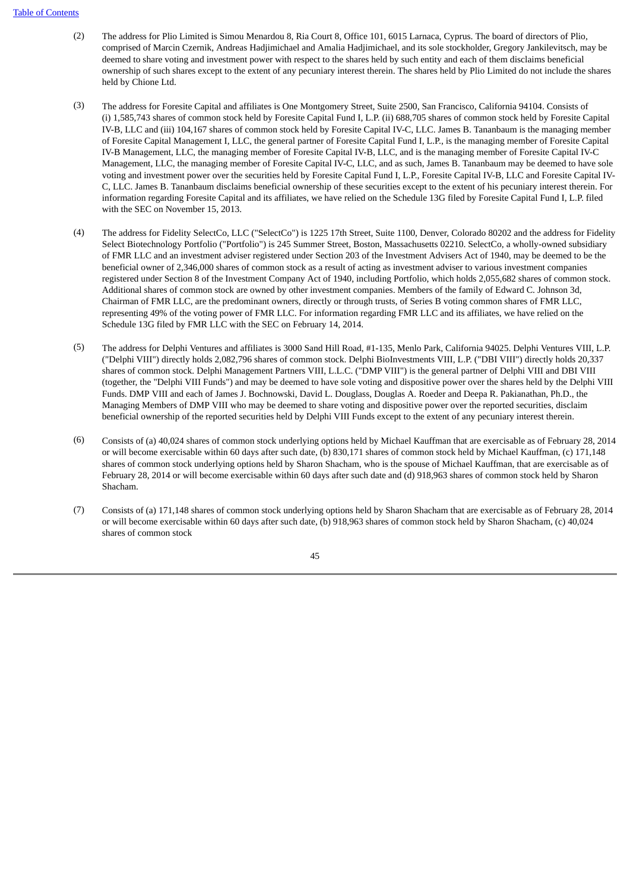(2) The address for Plio Limited is Simou Menardou 8, Ria Court 8, Office 101, 6015 Larnaca, Cyprus. The board of directors of Plio, comprised of Marcin Czernik, Andreas Hadjimichael and Amalia Hadjimichael, and its sole stockholder, Gregory Jankilevitsch, may be deemed to share voting and investment power with respect to the shares held by such entity and each of them disclaims beneficial ownership of such shares except to the extent of any pecuniary interest therein. The shares held by Plio Limited do not include the shares held by Chione Ltd.

(3) The address for Foresite Capital and affiliates is One Montgomery Street, Suite 2500, San Francisco, California 94104. Consists of (i) 1,585,743 shares of common stock held by Foresite Capital Fund I, L.P. (ii) 688,705 shares of common stock held by Foresite Capital IV-B, LLC and (iii) 104,167 shares of common stock held by Foresite Capital IV-C, LLC. James B. Tananbaum is the managing member of Foresite Capital Management I, LLC, the general partner of Foresite Capital Fund I, L.P., is the managing member of Foresite Capital IV-B Management, LLC, the managing member of Foresite Capital IV-B, LLC, and is the managing member of Foresite Capital IV-C Management, LLC, the managing member of Foresite Capital IV-C, LLC, and as such, James B. Tananbaum may be deemed to have sole voting and investment power over the securities held by Foresite Capital Fund I, L.P., Foresite Capital IV-B, LLC and Foresite Capital IV-C, LLC. James B. Tananbaum disclaims beneficial ownership of these securities except to the extent of his pecuniary interest therein. For information regarding Foresite Capital and its affiliates, we have relied on the Schedule 13G filed by Foresite Capital Fund I, L.P. filed with the SEC on November 15, 2013.

(4) The address for Fidelity SelectCo, LLC ("SelectCo") is 1225 17th Street, Suite 1100, Denver, Colorado 80202 and the address for Fidelity Select Biotechnology Portfolio ("Portfolio") is 245 Summer Street, Boston, Massachusetts 02210. SelectCo, a wholly-owned subsidiary of FMR LLC and an investment adviser registered under Section 203 of the Investment Advisers Act of 1940, may be deemed to be the beneficial owner of 2,346,000 shares of common stock as a result of acting as investment adviser to various investment companies registered under Section 8 of the Investment Company Act of 1940, including Portfolio, which holds 2,055,682 shares of common stock. Additional shares of common stock are owned by other investment companies. Members of the family of Edward C. Johnson 3d, Chairman of FMR LLC, are the predominant owners, directly or through trusts, of Series B voting common shares of FMR LLC, representing 49% of the voting power of FMR LLC. For information regarding FMR LLC and its affiliates, we have relied on the Schedule 13G filed by FMR LLC with the SEC on February 14, 2014.

(5) The address for Delphi Ventures and affiliates is 3000 Sand Hill Road, #1-135, Menlo Park, California 94025. Delphi Ventures VIII, L.P. ("Delphi VIII") directly holds 2,082,796 shares of common stock. Delphi BioInvestments VIII, L.P. ("DBI VIII") directly holds 20,337 shares of common stock. Delphi Management Partners VIII, L.L.C. ("DMP VIII") is the general partner of Delphi VIII and DBI VIII (together, the "Delphi VIII Funds") and may be deemed to have sole voting and dispositive power over the shares held by the Delphi VIII Funds. DMP VIII and each of James J. Bochnowski, David L. Douglass, Douglas A. Roeder and Deepa R. Pakianathan, Ph.D., the Managing Members of DMP VIII who may be deemed to share voting and dispositive power over the reported securities, disclaim beneficial ownership of the reported securities held by Delphi VIII Funds except to the extent of any pecuniary interest therein.

(6) Consists of (a) 40,024 shares of common stock underlying options held by Michael Kauffman that are exercisable as of February 28, 2014 or will become exercisable within 60 days after such date, (b) 830,171 shares of common stock held by Michael Kauffman, (c) 171,148 shares of common stock underlying options held by Sharon Shacham, who is the spouse of Michael Kauffman, that are exercisable as of February 28, 2014 or will become exercisable within 60 days after such date and (d) 918,963 shares of common stock held by Sharon Shacham.

(7) Consists of (a) 171,148 shares of common stock underlying options held by Sharon Shacham that are exercisable as of February 28, 2014 or will become exercisable within 60 days after such date, (b) 918,963 shares of common stock held by Sharon Shacham, (c) 40,024 shares of common stock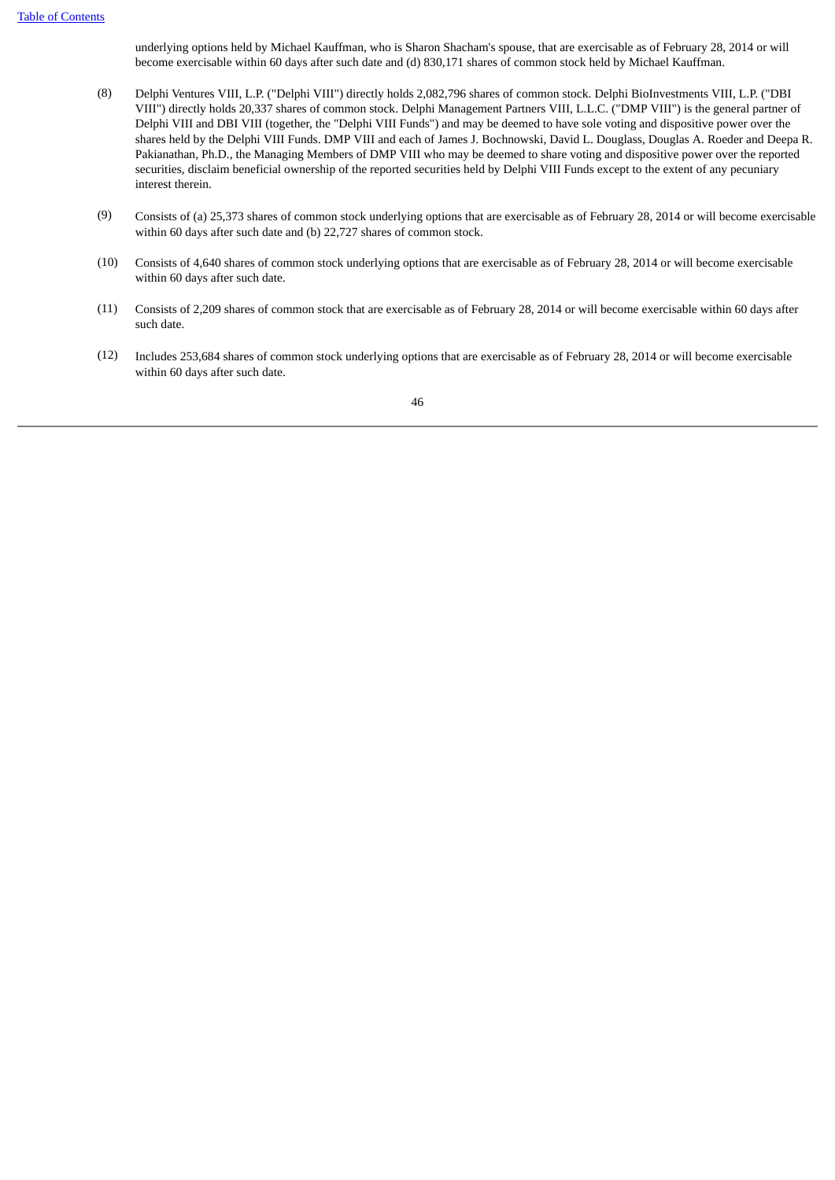underlying options held by Michael Kauffman, who is Sharon Shacham's spouse, that are exercisable as of February 28, 2014 or will become exercisable within 60 days after such date and (d) 830,171 shares of common stock held by Michael Kauffman.

(8) Delphi Ventures VIII, L.P. ("Delphi VIII") directly holds 2,082,796 shares of common stock. Delphi BioInvestments VIII, L.P. ("DBI VIII") directly holds 20,337 shares of common stock. Delphi Management Partners VIII, L.L.C. ("DMP VIII") is the general partner of Delphi VIII and DBI VIII (together, the "Delphi VIII Funds") and may be deemed to have sole voting and dispositive power over the shares held by the Delphi VIII Funds. DMP VIII and each of James J. Bochnowski, David L. Douglass, Douglas A. Roeder and Deepa R. Pakianathan, Ph.D., the Managing Members of DMP VIII who may be deemed to share voting and dispositive power over the reported securities, disclaim beneficial ownership of the reported securities held by Delphi VIII Funds except to the extent of any pecuniary interest therein.

(9) Consists of (a) 25,373 shares of common stock underlying options that are exercisable as of February 28, 2014 or will become exercisable within 60 days after such date and (b) 22,727 shares of common stock.

(10) Consists of 4,640 shares of common stock underlying options that are exercisable as of February 28, 2014 or will become exercisable within 60 days after such date.

(11) Consists of 2,209 shares of common stock that are exercisable as of February 28, 2014 or will become exercisable within 60 days after such date.

(12) Includes 253,684 shares of common stock underlying options that are exercisable as of February 28, 2014 or will become exercisable within 60 days after such date.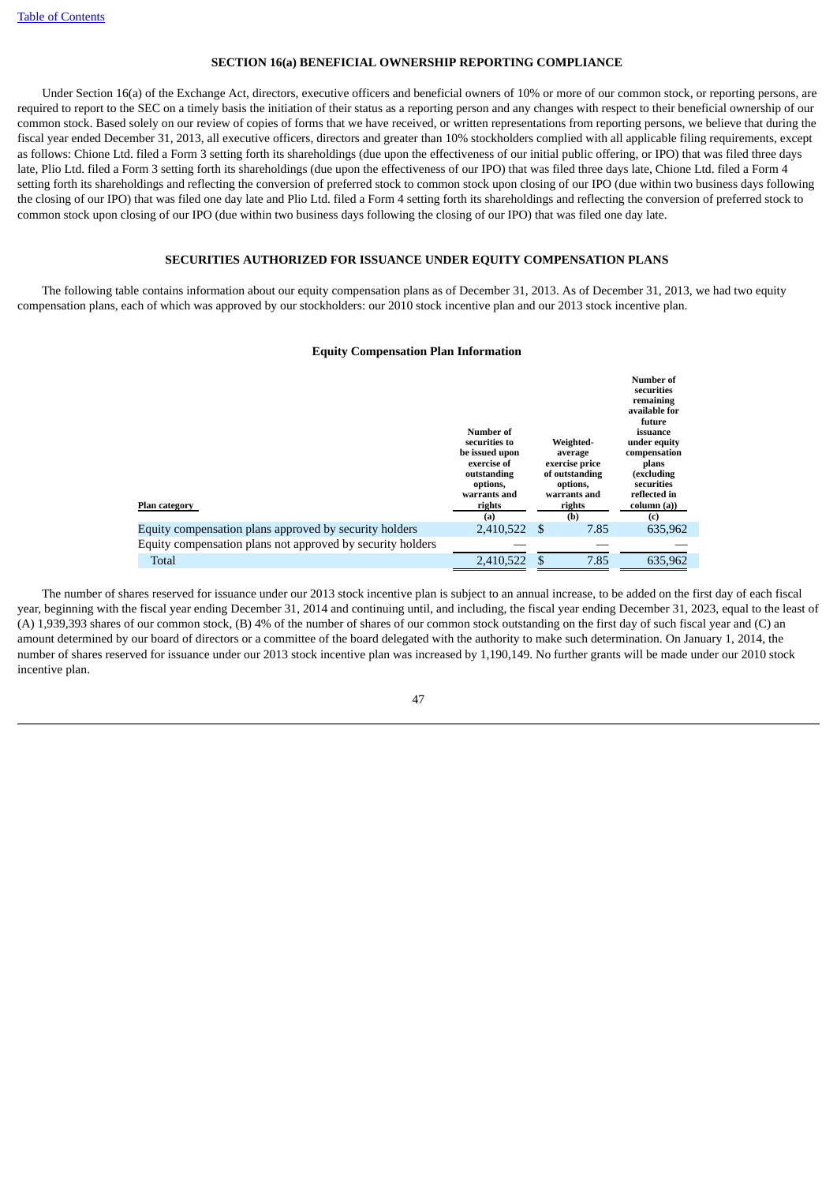[Table of Contents](#)

## SECTION 16(a) BENEFICIAL OWNERSHIP REPORTING COMPLIANCE

Under Section 16(a) of the Exchange Act, directors, executive officers and beneficial owners of 10% or more of our common stock, or reporting persons, are required to report to the SEC on a timely basis the initiation of their status as a reporting person and any changes with respect to their beneficial ownership of our common stock. Based solely on our review of copies of forms that we have received, or written representations from reporting persons, we believe that during the fiscal year ended December 31, 2013, all executive officers, directors and greater than 10% stockholders complied with all applicable filing requirements, except as follows: Chione Ltd. filed a Form 3 setting forth its shareholdings (due upon the effectiveness of our initial public offering, or IPO) that was filed three days late, Plio Ltd. filed a Form 3 setting forth its shareholdings (due upon the effectiveness of our IPO) that was filed three days late, Chione Ltd. filed a Form 4 setting forth its shareholdings and reflecting the conversion of preferred stock to common stock upon closing of our IPO (due within two business days following the closing of our IPO) that was filed one day late and Plio Ltd. filed a Form 4 setting forth its shareholdings and reflecting the conversion of preferred stock to common stock upon closing of our IPO (due within two business days following the closing of our IPO) that was filed one day late.

## SECURITIES AUTHORIZED FOR ISSUANCE UNDER EQUITY COMPENSATION PLANS

The following table contains information about our equity compensation plans as of December 31, 2013. As of December 31, 2013, we had two equity compensation plans, each of which was approved by our stockholders: our 2010 stock incentive plan and our 2013 stock incentive plan.

### Equity Compensation Plan Information

| Plan category | Number of securities to be issued upon exercise of outstanding options, warrants and rights (a) | Weighted-average exercise price of outstanding options, warrants and rights (b) | Number of securities remaining available for future issuance under equity compensation plans (excluding securities reflected in column (a)) (c) |
|---|---|---|---|
| Equity compensation plans approved by security holders | 2,410,522 | $ 7.85 | 635,962 |
| Equity compensation plans not approved by security holders | — | — | — |
| Total | 2,410,522 | $ 7.85 | 635,962 |

The number of shares reserved for issuance under our 2013 stock incentive plan is subject to an annual increase, to be added on the first day of each fiscal year, beginning with the fiscal year ending December 31, 2014 and continuing until, and including, the fiscal year ending December 31, 2023, equal to the least of (A) 1,939,393 shares of our common stock, (B) 4% of the number of shares of our common stock outstanding on the first day of such fiscal year and (C) an amount determined by our board of directors or a committee of the board delegated with the authority to make such determination. On January 1, 2014, the number of shares reserved for issuance under our 2013 stock incentive plan was increased by 1,190,149. No further grants will be made under our 2010 stock incentive plan.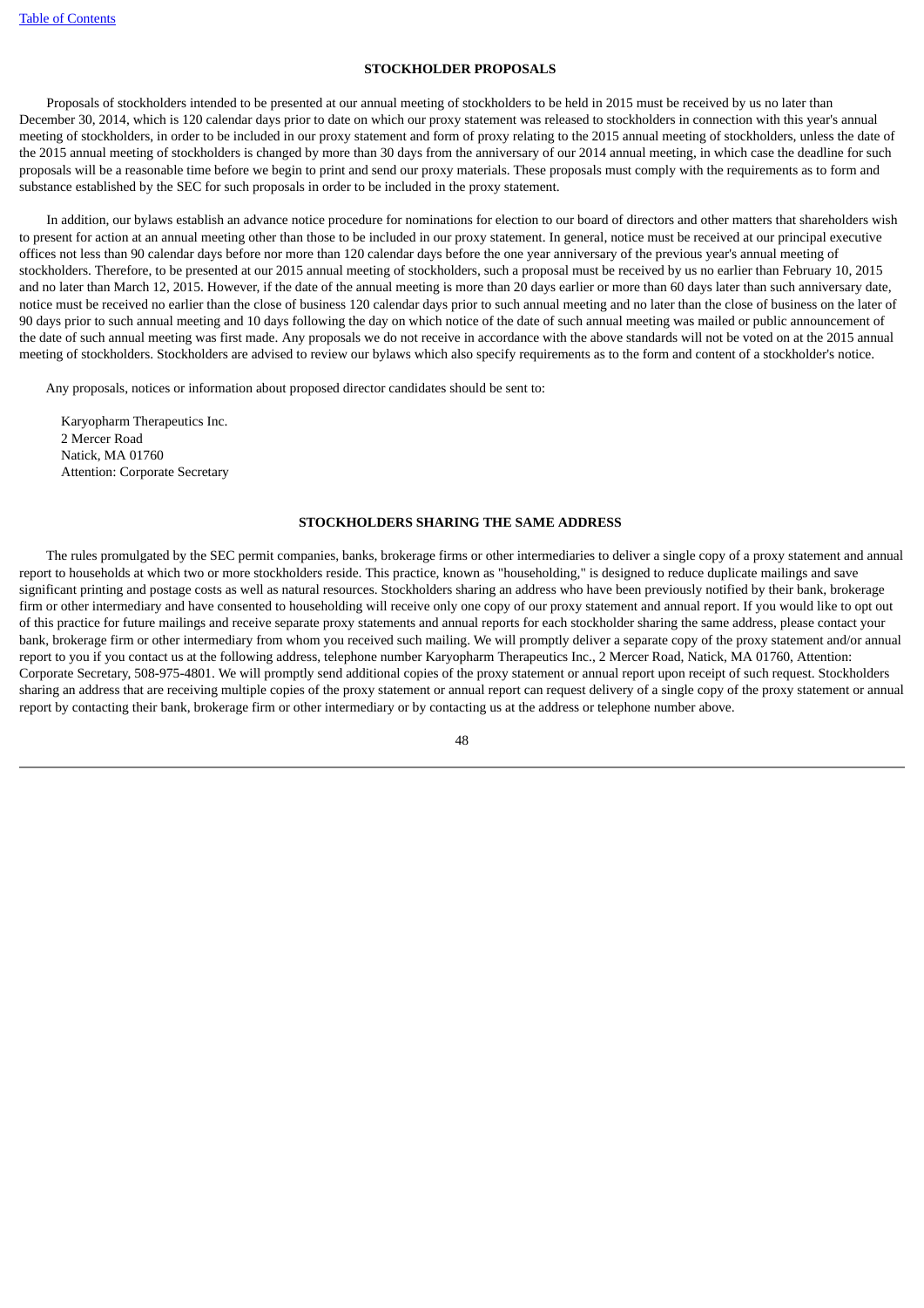## STOCKHOLDER PROPOSALS

Proposals of stockholders intended to be presented at our annual meeting of stockholders to be held in 2015 must be received by us no later than December 30, 2014, which is 120 calendar days prior to date on which our proxy statement was released to stockholders in connection with this year's annual meeting of stockholders, in order to be included in our proxy statement and form of proxy relating to the 2015 annual meeting of stockholders, unless the date of the 2015 annual meeting of stockholders is changed by more than 30 days from the anniversary of our 2014 annual meeting, in which case the deadline for such proposals will be a reasonable time before we begin to print and send our proxy materials. These proposals must comply with the requirements as to form and substance established by the SEC for such proposals in order to be included in the proxy statement.

In addition, our bylaws establish an advance notice procedure for nominations for election to our board of directors and other matters that shareholders wish to present for action at an annual meeting other than those to be included in our proxy statement. In general, notice must be received at our principal executive offices not less than 90 calendar days before nor more than 120 calendar days before the one year anniversary of the previous year's annual meeting of stockholders. Therefore, to be presented at our 2015 annual meeting of stockholders, such a proposal must be received by us no earlier than February 10, 2015 and no later than March 12, 2015. However, if the date of the annual meeting is more than 20 days earlier or more than 60 days later than such anniversary date, notice must be received no earlier than the close of business 120 calendar days prior to such annual meeting and no later than the close of business on the later of 90 days prior to such annual meeting and 10 days following the day on which notice of the date of such annual meeting was mailed or public announcement of the date of such annual meeting was first made. Any proposals we do not receive in accordance with the above standards will not be voted on at the 2015 annual meeting of stockholders. Stockholders are advised to review our bylaws which also specify requirements as to the form and content of a stockholder's notice.

Any proposals, notices or information about proposed director candidates should be sent to:

Karyopharm Therapeutics Inc.
2 Mercer Road
Natick, MA 01760
Attention: Corporate Secretary

## STOCKHOLDERS SHARING THE SAME ADDRESS

The rules promulgated by the SEC permit companies, banks, brokerage firms or other intermediaries to deliver a single copy of a proxy statement and annual report to households at which two or more stockholders reside. This practice, known as "householding," is designed to reduce duplicate mailings and save significant printing and postage costs as well as natural resources. Stockholders sharing an address who have been previously notified by their bank, brokerage firm or other intermediary and have consented to householding will receive only one copy of our proxy statement and annual report. If you would like to opt out of this practice for future mailings and receive separate proxy statements and annual reports for each stockholder sharing the same address, please contact your bank, brokerage firm or other intermediary from whom you received such mailing. We will promptly deliver a separate copy of the proxy statement and/or annual report to you if you contact us at the following address, telephone number Karyopharm Therapeutics Inc., 2 Mercer Road, Natick, MA 01760, Attention: Corporate Secretary, 508-975-4801. We will promptly send additional copies of the proxy statement or annual report upon receipt of such request. Stockholders sharing an address that are receiving multiple copies of the proxy statement or annual report can request delivery of a single copy of the proxy statement or annual report by contacting their bank, brokerage firm or other intermediary or by contacting us at the address or telephone number above.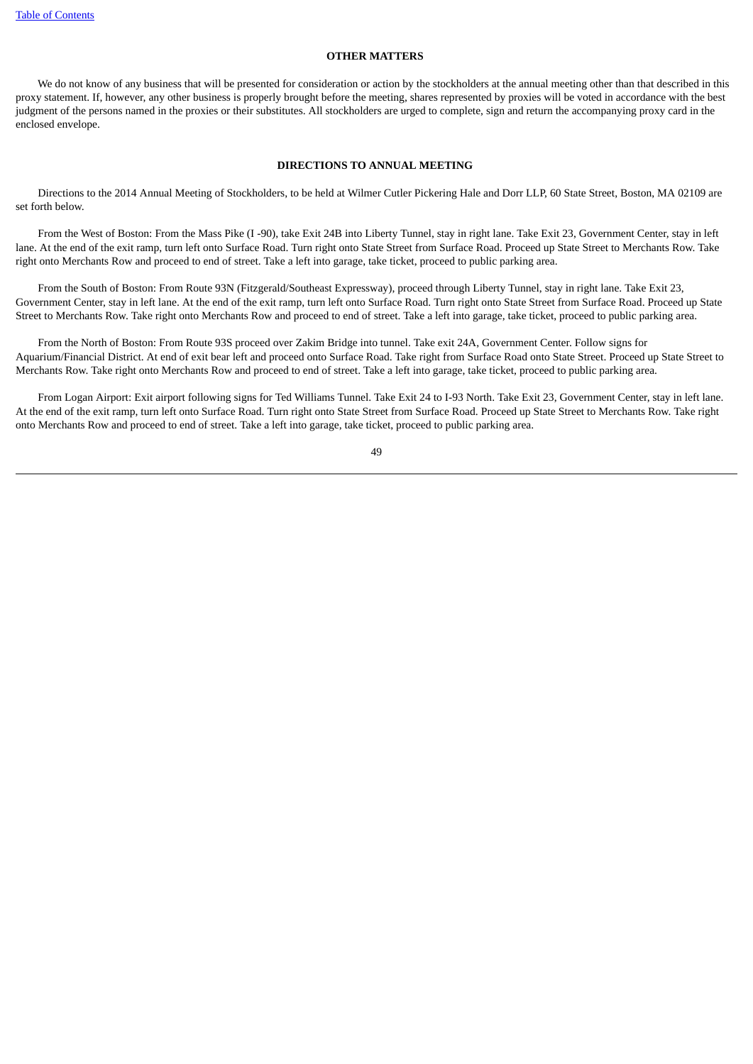## OTHER MATTERS

We do not know of any business that will be presented for consideration or action by the stockholders at the annual meeting other than that described in this proxy statement. If, however, any other business is properly brought before the meeting, shares represented by proxies will be voted in accordance with the best judgment of the persons named in the proxies or their substitutes. All stockholders are urged to complete, sign and return the accompanying proxy card in the enclosed envelope.

## DIRECTIONS TO ANNUAL MEETING

Directions to the 2014 Annual Meeting of Stockholders, to be held at Wilmer Cutler Pickering Hale and Dorr LLP, 60 State Street, Boston, MA 02109 are set forth below.

From the West of Boston: From the Mass Pike (I -90), take Exit 24B into Liberty Tunnel, stay in right lane. Take Exit 23, Government Center, stay in left lane. At the end of the exit ramp, turn left onto Surface Road. Turn right onto State Street from Surface Road. Proceed up State Street to Merchants Row. Take right onto Merchants Row and proceed to end of street. Take a left into garage, take ticket, proceed to public parking area.

From the South of Boston: From Route 93N (Fitzgerald/Southeast Expressway), proceed through Liberty Tunnel, stay in right lane. Take Exit 23, Government Center, stay in left lane. At the end of the exit ramp, turn left onto Surface Road. Turn right onto State Street from Surface Road. Proceed up State Street to Merchants Row. Take right onto Merchants Row and proceed to end of street. Take a left into garage, take ticket, proceed to public parking area.

From the North of Boston: From Route 93S proceed over Zakim Bridge into tunnel. Take exit 24A, Government Center. Follow signs for Aquarium/Financial District. At end of exit bear left and proceed onto Surface Road. Take right from Surface Road onto State Street. Proceed up State Street to Merchants Row. Take right onto Merchants Row and proceed to end of street. Take a left into garage, take ticket, proceed to public parking area.

From Logan Airport: Exit airport following signs for Ted Williams Tunnel. Take Exit 24 to I-93 North. Take Exit 23, Government Center, stay in left lane. At the end of the exit ramp, turn left onto Surface Road. Turn right onto State Street from Surface Road. Proceed up State Street to Merchants Row. Take right onto Merchants Row and proceed to end of street. Take a left into garage, take ticket, proceed to public parking area.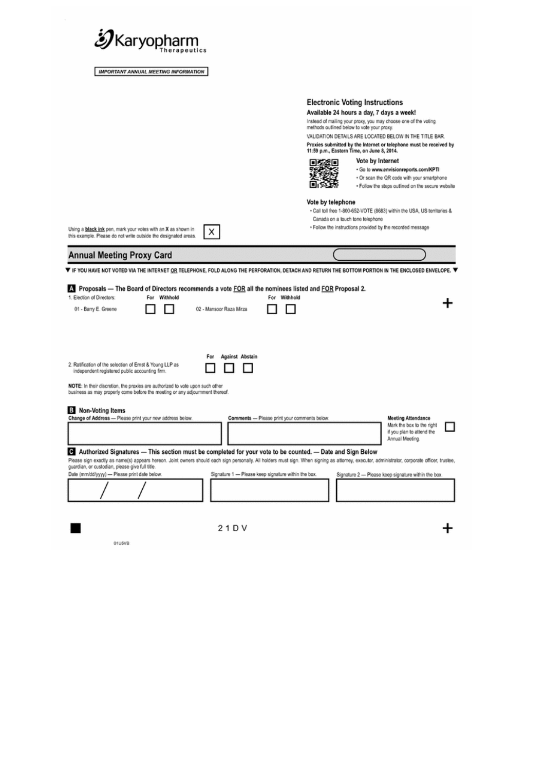Karyopharm Therapeutics

**IMPORTANT ANNUAL MEETING INFORMATION**

## Electronic Voting Instructions

**Available 24 hours a day, 7 days a week!**

Instead of mailing your proxy, you may choose one of the voting methods outlined below to vote your proxy.

VALIDATION DETAILS ARE LOCATED BELOW IN THE TITLE BAR.

**Proxies submitted by the Internet or telephone must be received by 11:59 p.m., Eastern Time, on June 8, 2014.**

**Vote by Internet**

- Go to **www.envisionreports.com/KPTI**
- Or scan the QR code with your smartphone
- Follow the steps outlined on the secure website

**Vote by telephone**

- Call toll free 1-800-652-VOTE (8683) within the USA, US territories & Canada on a touch tone telephone
- Follow the instructions provided by the recorded message

Using a **black ink** pen, mark your votes with an **X** as shown in this example. Please do not write outside the designated areas. X

## Annual Meeting Proxy Card

▼ IF YOU HAVE NOT VOTED VIA THE INTERNET OR TELEPHONE, FOLD ALONG THE PERFORATION, DETACH AND RETURN THE BOTTOM PORTION IN THE ENCLOSED ENVELOPE. ▼

### A Proposals — The Board of Directors recommends a vote FOR all the nominees listed and FOR Proposal 2.

1. Election of Directors:

| | For | Withhold | | For | Withhold |
|---|---|---|---|---|---|
| 01 - Barry E. Greene | ☐ | ☐ | 02 - Mansoor Raza Mirza | ☐ | ☐ |

| | For | Against | Abstain |
|---|---|---|---|
| 2. Ratification of the selection of Ernst & Young LLP as independent registered public accounting firm. | ☐ | ☐ | ☐ |

**NOTE:** In their discretion, the proxies are authorized to vote upon such other business as may properly come before the meeting or any adjournment thereof.

### B Non-Voting Items

**Change of Address** — Please print your new address below.

**Comments** — Please print your comments below.

**Meeting Attendance** Mark the box to the right if you plan to attend the Annual Meeting. ☐

### C Authorized Signatures — This section must be completed for your vote to be counted. — Date and Sign Below

Please sign exactly as name(s) appears hereon. Joint owners should each sign personally. All holders must sign. When signing as attorney, executor, administrator, corporate officer, trustee, guardian, or custodian, please give full title.

| Date (mm/dd/yyyy) — Please print date below. | Signature 1 — Please keep signature within the box. | Signature 2 — Please keep signature within the box. |
|---|---|---|
| / / | | |

2 1 D V

01USVB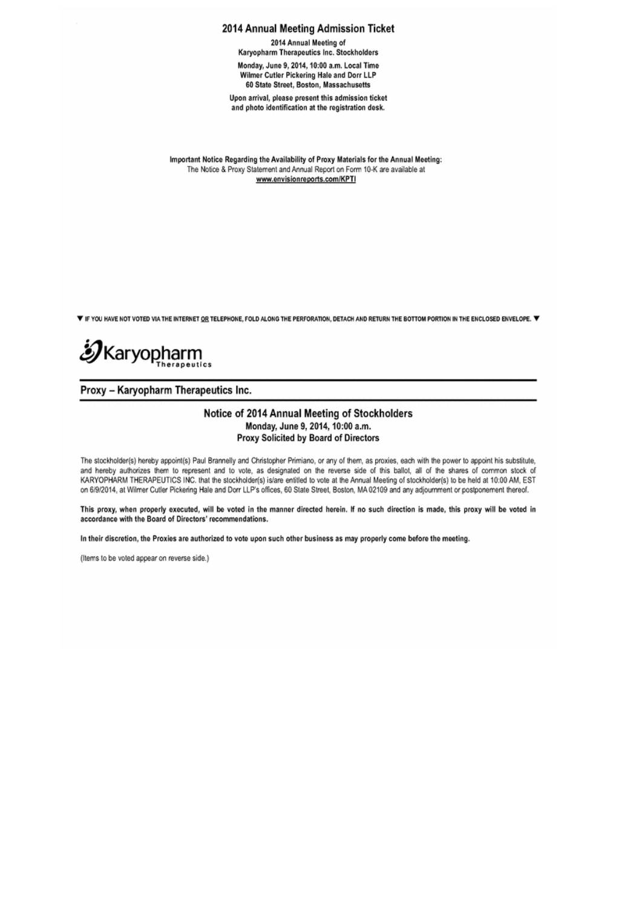## 2014 Annual Meeting Admission Ticket

**2014 Annual Meeting of**
**Karyopharm Therapeutics Inc. Stockholders**

**Monday, June 9, 2014, 10:00 a.m. Local Time**
**Wilmer Cutler Pickering Hale and Dorr LLP**
**60 State Street, Boston, Massachusetts**

**Upon arrival, please present this admission ticket and photo identification at the registration desk.**

**Important Notice Regarding the Availability of Proxy Materials for the Annual Meeting:**
The Notice & Proxy Statement and Annual Report on Form 10-K are available at
**www.envisionreports.com/KPTI**

▼ IF YOU HAVE NOT VOTED VIA THE INTERNET OR TELEPHONE, FOLD ALONG THE PERFORATION, DETACH AND RETURN THE BOTTOM PORTION IN THE ENCLOSED ENVELOPE. ▼

Karyopharm Therapeutics

## Proxy – Karyopharm Therapeutics Inc.

### Notice of 2014 Annual Meeting of Stockholders

**Monday, June 9, 2014, 10:00 a.m.**
**Proxy Solicited by Board of Directors**

The stockholder(s) hereby appoint(s) Paul Brannelly and Christopher Primiano, or any of them, as proxies, each with the power to appoint his substitute, and hereby authorizes them to represent and to vote, as designated on the reverse side of this ballot, all of the shares of common stock of KARYOPHARM THERAPEUTICS INC. that the stockholder(s) is/are entitled to vote at the Annual Meeting of stockholder(s) to be held at 10:00 AM, EST on 6/9/2014, at Wilmer Cutler Pickering Hale and Dorr LLP's offices, 60 State Street, Boston, MA 02109 and any adjournment or postponement thereof.

**This proxy, when properly executed, will be voted in the manner directed herein. If no such direction is made, this proxy will be voted in accordance with the Board of Directors' recommendations.**

**In their discretion, the Proxies are authorized to vote upon such other business as may properly come before the meeting.**

(Items to be voted appear on reverse side.)